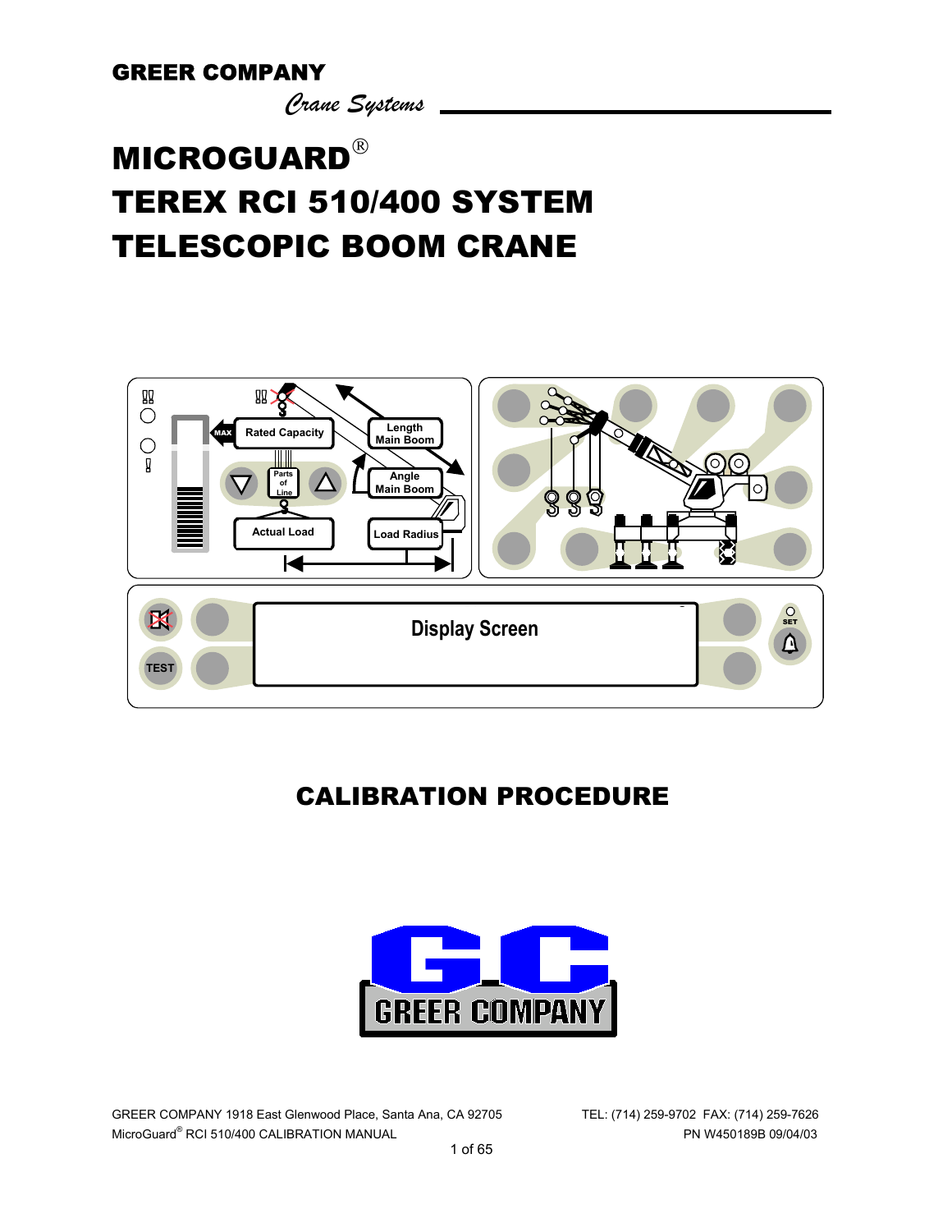GREER COMPANY

*Crane Systems*

# MICROGUARD®
# TEREX RCI 510/400 SYSTEM
# TELESCOPIC BOOM CRANE

## CALIBRATION PROCEDURE

GREER COMPANY 1918 East Glenwood Place, Santa Ana, CA 92705 TEL: (714) 259-9702 FAX: (714) 259-7626

MicroGuard® RCI 510/400 CALIBRATION MANUAL PN W450189B 09/04/03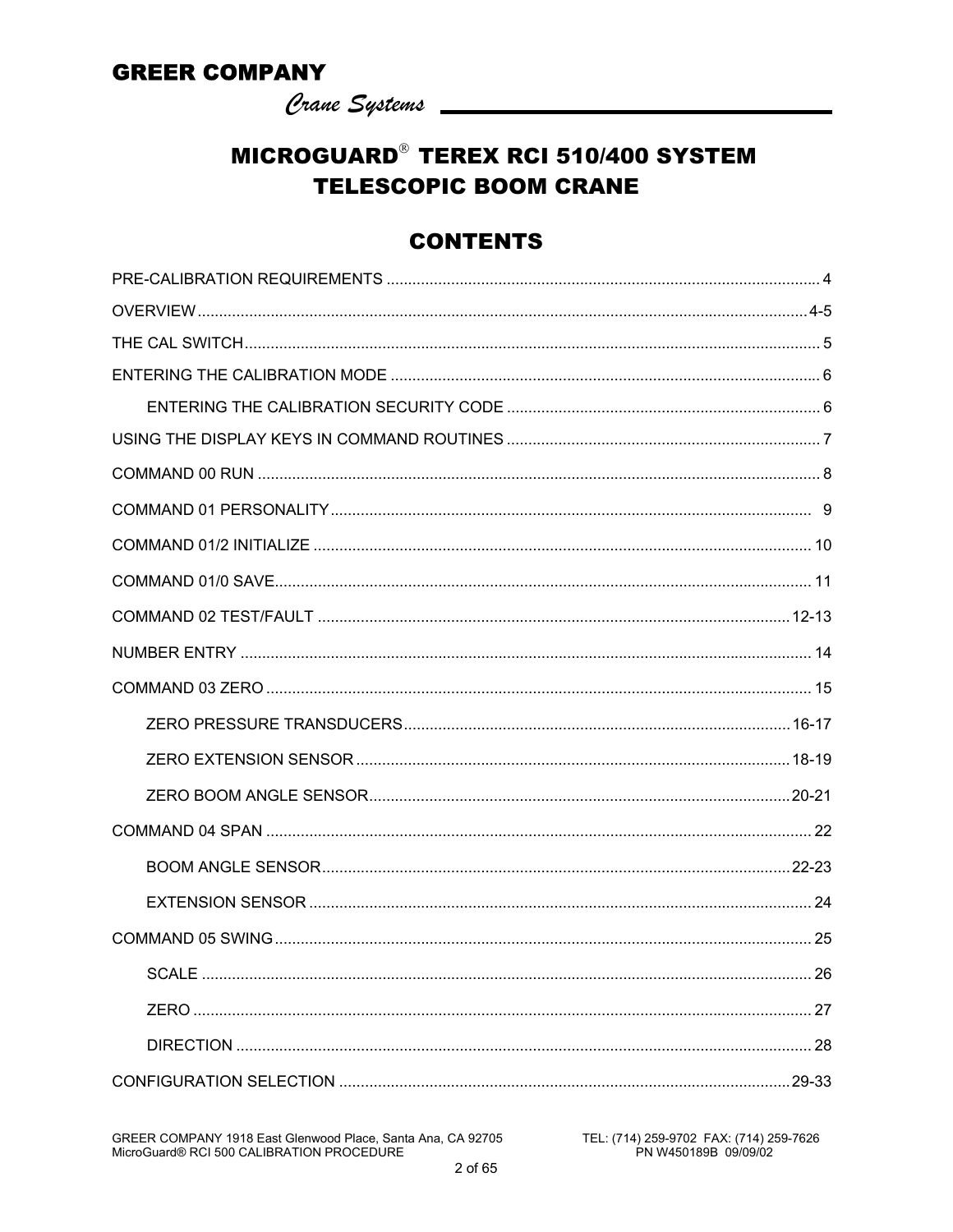**GREER COMPANY**

*Crane Systems*

# MICROGUARD® TEREX RCI 510/400 SYSTEM
# TELESCOPIC BOOM CRANE

## CONTENTS

| | |
|---|---|
| PRE-CALIBRATION REQUIREMENTS | 4 |
| OVERVIEW | 4-5 |
| THE CAL SWITCH | 5 |
| ENTERING THE CALIBRATION MODE | 6 |
| &nbsp;&nbsp;&nbsp;&nbsp;ENTERING THE CALIBRATION SECURITY CODE | 6 |
| USING THE DISPLAY KEYS IN COMMAND ROUTINES | 7 |
| COMMAND 00 RUN | 8 |
| COMMAND 01 PERSONALITY | 9 |
| COMMAND 01/2 INITIALIZE | 10 |
| COMMAND 01/0 SAVE | 11 |
| COMMAND 02 TEST/FAULT | 12-13 |
| NUMBER ENTRY | 14 |
| COMMAND 03 ZERO | 15 |
| &nbsp;&nbsp;&nbsp;&nbsp;ZERO PRESSURE TRANSDUCERS | 16-17 |
| &nbsp;&nbsp;&nbsp;&nbsp;ZERO EXTENSION SENSOR | 18-19 |
| &nbsp;&nbsp;&nbsp;&nbsp;ZERO BOOM ANGLE SENSOR | 20-21 |
| COMMAND 04 SPAN | 22 |
| &nbsp;&nbsp;&nbsp;&nbsp;BOOM ANGLE SENSOR | 22-23 |
| &nbsp;&nbsp;&nbsp;&nbsp;EXTENSION SENSOR | 24 |
| COMMAND 05 SWING | 25 |
| &nbsp;&nbsp;&nbsp;&nbsp;SCALE | 26 |
| &nbsp;&nbsp;&nbsp;&nbsp;ZERO | 27 |
| &nbsp;&nbsp;&nbsp;&nbsp;DIRECTION | 28 |
| CONFIGURATION SELECTION | 29-33 |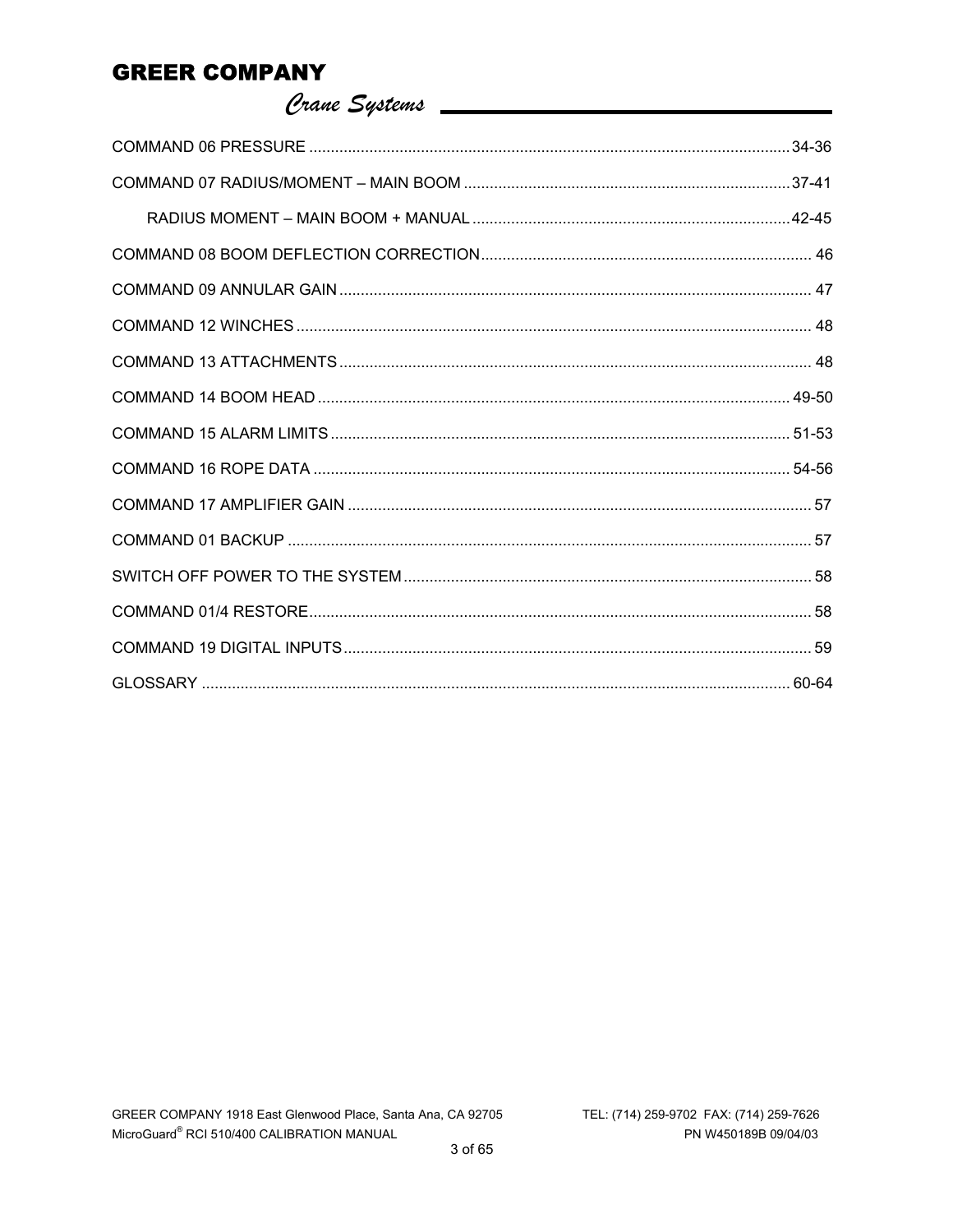COMMAND 06 PRESSURE ........................................................................................................34-36

COMMAND 07 RADIUS/MOMENT – MAIN BOOM ..........................................................................37-41

RADIUS MOMENT – MAIN BOOM + MANUAL ...........................................................................42-45

COMMAND 08 BOOM DEFLECTION CORRECTION.......................................................................... 46

COMMAND 09 ANNULAR GAIN ......................................................................................................... 47

COMMAND 12 WINCHES .................................................................................................................... 48

COMMAND 13 ATTACHMENTS .......................................................................................................... 48

COMMAND 14 BOOM HEAD ........................................................................................................... 49-50

COMMAND 15 ALARM LIMITS ......................................................................................................... 51-53

COMMAND 16 ROPE DATA ............................................................................................................. 54-56

COMMAND 17 AMPLIFIER GAIN ......................................................................................................... 57

COMMAND 01 BACKUP ...................................................................................................................... 57

SWITCH OFF POWER TO THE SYSTEM ............................................................................................ 58

COMMAND 01/4 RESTORE................................................................................................................... 58

COMMAND 19 DIGITAL INPUTS .......................................................................................................... 59

GLOSSARY ....................................................................................................................................... 60-64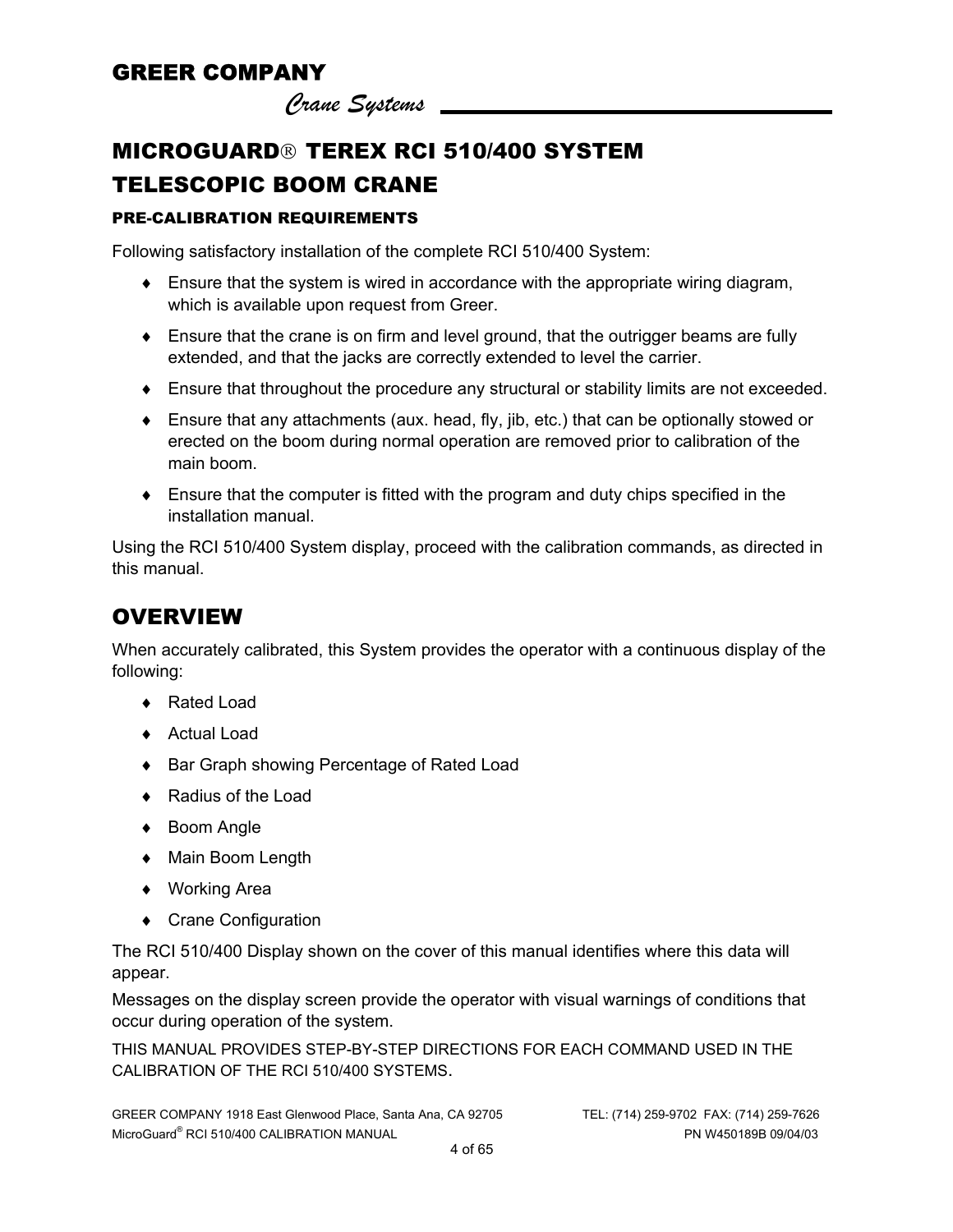# MICROGUARD® TEREX RCI 510/400 SYSTEM

# TELESCOPIC BOOM CRANE

### PRE-CALIBRATION REQUIREMENTS

Following satisfactory installation of the complete RCI 510/400 System:

- Ensure that the system is wired in accordance with the appropriate wiring diagram, which is available upon request from Greer.
- Ensure that the crane is on firm and level ground, that the outrigger beams are fully extended, and that the jacks are correctly extended to level the carrier.
- Ensure that throughout the procedure any structural or stability limits are not exceeded.
- Ensure that any attachments (aux. head, fly, jib, etc.) that can be optionally stowed or erected on the boom during normal operation are removed prior to calibration of the main boom.
- Ensure that the computer is fitted with the program and duty chips specified in the installation manual.

Using the RCI 510/400 System display, proceed with the calibration commands, as directed in this manual.

## OVERVIEW

When accurately calibrated, this System provides the operator with a continuous display of the following:

- Rated Load
- Actual Load
- Bar Graph showing Percentage of Rated Load
- Radius of the Load
- Boom Angle
- Main Boom Length
- Working Area
- Crane Configuration

The RCI 510/400 Display shown on the cover of this manual identifies where this data will appear.

Messages on the display screen provide the operator with visual warnings of conditions that occur during operation of the system.

THIS MANUAL PROVIDES STEP-BY-STEP DIRECTIONS FOR EACH COMMAND USED IN THE CALIBRATION OF THE RCI 510/400 SYSTEMS.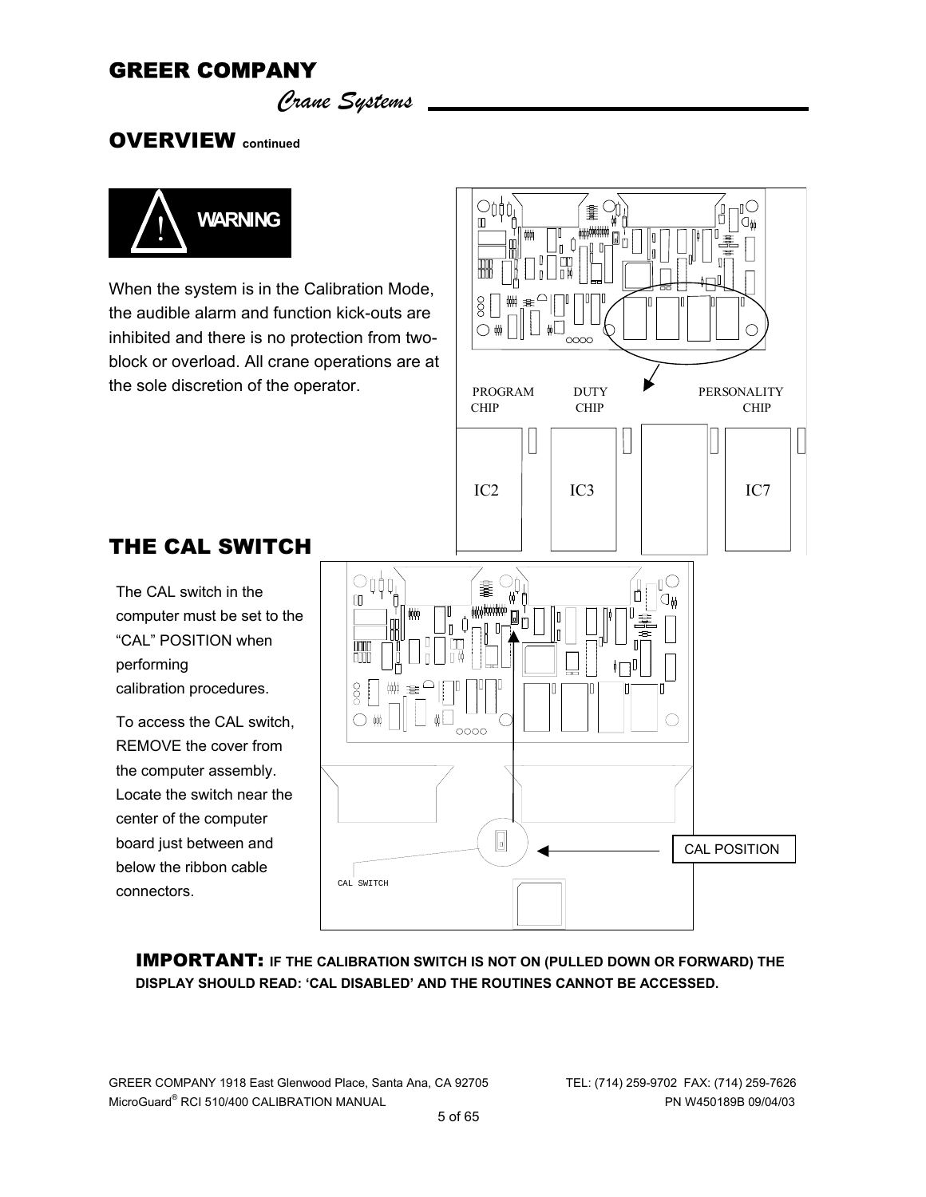## OVERVIEW continued

**WARNING**

When the system is in the Calibration Mode, the audible alarm and function kick-outs are inhibited and there is no protection from two-block or overload. All crane operations are at the sole discretion of the operator.

PROGRAM CHIP DUTY CHIP PERSONALITY CHIP

IC2 IC3 IC7

## THE CAL SWITCH

The CAL switch in the computer must be set to the "CAL" POSITION when performing calibration procedures.

To access the CAL switch, REMOVE the cover from the computer assembly. Locate the switch near the center of the computer board just between and below the ribbon cable connectors.

CAL SWITCH

CAL POSITION

**IMPORTANT: IF THE CALIBRATION SWITCH IS NOT ON (PULLED DOWN OR FORWARD) THE DISPLAY SHOULD READ: 'CAL DISABLED' AND THE ROUTINES CANNOT BE ACCESSED.**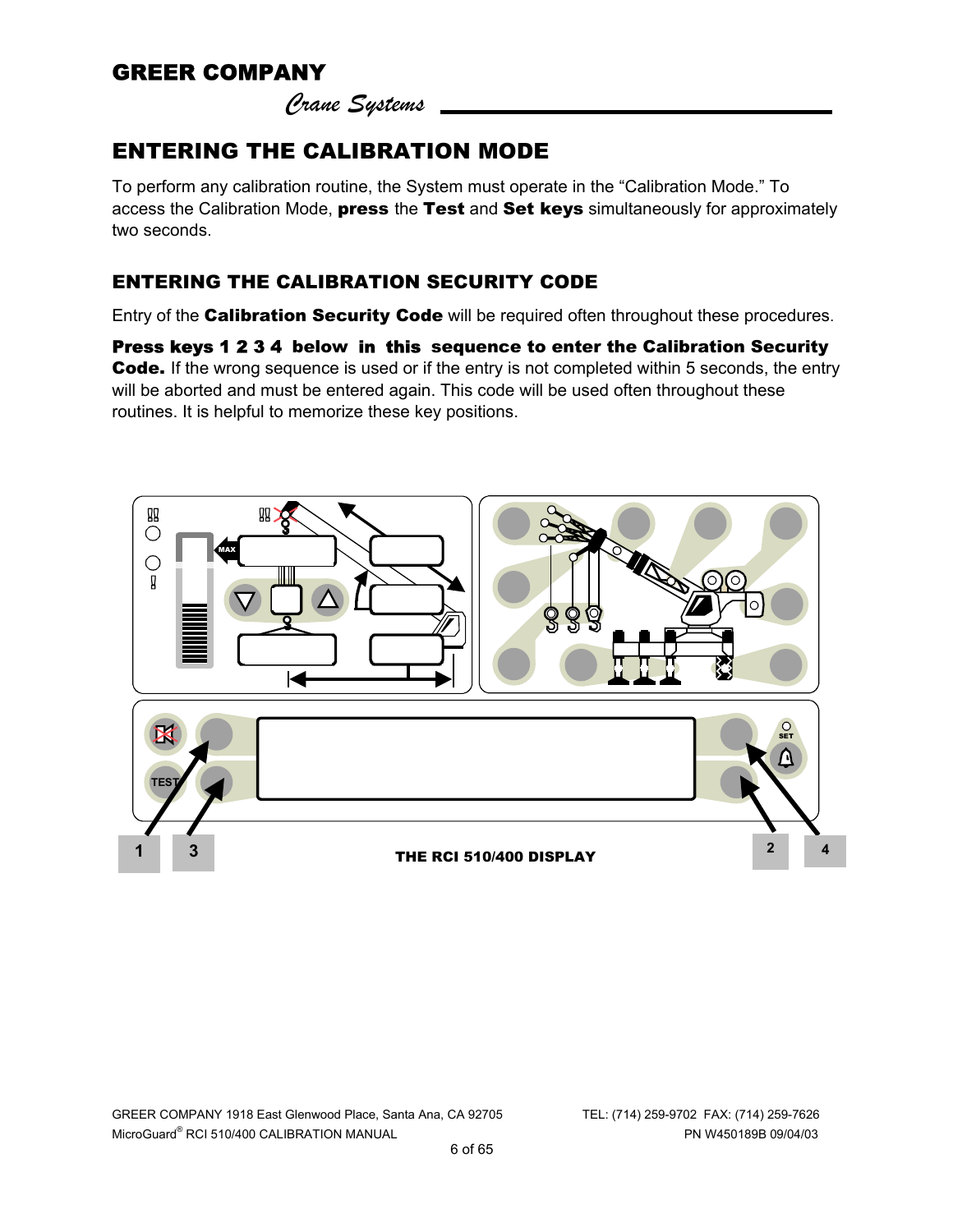## ENTERING THE CALIBRATION MODE

To perform any calibration routine, the System must operate in the "Calibration Mode." To access the Calibration Mode, **press** the **Test** and **Set keys** simultaneously for approximately two seconds.

### ENTERING THE CALIBRATION SECURITY CODE

Entry of the **Calibration Security Code** will be required often throughout these procedures.

**Press keys 1 2 3 4 below in this sequence to enter the Calibration Security Code.** If the wrong sequence is used or if the entry is not completed within 5 seconds, the entry will be aborted and must be entered again. This code will be used often throughout these routines. It is helpful to memorize these key positions.

THE RCI 510/400 DISPLAY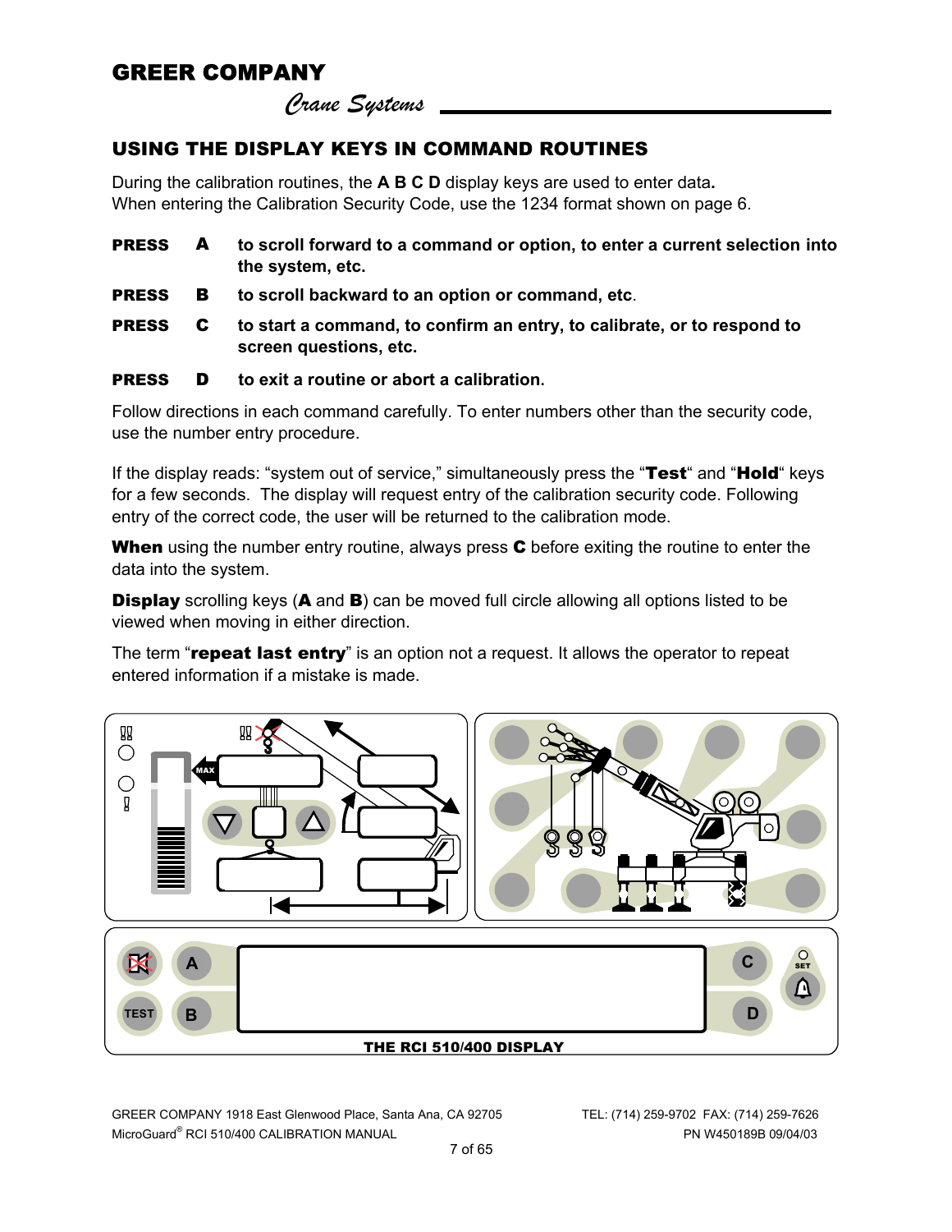## USING THE DISPLAY KEYS IN COMMAND ROUTINES

During the calibration routines, the **A B C D** display keys are used to enter data**.**
When entering the Calibration Security Code, use the 1234 format shown on page 6.

**PRESS A** **to scroll forward to a command or option, to enter a current selection into the system, etc.**

**PRESS B** **to scroll backward to an option or command, etc**.

**PRESS C** **to start a command, to confirm an entry, to calibrate, or to respond to screen questions, etc.**

**PRESS D** **to exit a routine or abort a calibration.**

Follow directions in each command carefully. To enter numbers other than the security code, use the number entry procedure.

If the display reads: "system out of service," simultaneously press the "**Test**" and "**Hold**" keys for a few seconds. The display will request entry of the calibration security code. Following entry of the correct code, the user will be returned to the calibration mode.

**When** using the number entry routine, always press **C** before exiting the routine to enter the data into the system.

**Display** scrolling keys (**A** and **B**) can be moved full circle allowing all options listed to be viewed when moving in either direction.

The term "**repeat last entry**" is an option not a request. It allows the operator to repeat entered information if a mistake is made.

**THE RCI 510/400 DISPLAY**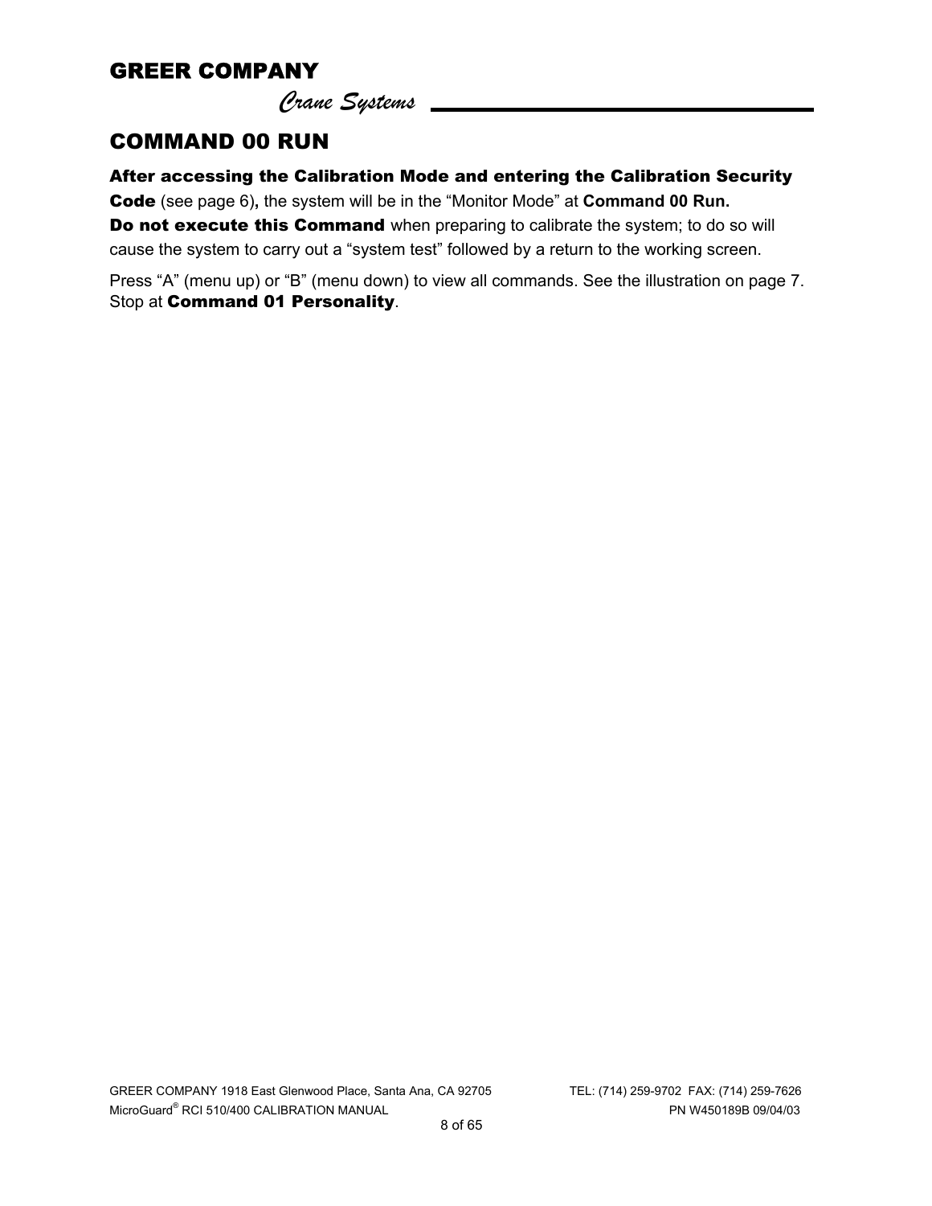# COMMAND 00 RUN

**After accessing the Calibration Mode and entering the Calibration Security Code** (see page 6)**,** the system will be in the "Monitor Mode" at **Command 00 Run.**

**Do not execute this Command** when preparing to calibrate the system; to do so will cause the system to carry out a "system test" followed by a return to the working screen.

Press "A" (menu up) or "B" (menu down) to view all commands. See the illustration on page 7. Stop at **Command 01 Personality**.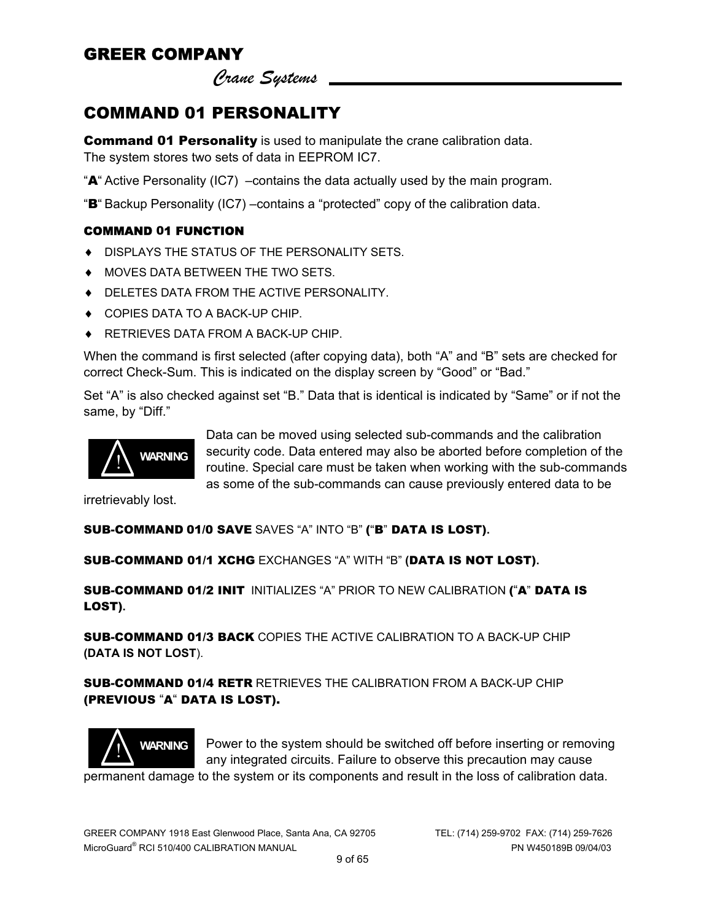# COMMAND 01 PERSONALITY

**Command 01 Personality** is used to manipulate the crane calibration data.
The system stores two sets of data in EEPROM IC7.

"**A**" Active Personality (IC7) –contains the data actually used by the main program.

"**B**" Backup Personality (IC7) –contains a "protected" copy of the calibration data.

### COMMAND 01 FUNCTION

- DISPLAYS THE STATUS OF THE PERSONALITY SETS.
- MOVES DATA BETWEEN THE TWO SETS.
- DELETES DATA FROM THE ACTIVE PERSONALITY.
- COPIES DATA TO A BACK-UP CHIP.
- RETRIEVES DATA FROM A BACK-UP CHIP.

When the command is first selected (after copying data), both "A" and "B" sets are checked for correct Check-Sum. This is indicated on the display screen by "Good" or "Bad."

Set "A" is also checked against set "B." Data that is identical is indicated by "Same" or if not the same, by "Diff."

**WARNING** Data can be moved using selected sub-commands and the calibration security code. Data entered may also be aborted before completion of the routine. Special care must be taken when working with the sub-commands as some of the sub-commands can cause previously entered data to be irretrievably lost.

**SUB-COMMAND 01/0 SAVE** SAVES "A" INTO "B" **("B" DATA IS LOST).**

**SUB-COMMAND 01/1 XCHG** EXCHANGES "A" WITH "B" **(DATA IS NOT LOST).**

**SUB-COMMAND 01/2 INIT** INITIALIZES "A" PRIOR TO NEW CALIBRATION **("A" DATA IS LOST).**

**SUB-COMMAND 01/3 BACK** COPIES THE ACTIVE CALIBRATION TO A BACK-UP CHIP **(DATA IS NOT LOST**).

**SUB-COMMAND 01/4 RETR** RETRIEVES THE CALIBRATION FROM A BACK-UP CHIP **(PREVIOUS "A" DATA IS LOST).**

**WARNING** Power to the system should be switched off before inserting or removing any integrated circuits. Failure to observe this precaution may cause permanent damage to the system or its components and result in the loss of calibration data.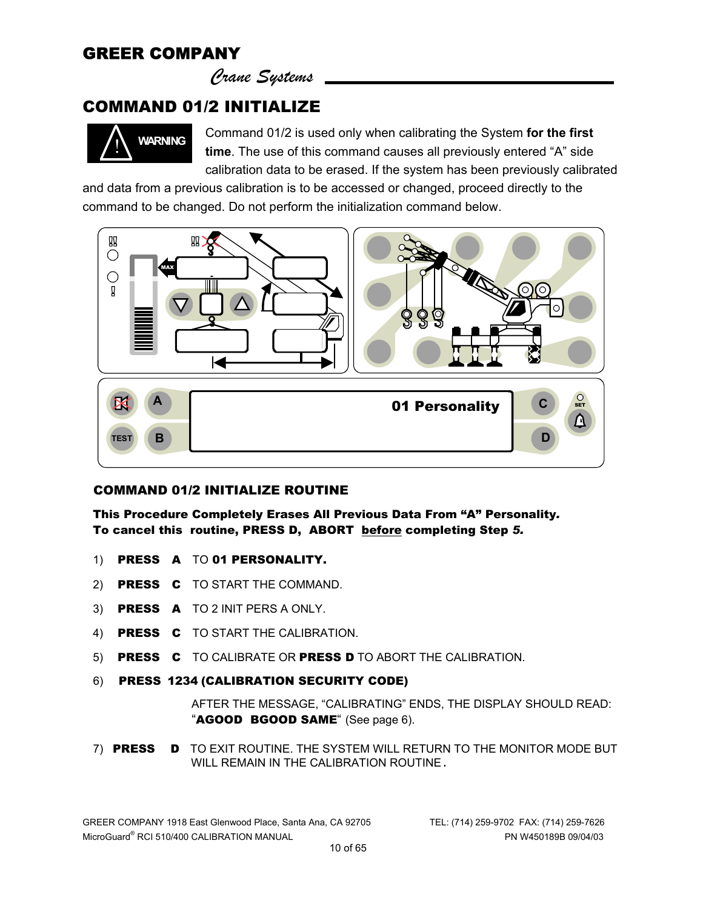# COMMAND 01/2 INITIALIZE

**WARNING**

Command 01/2 is used only when calibrating the System **for the first time**. The use of this command causes all previously entered "A" side calibration data to be erased. If the system has been previously calibrated and data from a previous calibration is to be accessed or changed, proceed directly to the command to be changed. Do not perform the initialization command below.

**01 Personality**

## COMMAND 01/2 INITIALIZE ROUTINE

**This Procedure Completely Erases All Previous Data From "A" Personality.**
**To cancel this routine, PRESS D, ABORT before completing Step *5.***

1) **PRESS A** TO **01 PERSONALITY.**
2) **PRESS C** TO START THE COMMAND.
3) **PRESS A** TO 2 INIT PERS A ONLY.
4) **PRESS C** TO START THE CALIBRATION.
5) **PRESS C** TO CALIBRATE OR **PRESS D** TO ABORT THE CALIBRATION.
6) **PRESS 1234 (CALIBRATION SECURITY CODE)**

   AFTER THE MESSAGE, "CALIBRATING" ENDS, THE DISPLAY SHOULD READ: "**AGOOD BGOOD SAME**" (See page 6).

7) **PRESS D** TO EXIT ROUTINE. THE SYSTEM WILL RETURN TO THE MONITOR MODE BUT WILL REMAIN IN THE CALIBRATION ROUTINE.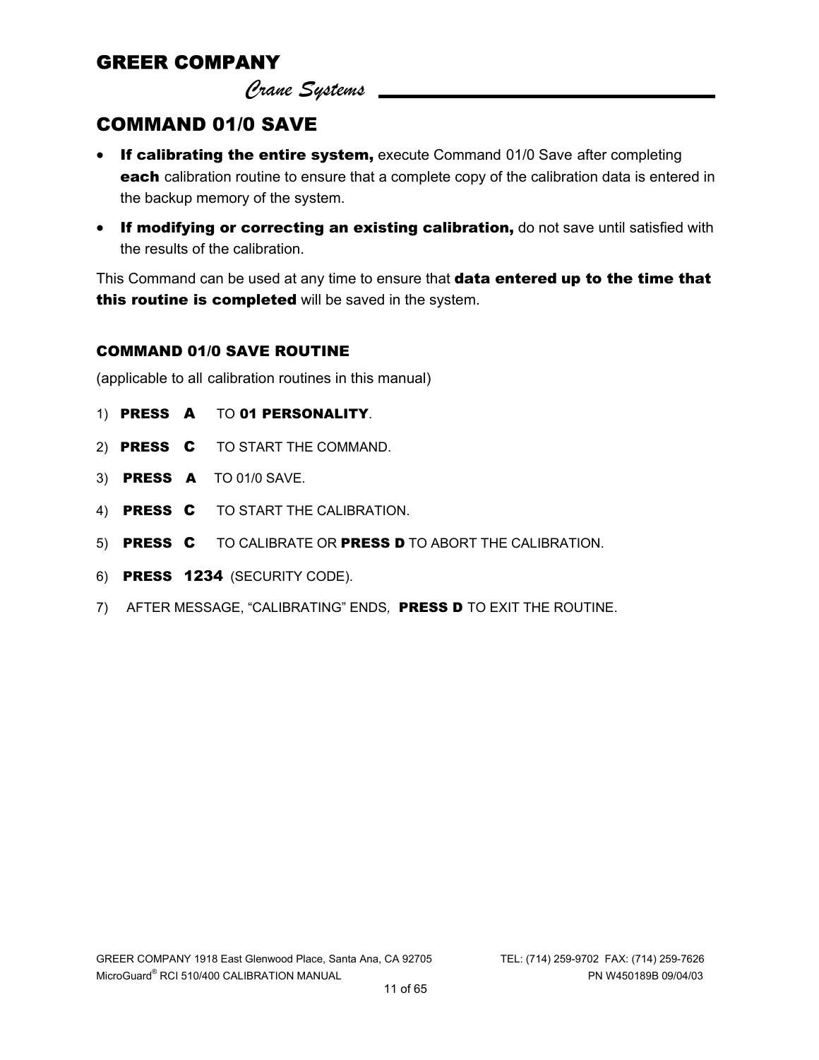## COMMAND 01/0 SAVE

- **If calibrating the entire system,** execute Command 01/0 Save after completing **each** calibration routine to ensure that a complete copy of the calibration data is entered in the backup memory of the system.
- **If modifying or correcting an existing calibration,** do not save until satisfied with the results of the calibration.

This Command can be used at any time to ensure that **data entered up to the time that this routine is completed** will be saved in the system.

### COMMAND 01/0 SAVE ROUTINE

(applicable to all calibration routines in this manual)

1) **PRESS A** TO **01 PERSONALITY**.
2) **PRESS C** TO START THE COMMAND.
3) **PRESS A** TO 01/0 SAVE.
4) **PRESS C** TO START THE CALIBRATION.
5) **PRESS C** TO CALIBRATE OR **PRESS D** TO ABORT THE CALIBRATION.
6) **PRESS 1234** (SECURITY CODE).
7) AFTER MESSAGE, "CALIBRATING" ENDS, **PRESS D** TO EXIT THE ROUTINE.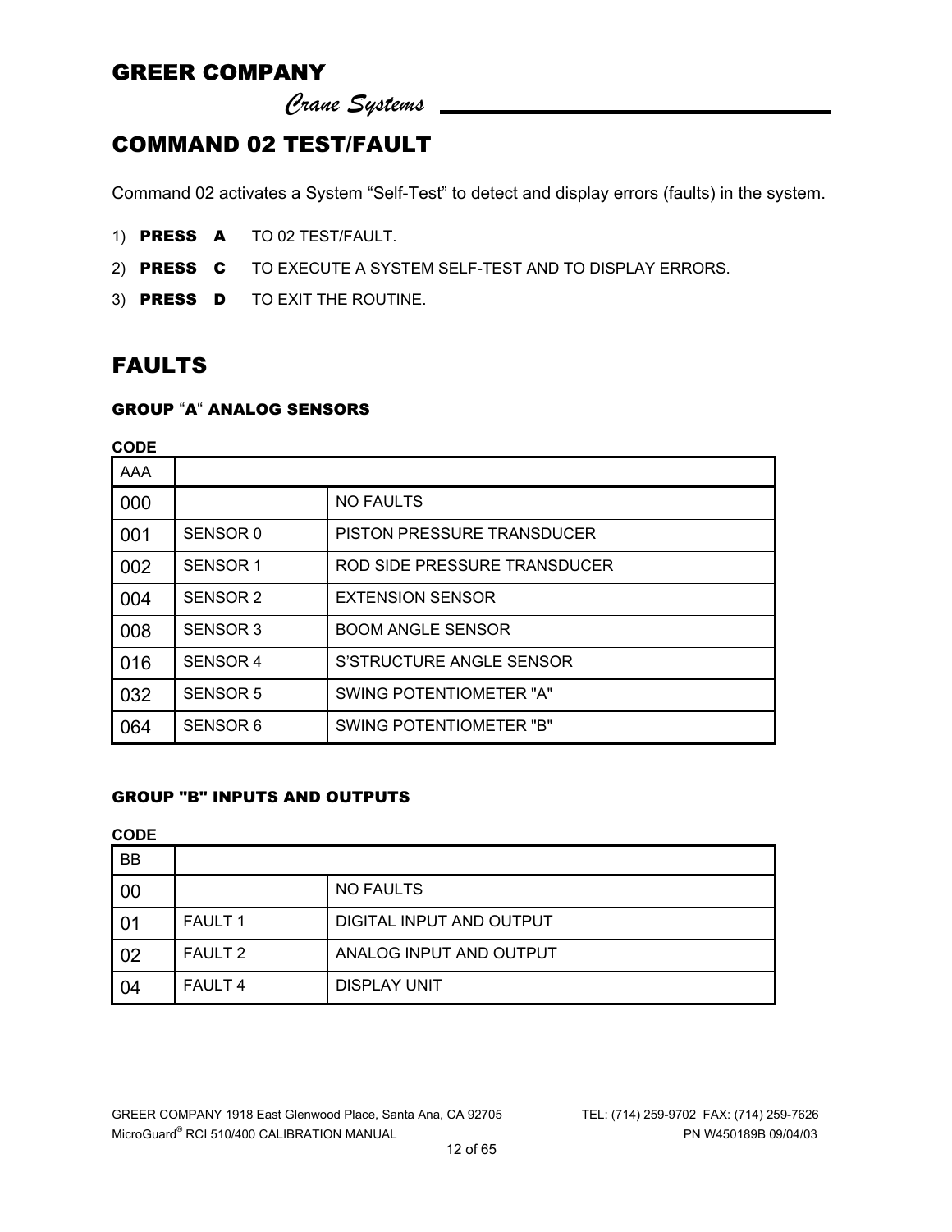## COMMAND 02 TEST/FAULT

Command 02 activates a System "Self-Test" to detect and display errors (faults) in the system.

1) **PRESS A** TO 02 TEST/FAULT.
2) **PRESS C** TO EXECUTE A SYSTEM SELF-TEST AND TO DISPLAY ERRORS.
3) **PRESS D** TO EXIT THE ROUTINE.

## FAULTS

### GROUP "A" ANALOG SENSORS

**CODE**

| AAA | | |
|---|---|---|
| 000 | | NO FAULTS |
| 001 | SENSOR 0 | PISTON PRESSURE TRANSDUCER |
| 002 | SENSOR 1 | ROD SIDE PRESSURE TRANSDUCER |
| 004 | SENSOR 2 | EXTENSION SENSOR |
| 008 | SENSOR 3 | BOOM ANGLE SENSOR |
| 016 | SENSOR 4 | S'STRUCTURE ANGLE SENSOR |
| 032 | SENSOR 5 | SWING POTENTIOMETER "A" |
| 064 | SENSOR 6 | SWING POTENTIOMETER "B" |

### GROUP "B" INPUTS AND OUTPUTS

**CODE**

| BB | | |
|---|---|---|
| 00 | | NO FAULTS |
| 01 | FAULT 1 | DIGITAL INPUT AND OUTPUT |
| 02 | FAULT 2 | ANALOG INPUT AND OUTPUT |
| 04 | FAULT 4 | DISPLAY UNIT |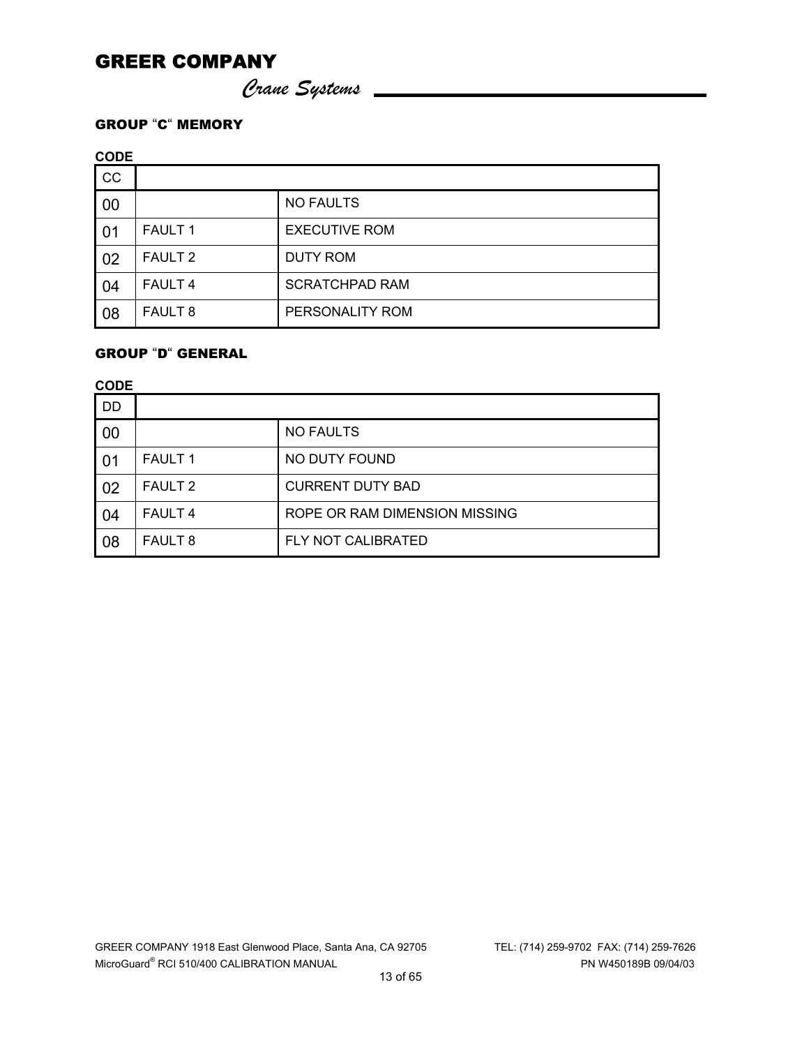## GROUP "C" MEMORY

**CODE**

| CC | | |
|---|---|---|
| 00 | | NO FAULTS |
| 01 | FAULT 1 | EXECUTIVE ROM |
| 02 | FAULT 2 | DUTY ROM |
| 04 | FAULT 4 | SCRATCHPAD RAM |
| 08 | FAULT 8 | PERSONALITY ROM |

## GROUP "D" GENERAL

**CODE**

| DD | | |
|---|---|---|
| 00 | | NO FAULTS |
| 01 | FAULT 1 | NO DUTY FOUND |
| 02 | FAULT 2 | CURRENT DUTY BAD |
| 04 | FAULT 4 | ROPE OR RAM DIMENSION MISSING |
| 08 | FAULT 8 | FLY NOT CALIBRATED |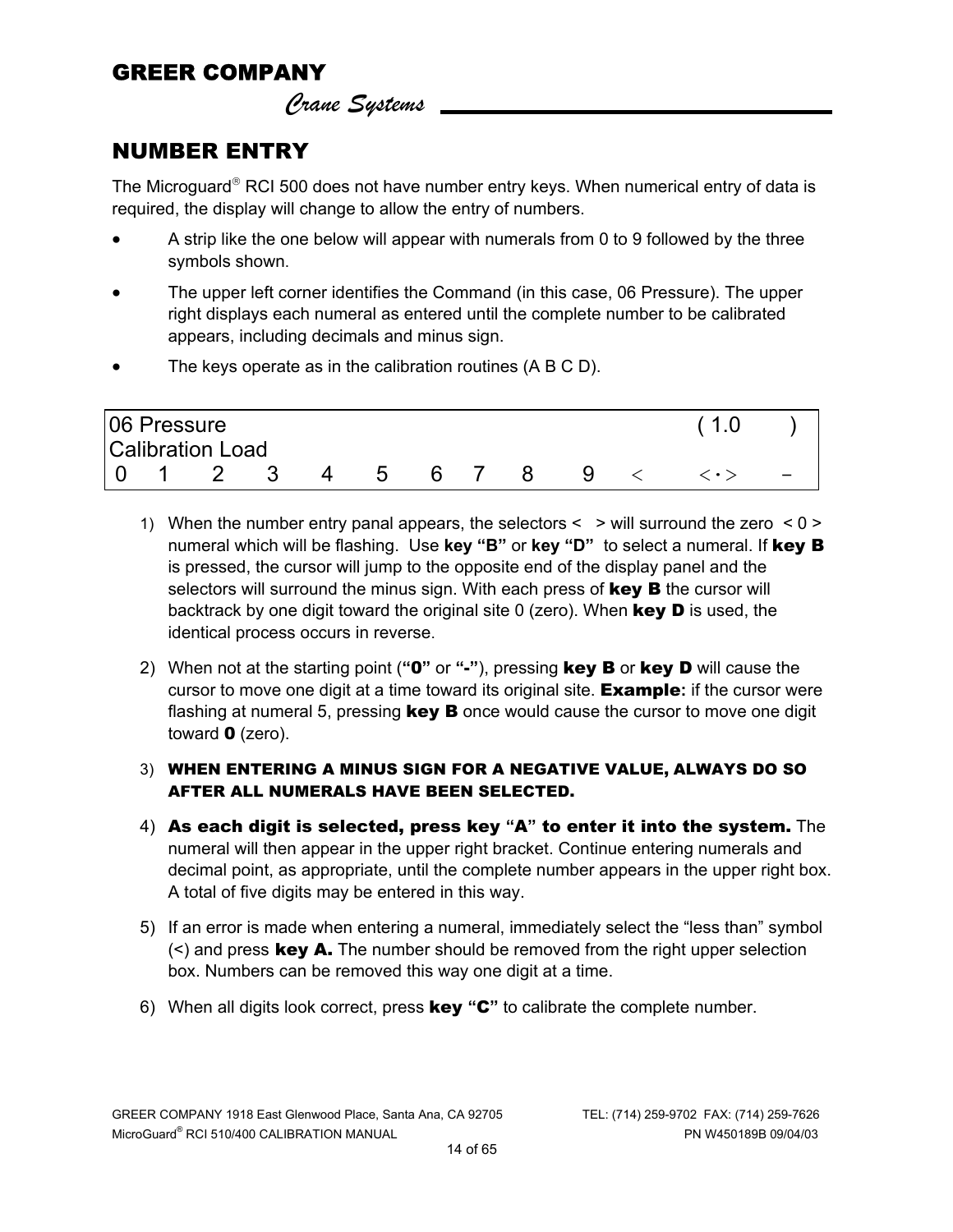## NUMBER ENTRY

The Microguard® RCI 500 does not have number entry keys. When numerical entry of data is required, the display will change to allow the entry of numbers.

- A strip like the one below will appear with numerals from 0 to 9 followed by the three symbols shown.
- The upper left corner identifies the Command (in this case, 06 Pressure). The upper right displays each numeral as entered until the complete number to be calibrated appears, including decimals and minus sign.
- The keys operate as in the calibration routines (A B C D).

```
06 Pressure                                              ( 1.0      )
Calibration Load
 0   1    2    3    4    5    6   7    8    9   <   <·>     -
```

1) When the number entry panal appears, the selectors < > will surround the zero < 0 > numeral which will be flashing. Use **key "B"** or **key "D"** to select a numeral. If **key B** is pressed, the cursor will jump to the opposite end of the display panel and the selectors will surround the minus sign. With each press of **key B** the cursor will backtrack by one digit toward the original site 0 (zero). When **key D** is used, the identical process occurs in reverse.

2) When not at the starting point (**"0"** or **"-"**), pressing **key B** or **key D** will cause the cursor to move one digit at a time toward its original site. **Example:** if the cursor were flashing at numeral 5, pressing **key B** once would cause the cursor to move one digit toward **0** (zero).

3) **WHEN ENTERING A MINUS SIGN FOR A NEGATIVE VALUE, ALWAYS DO SO AFTER ALL NUMERALS HAVE BEEN SELECTED.**

4) **As each digit is selected, press key "A" to enter it into the system.** The numeral will then appear in the upper right bracket. Continue entering numerals and decimal point, as appropriate, until the complete number appears in the upper right box. A total of five digits may be entered in this way.

5) If an error is made when entering a numeral, immediately select the "less than" symbol (<) and press **key A.** The number should be removed from the right upper selection box. Numbers can be removed this way one digit at a time.

6) When all digits look correct, press **key "C"** to calibrate the complete number.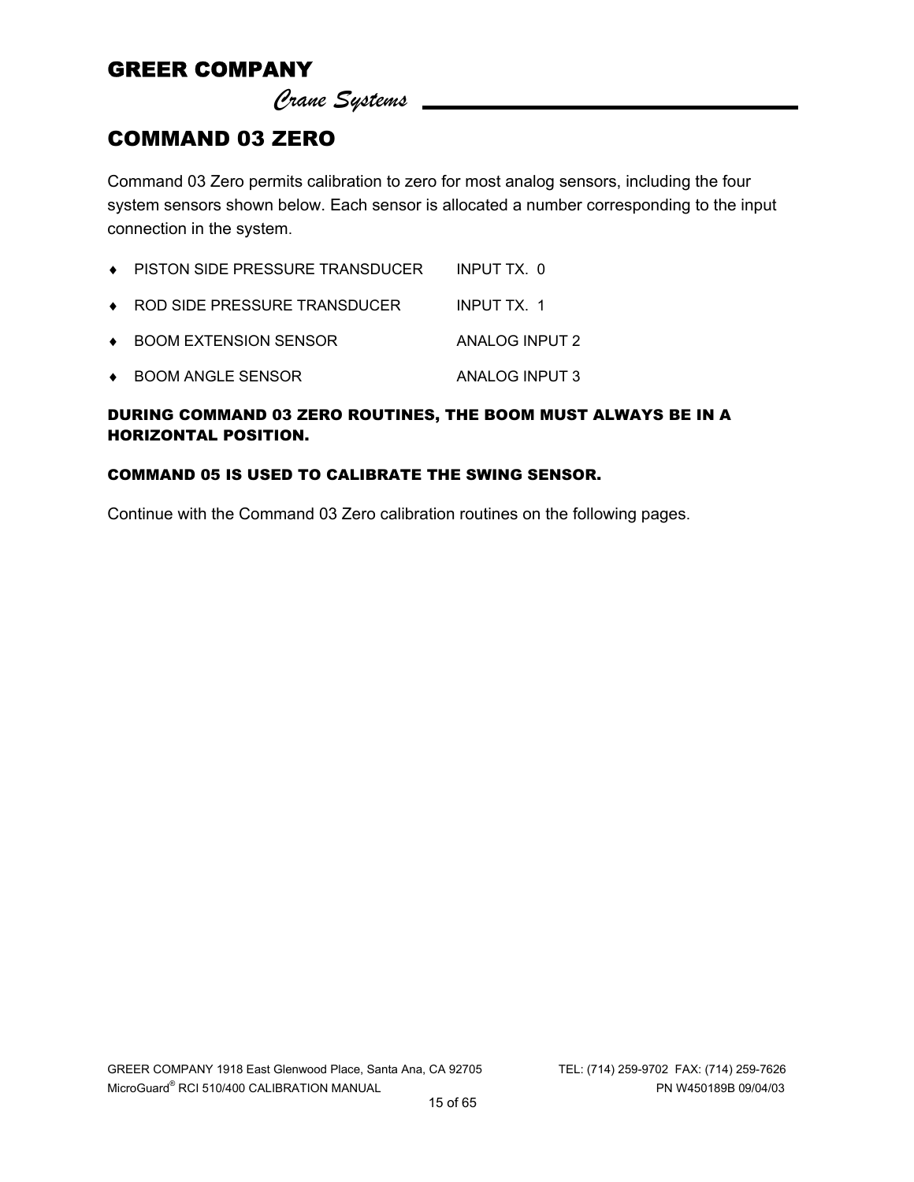# COMMAND 03 ZERO

Command 03 Zero permits calibration to zero for most analog sensors, including the four system sensors shown below. Each sensor is allocated a number corresponding to the input connection in the system.

- PISTON SIDE PRESSURE TRANSDUCER — INPUT TX. 0
- ROD SIDE PRESSURE TRANSDUCER — INPUT TX. 1
- BOOM EXTENSION SENSOR — ANALOG INPUT 2
- BOOM ANGLE SENSOR — ANALOG INPUT 3

**DURING COMMAND 03 ZERO ROUTINES, THE BOOM MUST ALWAYS BE IN A HORIZONTAL POSITION.**

**COMMAND 05 IS USED TO CALIBRATE THE SWING SENSOR.**

Continue with the Command 03 Zero calibration routines on the following pages.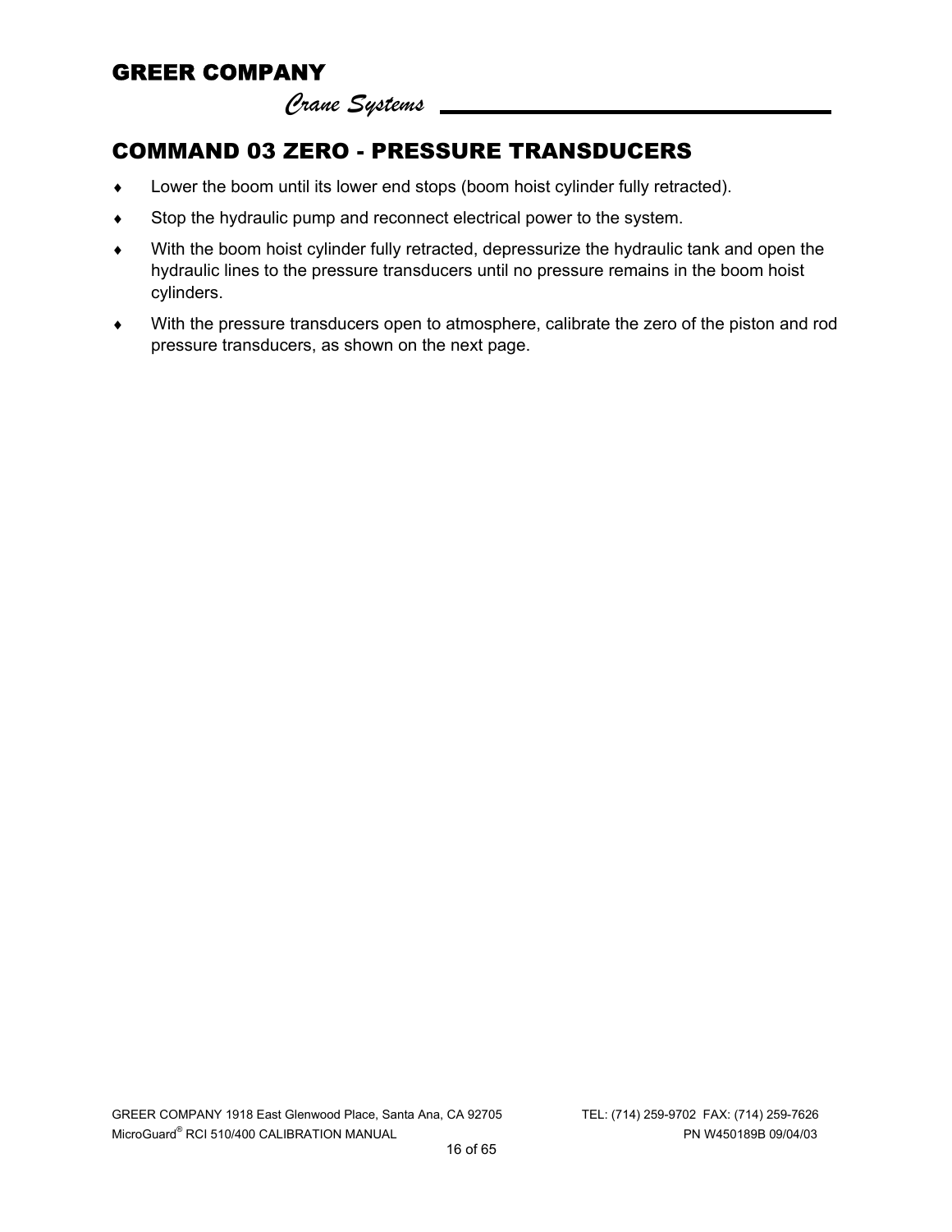## COMMAND 03 ZERO - PRESSURE TRANSDUCERS

- Lower the boom until its lower end stops (boom hoist cylinder fully retracted).
- Stop the hydraulic pump and reconnect electrical power to the system.
- With the boom hoist cylinder fully retracted, depressurize the hydraulic tank and open the hydraulic lines to the pressure transducers until no pressure remains in the boom hoist cylinders.
- With the pressure transducers open to atmosphere, calibrate the zero of the piston and rod pressure transducers, as shown on the next page.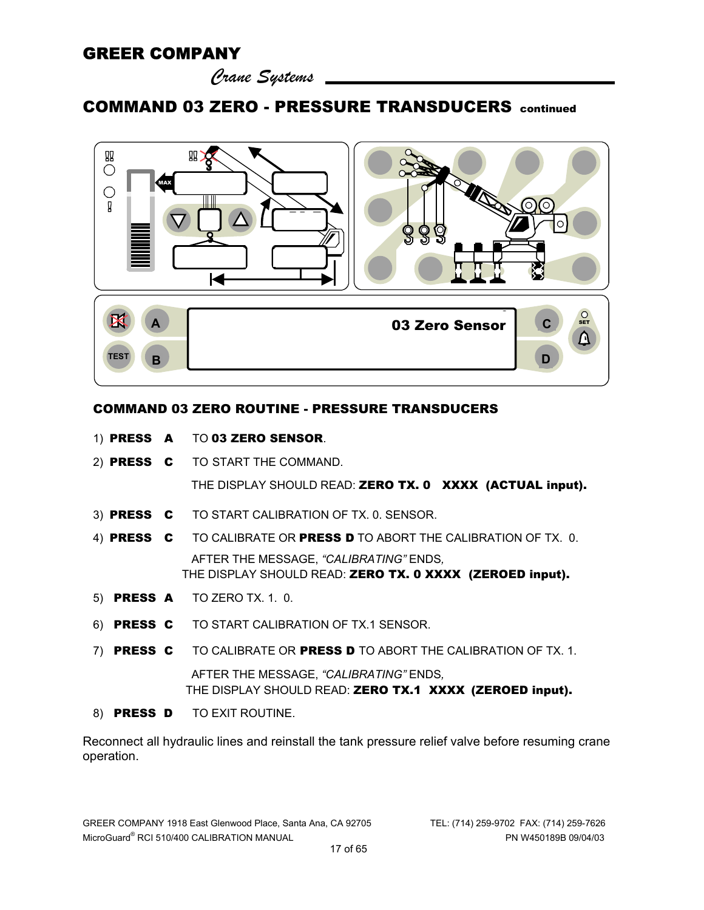## COMMAND 03 ZERO - PRESSURE TRANSDUCERS continued

03 Zero Sensor

### COMMAND 03 ZERO ROUTINE - PRESSURE TRANSDUCERS

1) **PRESS A** TO **03 ZERO SENSOR**.
2) **PRESS C** TO START THE COMMAND.

   THE DISPLAY SHOULD READ: **ZERO TX. 0 XXXX (ACTUAL input).**
3) **PRESS C** TO START CALIBRATION OF TX. 0. SENSOR.
4) **PRESS C** TO CALIBRATE OR **PRESS D** TO ABORT THE CALIBRATION OF TX. 0.

   AFTER THE MESSAGE, *"CALIBRATING"* ENDS, THE DISPLAY SHOULD READ: **ZERO TX. 0 XXXX (ZEROED input).**
5) **PRESS A** TO ZERO TX. 1. 0.
6) **PRESS C** TO START CALIBRATION OF TX.1 SENSOR.
7) **PRESS C** TO CALIBRATE OR **PRESS D** TO ABORT THE CALIBRATION OF TX. 1.

   AFTER THE MESSAGE, *"CALIBRATING"* ENDS, THE DISPLAY SHOULD READ: **ZERO TX.1 XXXX (ZEROED input).**
8) **PRESS D** TO EXIT ROUTINE.

Reconnect all hydraulic lines and reinstall the tank pressure relief valve before resuming crane operation.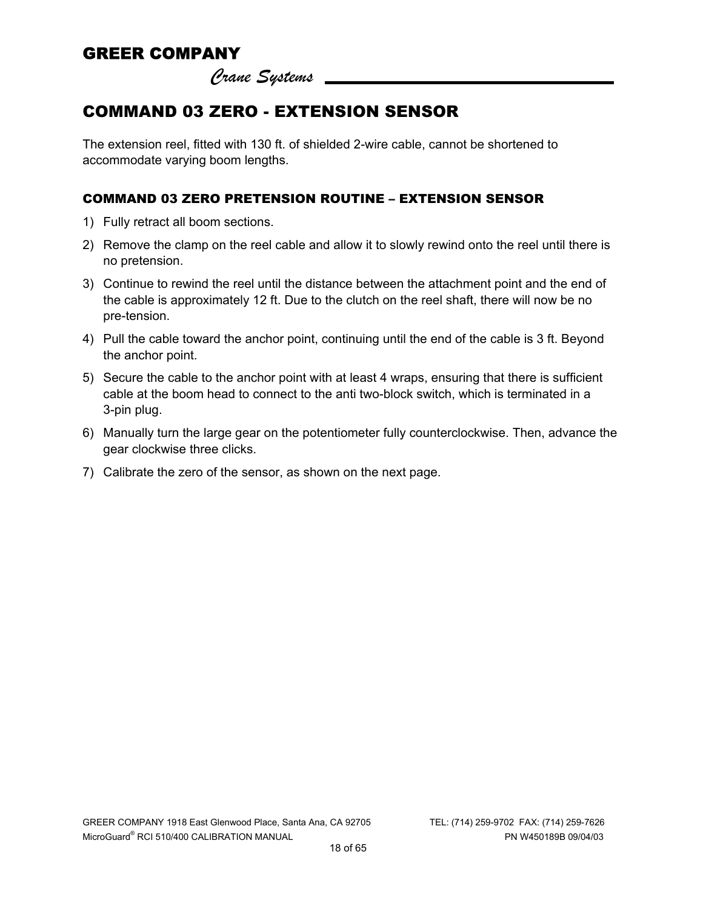# COMMAND 03 ZERO - EXTENSION SENSOR

The extension reel, fitted with 130 ft. of shielded 2-wire cable, cannot be shortened to accommodate varying boom lengths.

## COMMAND 03 ZERO PRETENSION ROUTINE – EXTENSION SENSOR

1) Fully retract all boom sections.
2) Remove the clamp on the reel cable and allow it to slowly rewind onto the reel until there is no pretension.
3) Continue to rewind the reel until the distance between the attachment point and the end of the cable is approximately 12 ft. Due to the clutch on the reel shaft, there will now be no pre-tension.
4) Pull the cable toward the anchor point, continuing until the end of the cable is 3 ft. Beyond the anchor point.
5) Secure the cable to the anchor point with at least 4 wraps, ensuring that there is sufficient cable at the boom head to connect to the anti two-block switch, which is terminated in a 3-pin plug.
6) Manually turn the large gear on the potentiometer fully counterclockwise. Then, advance the gear clockwise three clicks.
7) Calibrate the zero of the sensor, as shown on the next page.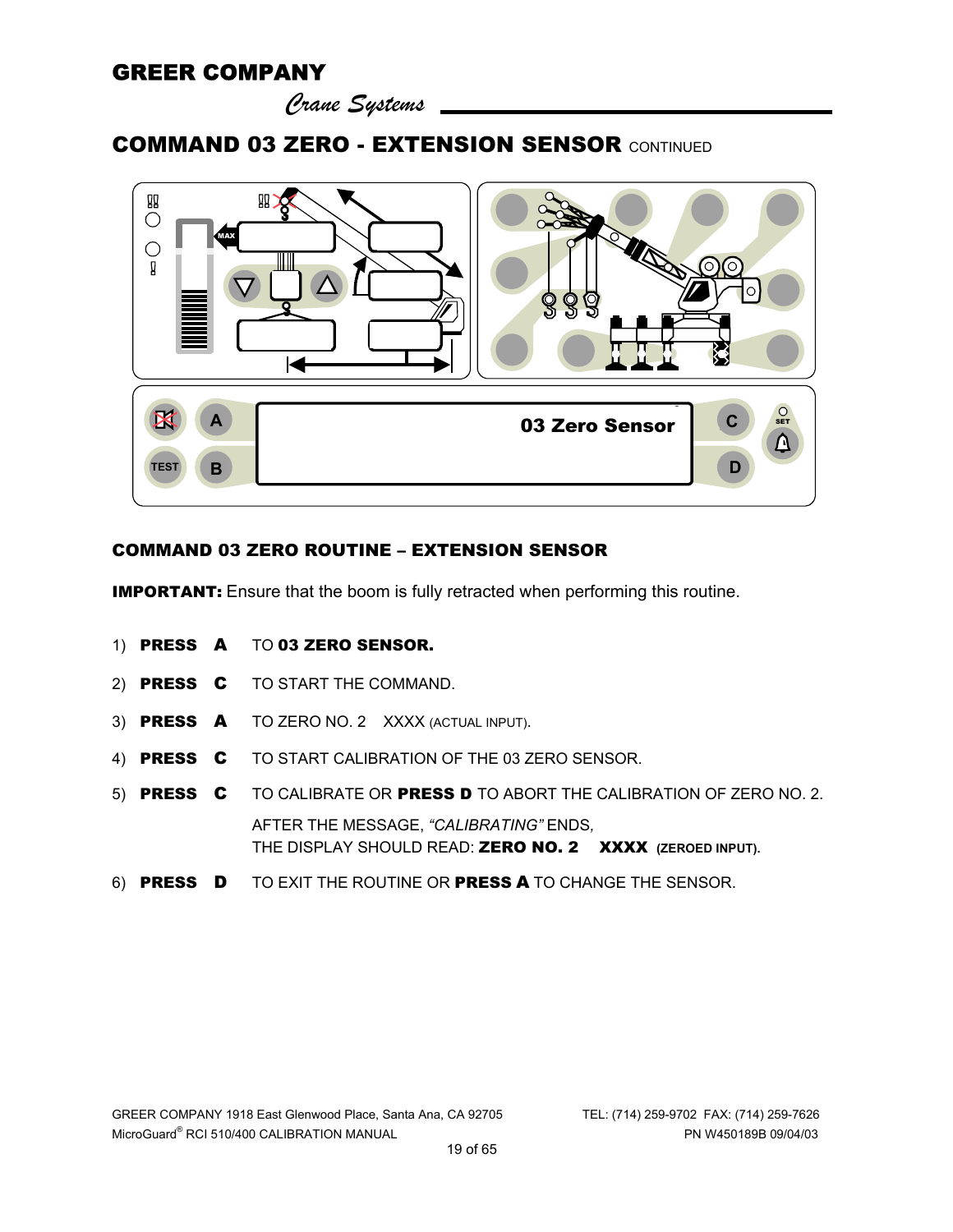# COMMAND 03 ZERO - EXTENSION SENSOR CONTINUED

## COMMAND 03 ZERO ROUTINE – EXTENSION SENSOR

**IMPORTANT:** Ensure that the boom is fully retracted when performing this routine.

1) **PRESS A** TO **03 ZERO SENSOR.**
2) **PRESS C** TO START THE COMMAND.
3) **PRESS A** TO ZERO NO. 2 XXXX (ACTUAL INPUT).
4) **PRESS C** TO START CALIBRATION OF THE 03 ZERO SENSOR.
5) **PRESS C** TO CALIBRATE OR **PRESS D** TO ABORT THE CALIBRATION OF ZERO NO. 2.

   AFTER THE MESSAGE, *"CALIBRATING"* ENDS,
   THE DISPLAY SHOULD READ: **ZERO NO. 2 XXXX (ZEROED INPUT).**
6) **PRESS D** TO EXIT THE ROUTINE OR **PRESS A** TO CHANGE THE SENSOR.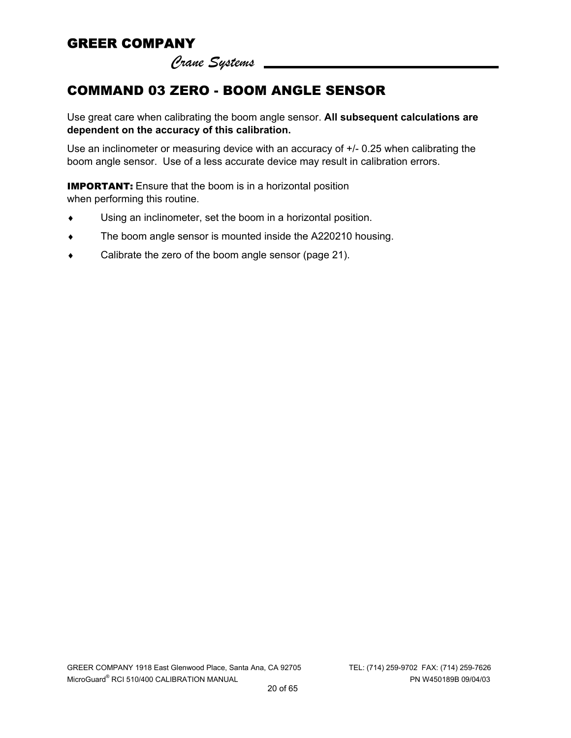# COMMAND 03 ZERO - BOOM ANGLE SENSOR

Use great care when calibrating the boom angle sensor. **All subsequent calculations are dependent on the accuracy of this calibration.**

Use an inclinometer or measuring device with an accuracy of +/- 0.25 when calibrating the boom angle sensor. Use of a less accurate device may result in calibration errors.

**IMPORTANT:** Ensure that the boom is in a horizontal position when performing this routine.

- Using an inclinometer, set the boom in a horizontal position.
- The boom angle sensor is mounted inside the A220210 housing.
- Calibrate the zero of the boom angle sensor (page 21).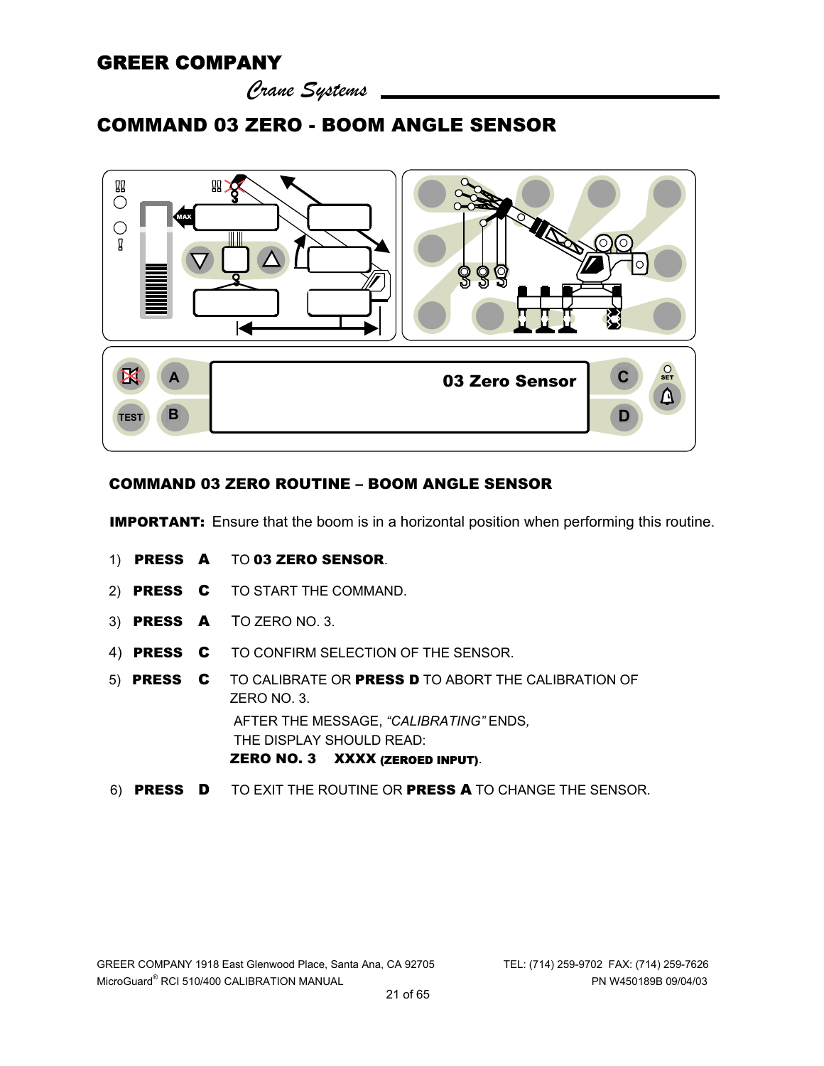# COMMAND 03 ZERO - BOOM ANGLE SENSOR

03 Zero Sensor

## COMMAND 03 ZERO ROUTINE – BOOM ANGLE SENSOR

**IMPORTANT:** Ensure that the boom is in a horizontal position when performing this routine.

1) **PRESS A** TO **03 ZERO SENSOR**.
2) **PRESS C** TO START THE COMMAND.
3) **PRESS A** TO ZERO NO. 3.
4) **PRESS C** TO CONFIRM SELECTION OF THE SENSOR.
5) **PRESS C** TO CALIBRATE OR **PRESS D** TO ABORT THE CALIBRATION OF ZERO NO. 3.

   AFTER THE MESSAGE, *"CALIBRATING"* ENDS, THE DISPLAY SHOULD READ:
   **ZERO NO. 3 XXXX (ZEROED INPUT)**.
6) **PRESS D** TO EXIT THE ROUTINE OR **PRESS A** TO CHANGE THE SENSOR.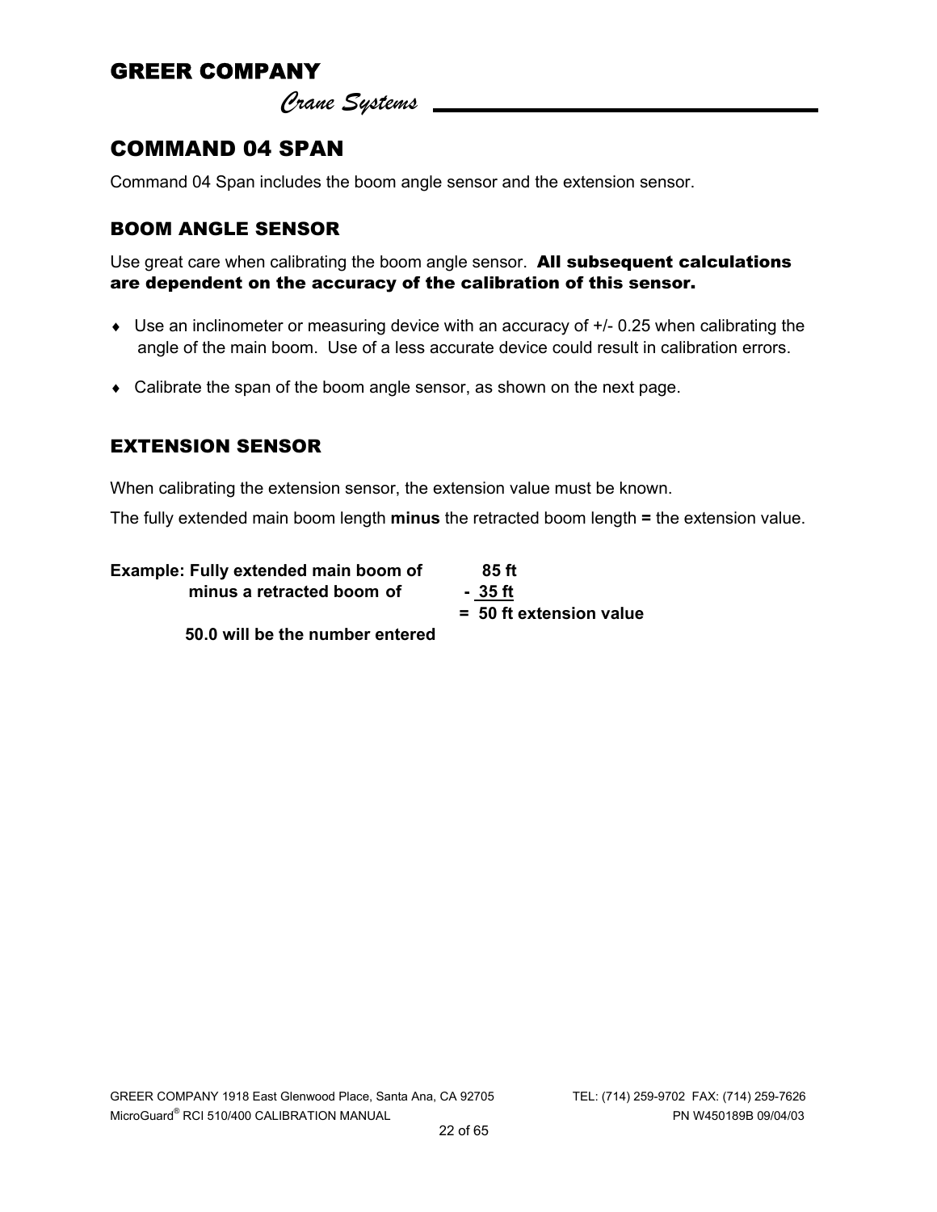# COMMAND 04 SPAN

Command 04 Span includes the boom angle sensor and the extension sensor.

## BOOM ANGLE SENSOR

Use great care when calibrating the boom angle sensor. **All subsequent calculations are dependent on the accuracy of the calibration of this sensor.**

- Use an inclinometer or measuring device with an accuracy of +/- 0.25 when calibrating the angle of the main boom. Use of a less accurate device could result in calibration errors.
- Calibrate the span of the boom angle sensor, as shown on the next page.

## EXTENSION SENSOR

When calibrating the extension sensor, the extension value must be known.

The fully extended main boom length **minus** the retracted boom length **=** the extension value.

**Example: Fully extended main boom of 85 ft**
**minus a retracted boom of - 35 ft**
**= 50 ft extension value**

**50.0 will be the number entered**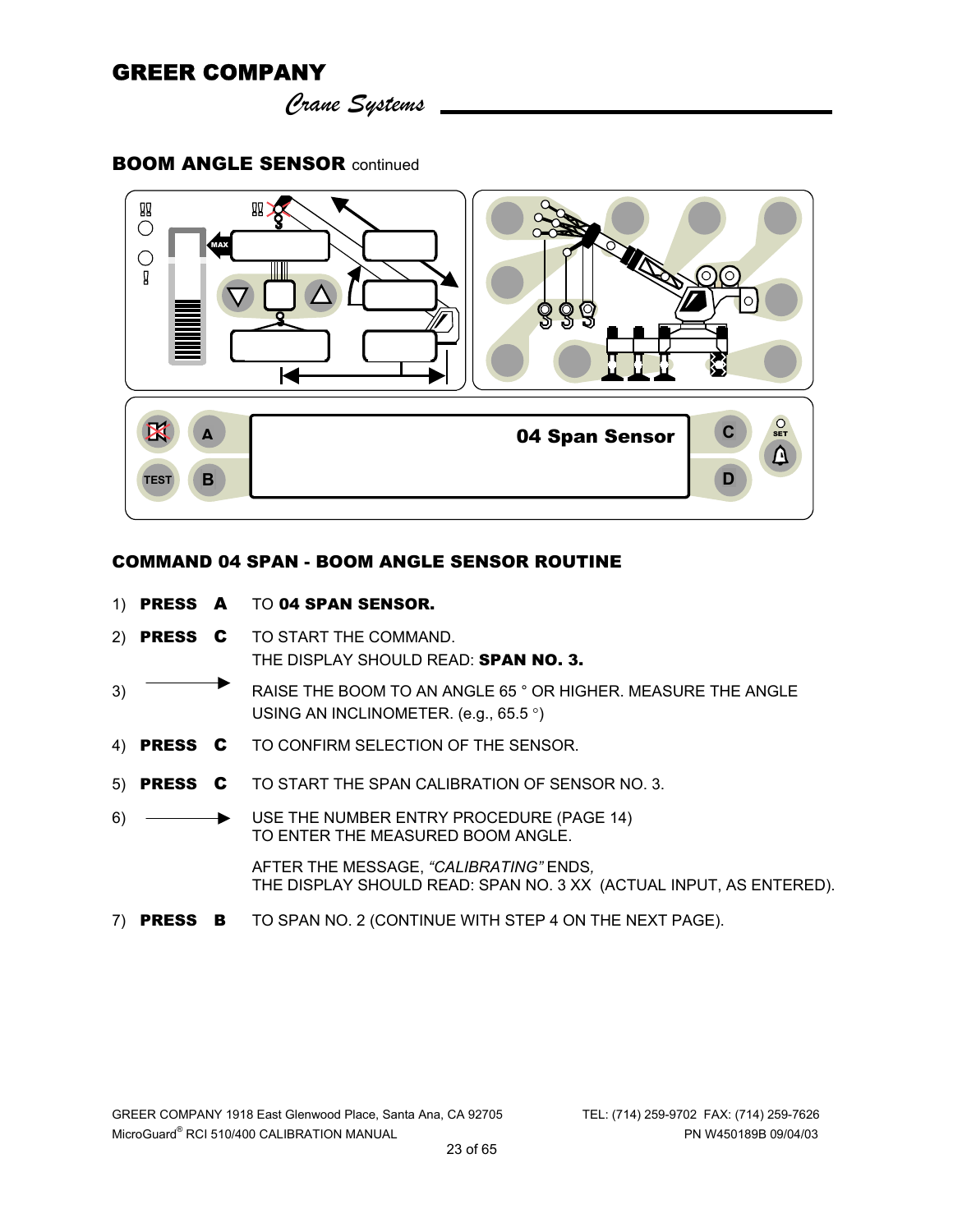## BOOM ANGLE SENSOR continued

04 Span Sensor

### COMMAND 04 SPAN - BOOM ANGLE SENSOR ROUTINE

1) **PRESS A** TO **04 SPAN SENSOR.**
2) **PRESS C** TO START THE COMMAND.
   THE DISPLAY SHOULD READ: **SPAN NO. 3.**
3) ⟶ RAISE THE BOOM TO AN ANGLE 65 ° OR HIGHER. MEASURE THE ANGLE USING AN INCLINOMETER. (e.g., 65.5 °)
4) **PRESS C** TO CONFIRM SELECTION OF THE SENSOR.
5) **PRESS C** TO START THE SPAN CALIBRATION OF SENSOR NO. 3.
6) ⟶ USE THE NUMBER ENTRY PROCEDURE (PAGE 14) TO ENTER THE MEASURED BOOM ANGLE.

   AFTER THE MESSAGE, *"CALIBRATING"* ENDS,
   THE DISPLAY SHOULD READ: SPAN NO. 3 XX (ACTUAL INPUT, AS ENTERED).
7) **PRESS B** TO SPAN NO. 2 (CONTINUE WITH STEP 4 ON THE NEXT PAGE).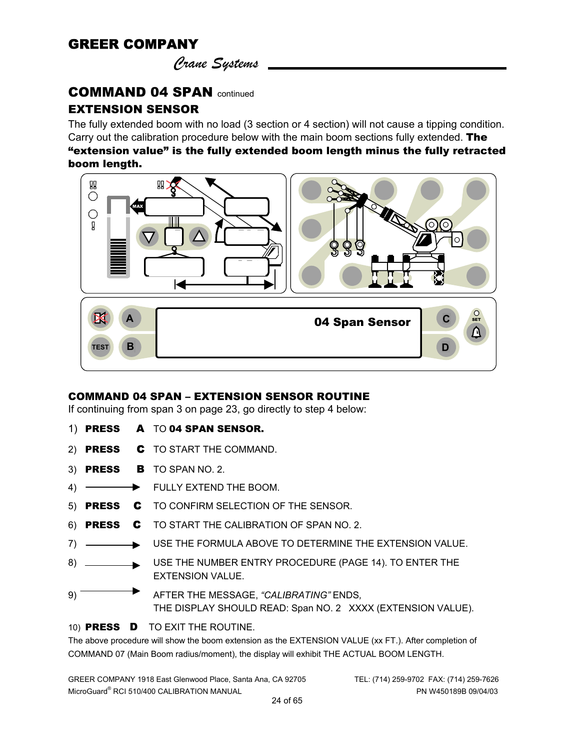## COMMAND 04 SPAN continued

### EXTENSION SENSOR

The fully extended boom with no load (3 section or 4 section) will not cause a tipping condition. Carry out the calibration procedure below with the main boom sections fully extended. **The "extension value" is the fully extended boom length minus the fully retracted boom length.**

04 Span Sensor

### COMMAND 04 SPAN – EXTENSION SENSOR ROUTINE

If continuing from span 3 on page 23, go directly to step 4 below:

1) **PRESS A** TO **04 SPAN SENSOR.**
2) **PRESS C** TO START THE COMMAND.
3) **PRESS B** TO SPAN NO. 2.
4) ⟶ FULLY EXTEND THE BOOM.
5) **PRESS C** TO CONFIRM SELECTION OF THE SENSOR.
6) **PRESS C** TO START THE CALIBRATION OF SPAN NO. 2.
7) ⟶ USE THE FORMULA ABOVE TO DETERMINE THE EXTENSION VALUE.
8) ⟶ USE THE NUMBER ENTRY PROCEDURE (PAGE 14). TO ENTER THE EXTENSION VALUE.
9) ⟶ AFTER THE MESSAGE, *"CALIBRATING"* ENDS, THE DISPLAY SHOULD READ: Span NO. 2 XXXX (EXTENSION VALUE).
10) **PRESS D** TO EXIT THE ROUTINE.

The above procedure will show the boom extension as the EXTENSION VALUE (xx FT.). After completion of COMMAND 07 (Main Boom radius/moment), the display will exhibit THE ACTUAL BOOM LENGTH.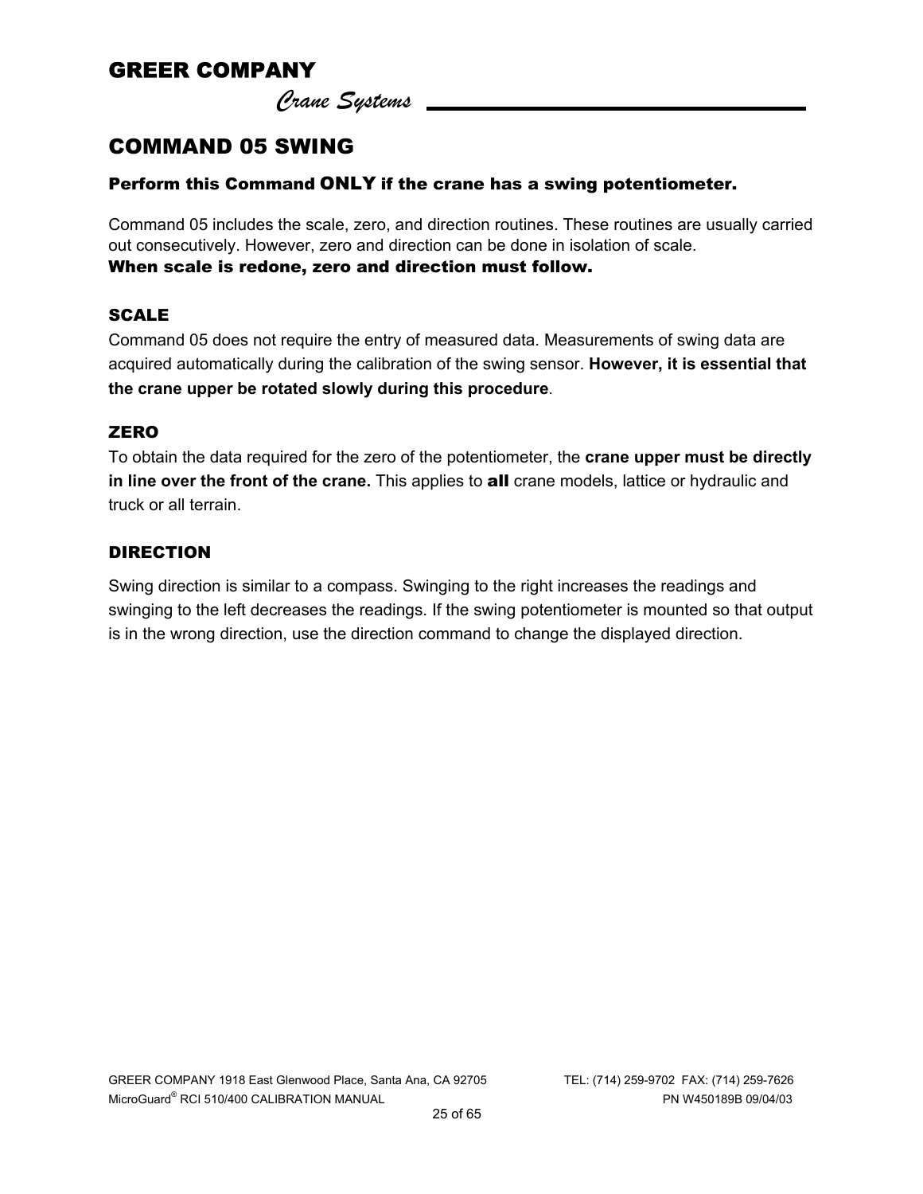# COMMAND 05 SWING

**Perform this Command ONLY if the crane has a swing potentiometer.**

Command 05 includes the scale, zero, and direction routines. These routines are usually carried out consecutively. However, zero and direction can be done in isolation of scale.
**When scale is redone, zero and direction must follow.**

## SCALE

Command 05 does not require the entry of measured data. Measurements of swing data are acquired automatically during the calibration of the swing sensor. **However, it is essential that the crane upper be rotated slowly during this procedure**.

## ZERO

To obtain the data required for the zero of the potentiometer, the **crane upper must be directly in line over the front of the crane.** This applies to **all** crane models, lattice or hydraulic and truck or all terrain.

## DIRECTION

Swing direction is similar to a compass. Swinging to the right increases the readings and swinging to the left decreases the readings. If the swing potentiometer is mounted so that output is in the wrong direction, use the direction command to change the displayed direction.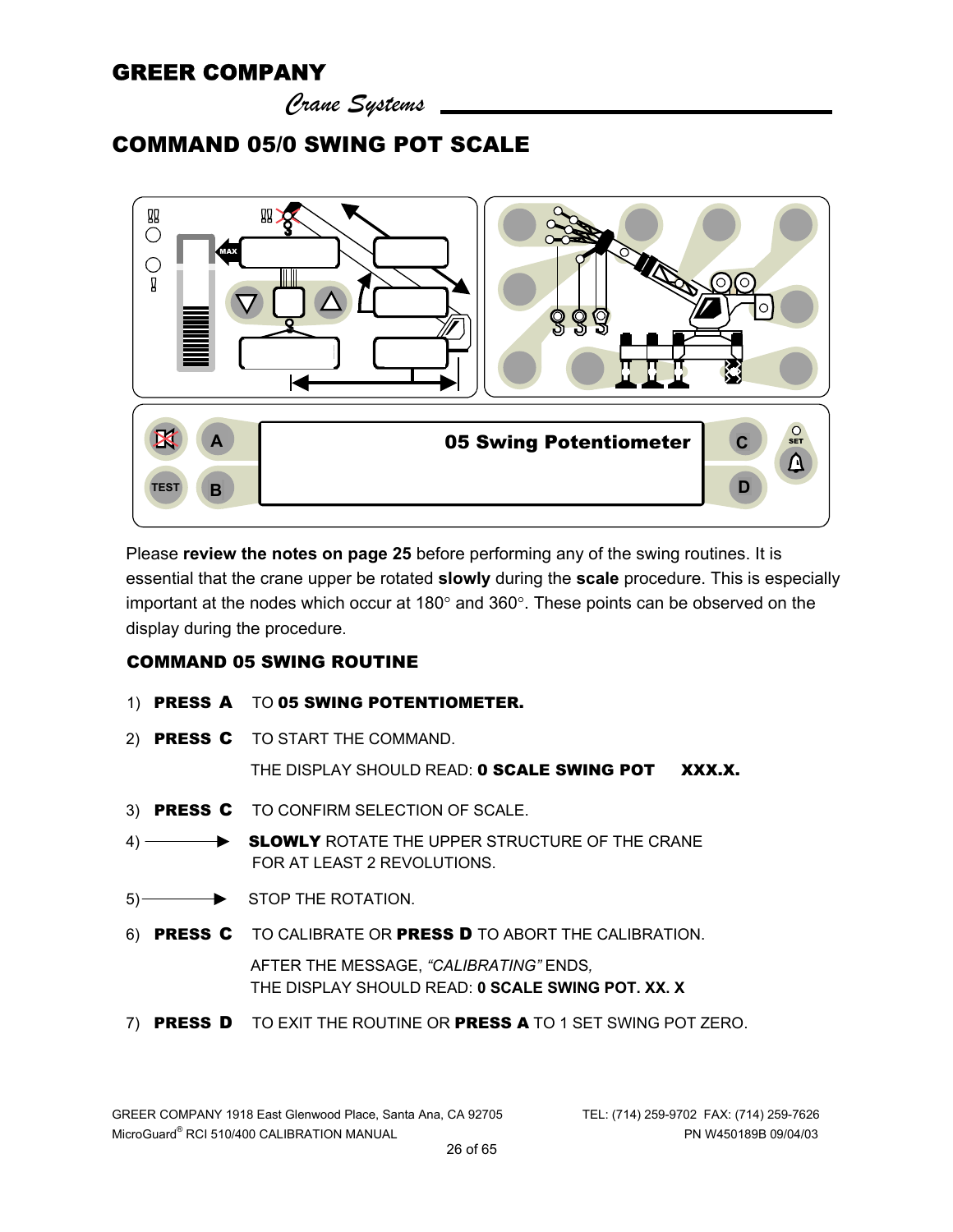# COMMAND 05/0 SWING POT SCALE

05 Swing Potentiometer

Please **review the notes on page 25** before performing any of the swing routines. It is essential that the crane upper be rotated **slowly** during the **scale** procedure. This is especially important at the nodes which occur at 180° and 360°. These points can be observed on the display during the procedure.

## COMMAND 05 SWING ROUTINE

1) **PRESS A** TO **05 SWING POTENTIOMETER.**

2) **PRESS C** TO START THE COMMAND.

   THE DISPLAY SHOULD READ: **0 SCALE SWING POT XXX.X.**

3) **PRESS C** TO CONFIRM SELECTION OF SCALE.

4) ——► **SLOWLY** ROTATE THE UPPER STRUCTURE OF THE CRANE FOR AT LEAST 2 REVOLUTIONS.

5) ——► STOP THE ROTATION.

6) **PRESS C** TO CALIBRATE OR **PRESS D** TO ABORT THE CALIBRATION.

   AFTER THE MESSAGE, *"CALIBRATING"* ENDS,
   THE DISPLAY SHOULD READ: **0 SCALE SWING POT. XX. X**

7) **PRESS D** TO EXIT THE ROUTINE OR **PRESS A** TO 1 SET SWING POT ZERO.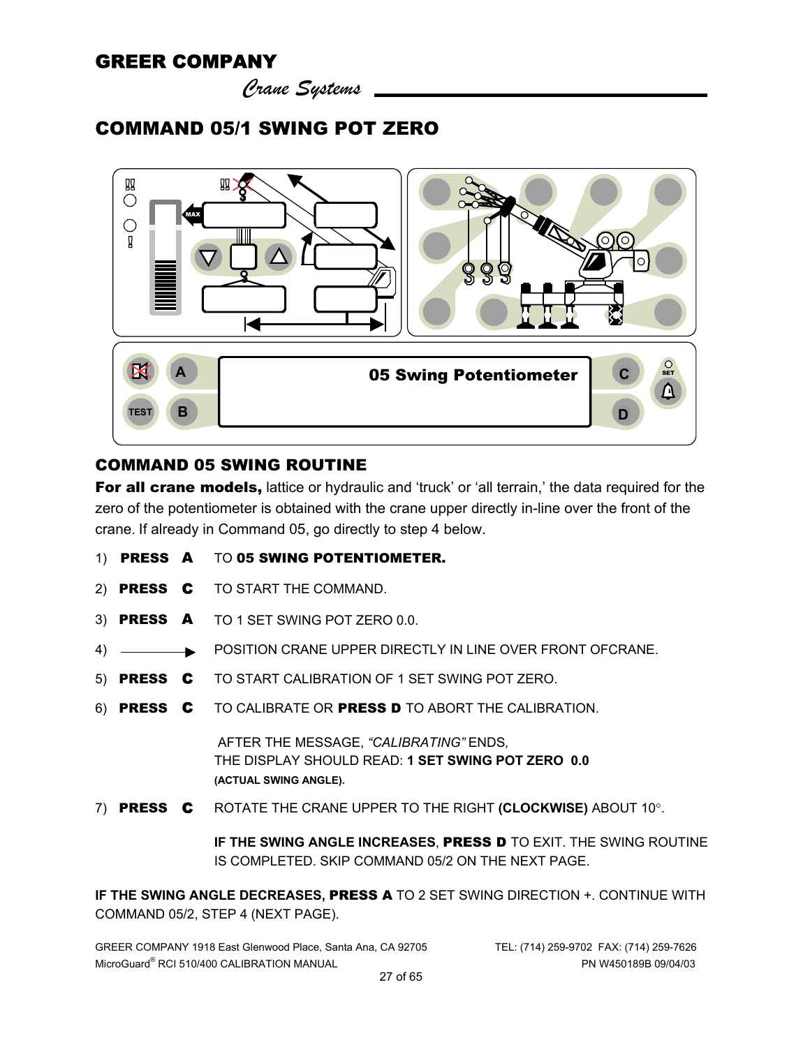## COMMAND 05/1 SWING POT ZERO

05 Swing Potentiometer

## COMMAND 05 SWING ROUTINE

**For all crane models,** lattice or hydraulic and 'truck' or 'all terrain,' the data required for the zero of the potentiometer is obtained with the crane upper directly in-line over the front of the crane. If already in Command 05, go directly to step 4 below.

1) **PRESS A** TO **05 SWING POTENTIOMETER.**
2) **PRESS C** TO START THE COMMAND.
3) **PRESS A** TO 1 SET SWING POT ZERO 0.0.
4) ⟶ POSITION CRANE UPPER DIRECTLY IN LINE OVER FRONT OFCRANE.
5) **PRESS C** TO START CALIBRATION OF 1 SET SWING POT ZERO.
6) **PRESS C** TO CALIBRATE OR **PRESS D** TO ABORT THE CALIBRATION.

   AFTER THE MESSAGE, *"CALIBRATING"* ENDS,
   THE DISPLAY SHOULD READ: **1 SET SWING POT ZERO 0.0**
   **(ACTUAL SWING ANGLE).**

7) **PRESS C** ROTATE THE CRANE UPPER TO THE RIGHT **(CLOCKWISE)** ABOUT 10°.

   **IF THE SWING ANGLE INCREASES**, **PRESS D** TO EXIT. THE SWING ROUTINE IS COMPLETED. SKIP COMMAND 05/2 ON THE NEXT PAGE.

**IF THE SWING ANGLE DECREASES, PRESS A** TO 2 SET SWING DIRECTION +. CONTINUE WITH COMMAND 05/2, STEP 4 (NEXT PAGE).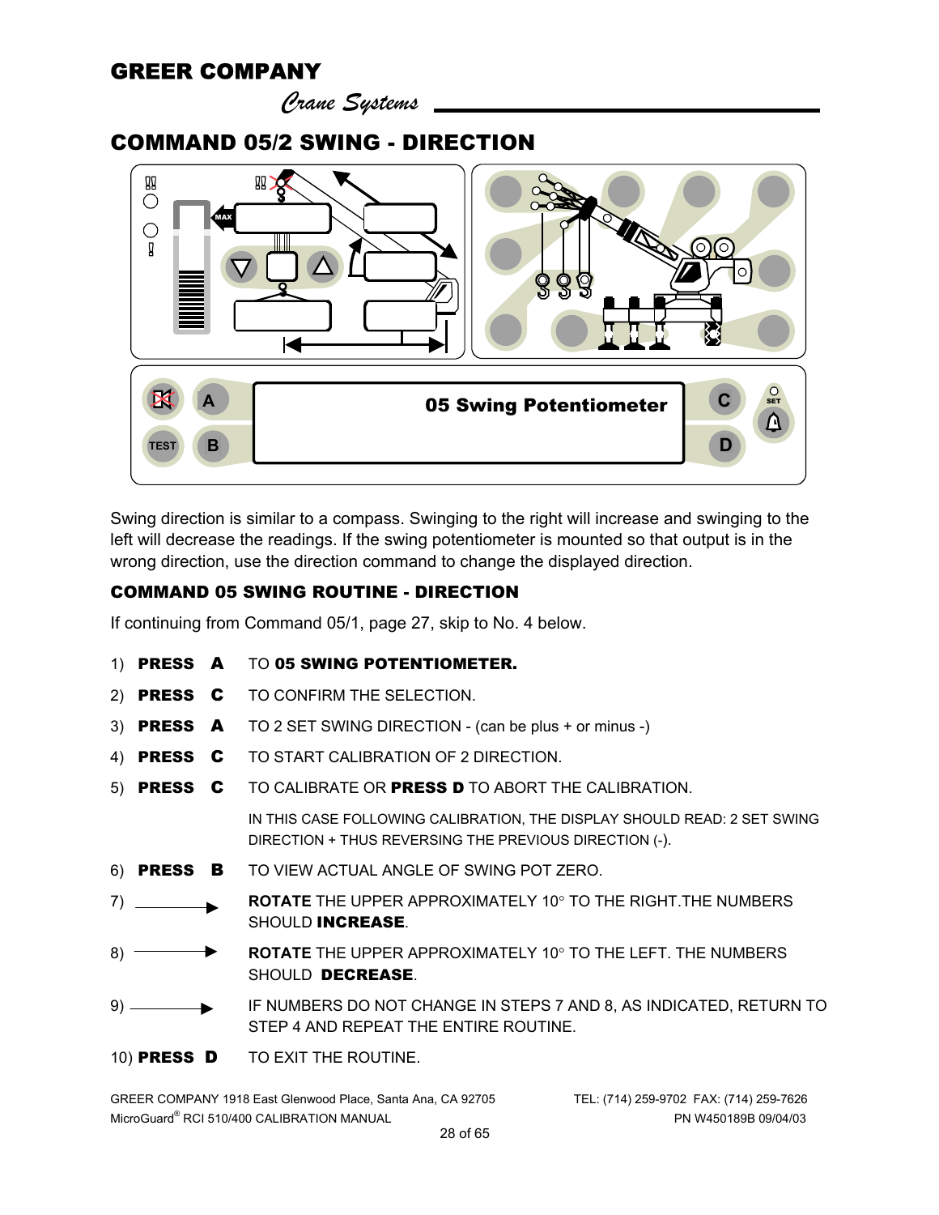## COMMAND 05/2 SWING - DIRECTION

05 Swing Potentiometer

Swing direction is similar to a compass. Swinging to the right will increase and swinging to the left will decrease the readings. If the swing potentiometer is mounted so that output is in the wrong direction, use the direction command to change the displayed direction.

### COMMAND 05 SWING ROUTINE - DIRECTION

If continuing from Command 05/1, page 27, skip to No. 4 below.

1) **PRESS A** TO **05 SWING POTENTIOMETER.**
2) **PRESS C** TO CONFIRM THE SELECTION.
3) **PRESS A** TO 2 SET SWING DIRECTION - (can be plus + or minus -)
4) **PRESS C** TO START CALIBRATION OF 2 DIRECTION.
5) **PRESS C** TO CALIBRATE OR **PRESS D** TO ABORT THE CALIBRATION.

   IN THIS CASE FOLLOWING CALIBRATION, THE DISPLAY SHOULD READ: 2 SET SWING DIRECTION + THUS REVERSING THE PREVIOUS DIRECTION (-).

6) **PRESS B** TO VIEW ACTUAL ANGLE OF SWING POT ZERO.
7) → **ROTATE** THE UPPER APPROXIMATELY 10° TO THE RIGHT.THE NUMBERS SHOULD **INCREASE**.
8) → **ROTATE** THE UPPER APPROXIMATELY 10° TO THE LEFT. THE NUMBERS SHOULD **DECREASE**.
9) → IF NUMBERS DO NOT CHANGE IN STEPS 7 AND 8, AS INDICATED, RETURN TO STEP 4 AND REPEAT THE ENTIRE ROUTINE.
10) **PRESS D** TO EXIT THE ROUTINE.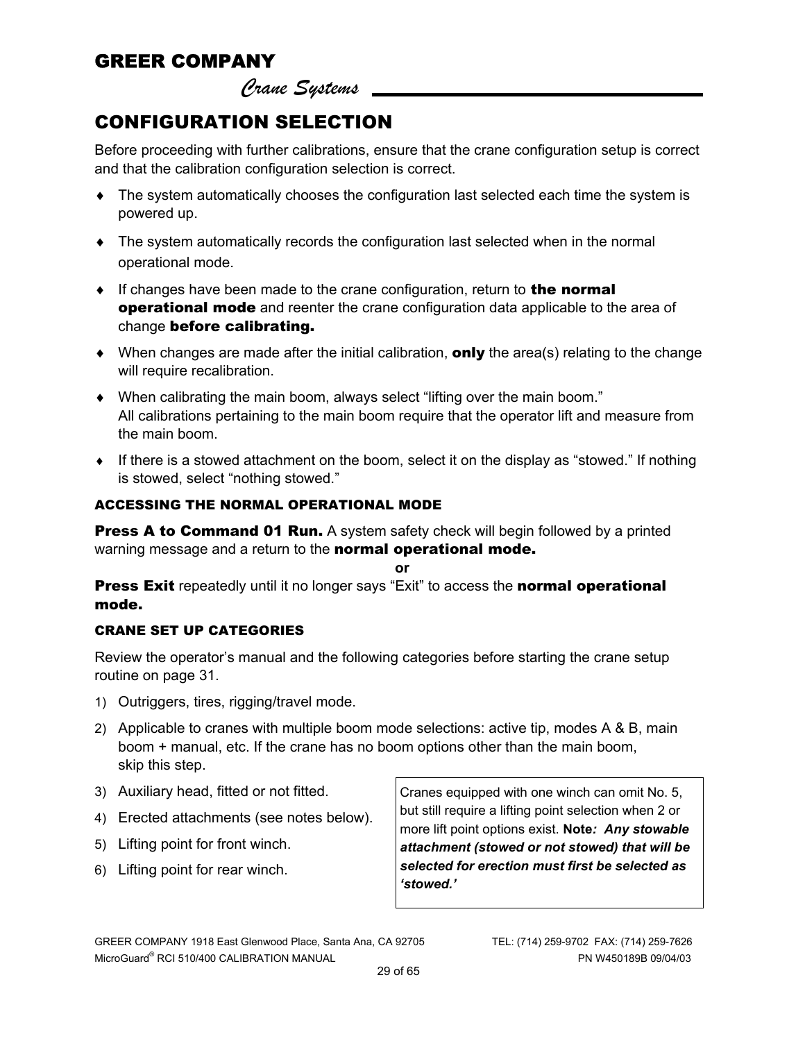## CONFIGURATION SELECTION

Before proceeding with further calibrations, ensure that the crane configuration setup is correct and that the calibration configuration selection is correct.

- The system automatically chooses the configuration last selected each time the system is powered up.
- The system automatically records the configuration last selected when in the normal operational mode.
- If changes have been made to the crane configuration, return to **the normal operational mode** and reenter the crane configuration data applicable to the area of change **before calibrating.**
- When changes are made after the initial calibration, **only** the area(s) relating to the change will require recalibration.
- When calibrating the main boom, always select "lifting over the main boom." All calibrations pertaining to the main boom require that the operator lift and measure from the main boom.
- If there is a stowed attachment on the boom, select it on the display as "stowed." If nothing is stowed, select "nothing stowed."

### ACCESSING THE NORMAL OPERATIONAL MODE

**Press A to Command 01 Run.** A system safety check will begin followed by a printed warning message and a return to the **normal operational mode.**

**or**

**Press Exit** repeatedly until it no longer says "Exit" to access the **normal operational mode.**

### CRANE SET UP CATEGORIES

Review the operator's manual and the following categories before starting the crane setup routine on page 31.

1) Outriggers, tires, rigging/travel mode.
2) Applicable to cranes with multiple boom mode selections: active tip, modes A & B, main boom + manual, etc. If the crane has no boom options other than the main boom, skip this step.
3) Auxiliary head, fitted or not fitted.
4) Erected attachments (see notes below).
5) Lifting point for front winch.
6) Lifting point for rear winch.

> Cranes equipped with one winch can omit No. 5, but still require a lifting point selection when 2 or more lift point options exist. **Note*: Any stowable attachment (stowed or not stowed) that will be selected for erection must first be selected as 'stowed.'***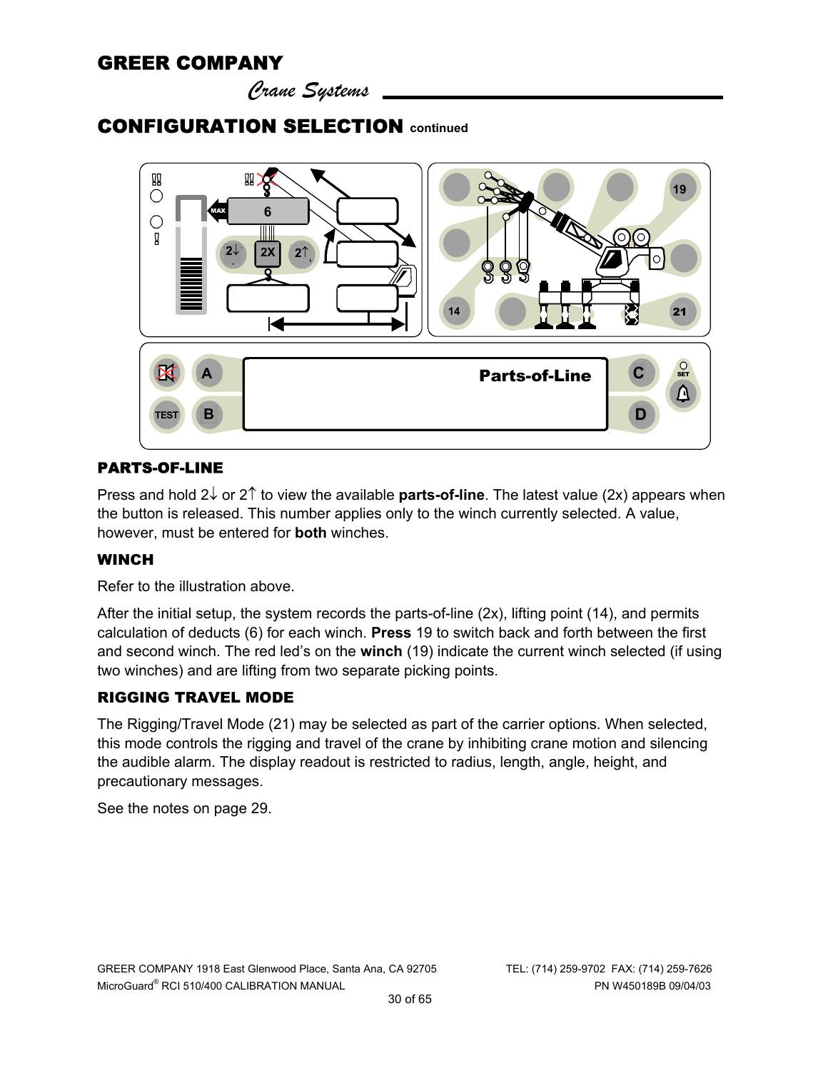## CONFIGURATION SELECTION continued

### PARTS-OF-LINE

Press and hold 2↓ or 2↑ to view the available **parts-of-line**. The latest value (2x) appears when the button is released. This number applies only to the winch currently selected. A value, however, must be entered for **both** winches.

### WINCH

Refer to the illustration above.

After the initial setup, the system records the parts-of-line (2x), lifting point (14), and permits calculation of deducts (6) for each winch. **Press** 19 to switch back and forth between the first and second winch. The red led's on the **winch** (19) indicate the current winch selected (if using two winches) and are lifting from two separate picking points.

### RIGGING TRAVEL MODE

The Rigging/Travel Mode (21) may be selected as part of the carrier options. When selected, this mode controls the rigging and travel of the crane by inhibiting crane motion and silencing the audible alarm. The display readout is restricted to radius, length, angle, height, and precautionary messages.

See the notes on page 29.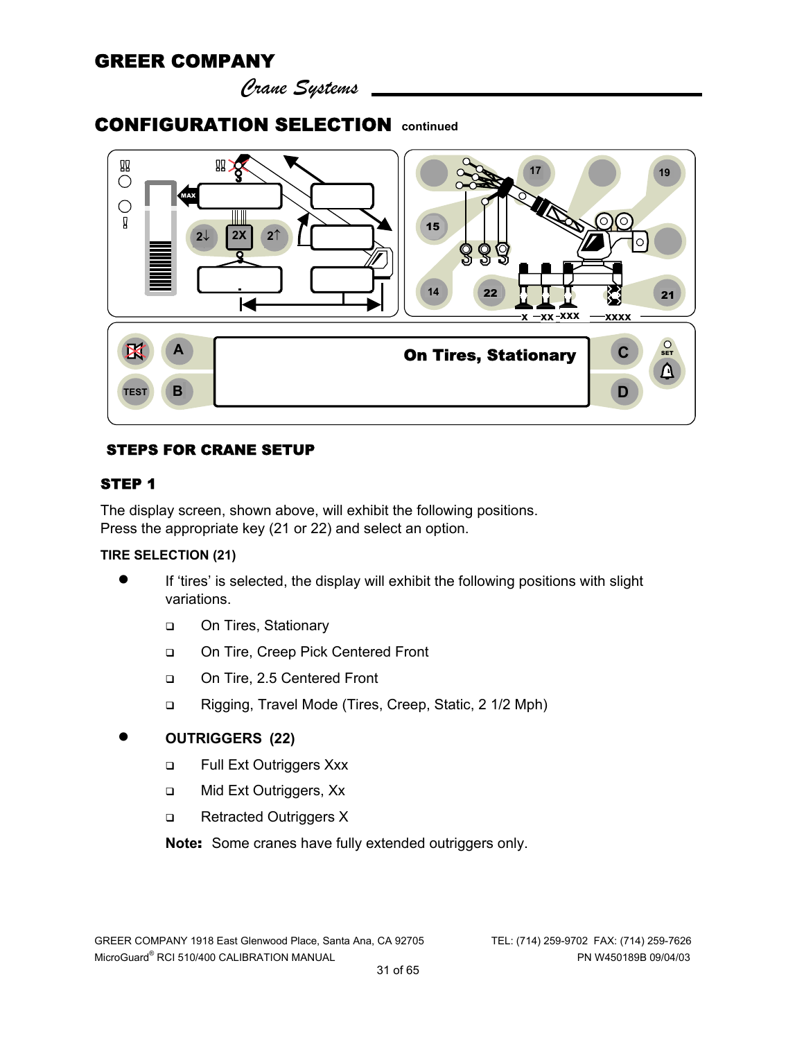# GREER COMPANY

*Crane Systems*

## CONFIGURATION SELECTION continued

On Tires, Stationary

### STEPS FOR CRANE SETUP

#### STEP 1

The display screen, shown above, will exhibit the following positions.
Press the appropriate key (21 or 22) and select an option.

**TIRE SELECTION (21)**

- If 'tires' is selected, the display will exhibit the following positions with slight variations.
  - On Tires, Stationary
  - On Tire, Creep Pick Centered Front
  - On Tire, 2.5 Centered Front
  - Rigging, Travel Mode (Tires, Creep, Static, 2 1/2 Mph)
- **OUTRIGGERS (22)**
  - Full Ext Outriggers Xxx
  - Mid Ext Outriggers, Xx
  - Retracted Outriggers X

**Note:** Some cranes have fully extended outriggers only.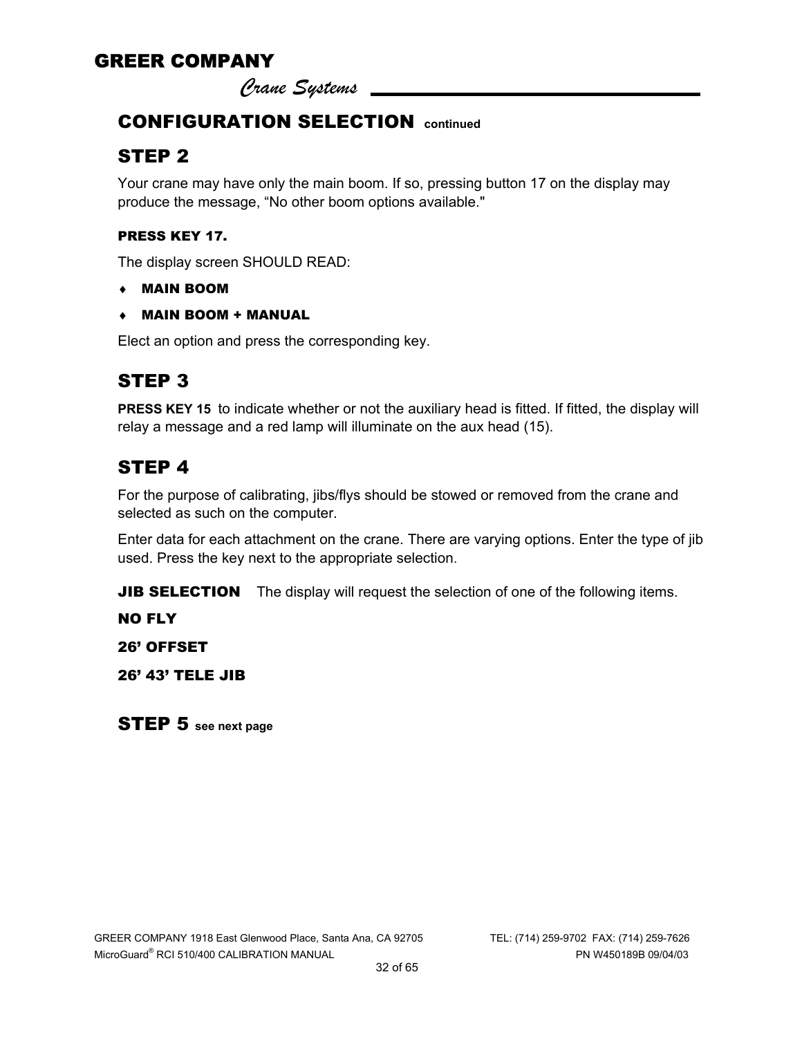## CONFIGURATION SELECTION continued

### STEP 2

Your crane may have only the main boom. If so, pressing button 17 on the display may produce the message, “No other boom options available."

**PRESS KEY 17.**

The display screen SHOULD READ:

- **MAIN BOOM**
- **MAIN BOOM + MANUAL**

Elect an option and press the corresponding key.

### STEP 3

**PRESS KEY 15** to indicate whether or not the auxiliary head is fitted. If fitted, the display will relay a message and a red lamp will illuminate on the aux head (15).

### STEP 4

For the purpose of calibrating, jibs/flys should be stowed or removed from the crane and selected as such on the computer.

Enter data for each attachment on the crane. There are varying options. Enter the type of jib used. Press the key next to the appropriate selection.

**JIB SELECTION** The display will request the selection of one of the following items.

**NO FLY**

**26’ OFFSET**

**26’ 43’ TELE JIB**

### STEP 5 see next page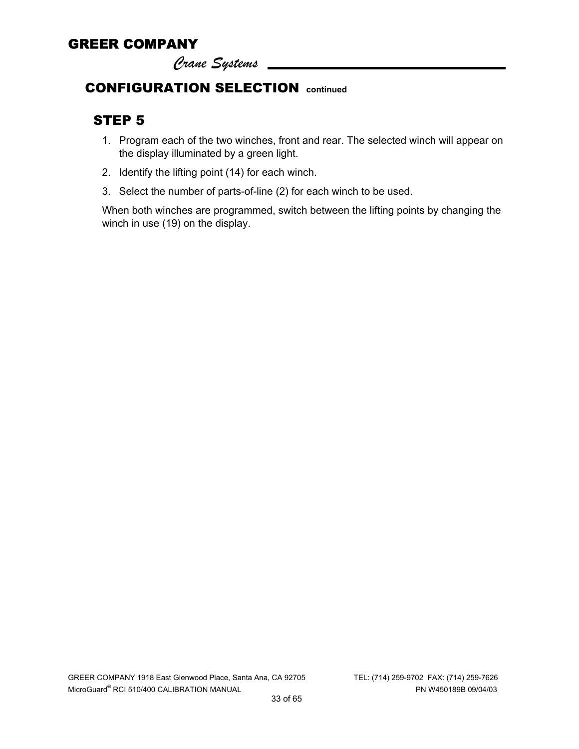## CONFIGURATION SELECTION continued

### STEP 5

1. Program each of the two winches, front and rear. The selected winch will appear on the display illuminated by a green light.
2. Identify the lifting point (14) for each winch.
3. Select the number of parts-of-line (2) for each winch to be used.

When both winches are programmed, switch between the lifting points by changing the winch in use (19) on the display.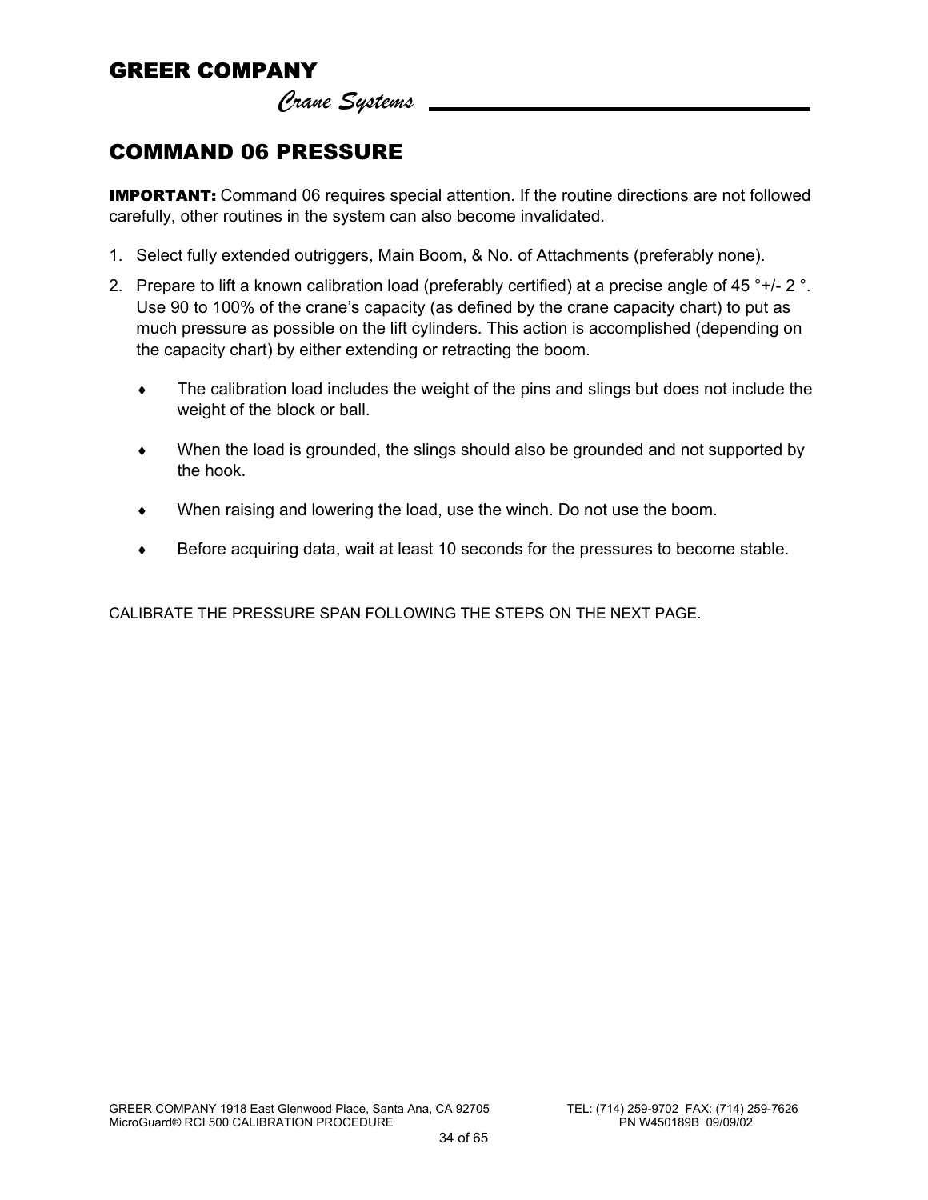## COMMAND 06 PRESSURE

**IMPORTANT:** Command 06 requires special attention. If the routine directions are not followed carefully, other routines in the system can also become invalidated.

1. Select fully extended outriggers, Main Boom, & No. of Attachments (preferably none).
2. Prepare to lift a known calibration load (preferably certified) at a precise angle of 45 °+/- 2 °. Use 90 to 100% of the crane's capacity (as defined by the crane capacity chart) to put as much pressure as possible on the lift cylinders. This action is accomplished (depending on the capacity chart) by either extending or retracting the boom.

   - The calibration load includes the weight of the pins and slings but does not include the weight of the block or ball.
   - When the load is grounded, the slings should also be grounded and not supported by the hook.
   - When raising and lowering the load, use the winch. Do not use the boom.
   - Before acquiring data, wait at least 10 seconds for the pressures to become stable.

CALIBRATE THE PRESSURE SPAN FOLLOWING THE STEPS ON THE NEXT PAGE.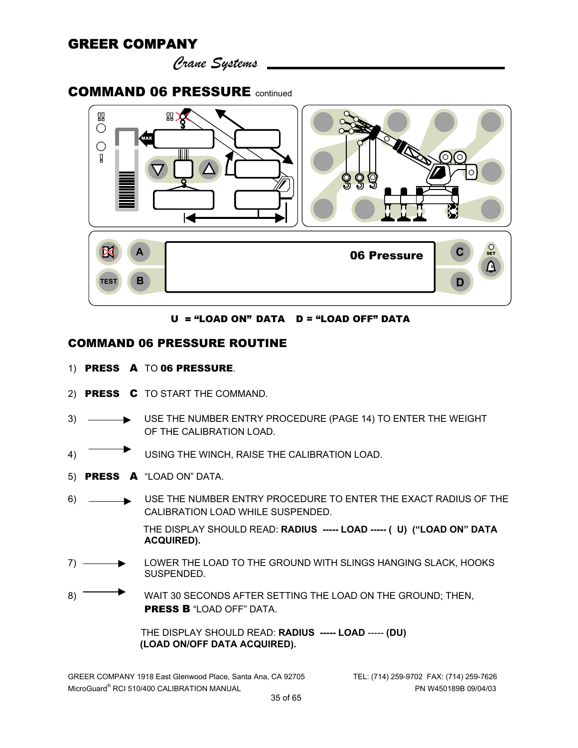## COMMAND 06 PRESSURE continued

06 Pressure

U = "LOAD ON" DATA D = "LOAD OFF" DATA

## COMMAND 06 PRESSURE ROUTINE

1) **PRESS A** TO **06 PRESSURE**.

2) **PRESS C** TO START THE COMMAND.

3) → USE THE NUMBER ENTRY PROCEDURE (PAGE 14) TO ENTER THE WEIGHT OF THE CALIBRATION LOAD.

4) → USING THE WINCH, RAISE THE CALIBRATION LOAD.

5) **PRESS A** "LOAD ON" DATA.

6) → USE THE NUMBER ENTRY PROCEDURE TO ENTER THE EXACT RADIUS OF THE CALIBRATION LOAD WHILE SUSPENDED.

   THE DISPLAY SHOULD READ: **RADIUS ----- LOAD ----- ( U) ("LOAD ON" DATA ACQUIRED).**

7) → LOWER THE LOAD TO THE GROUND WITH SLINGS HANGING SLACK, HOOKS SUSPENDED.

8) → WAIT 30 SECONDS AFTER SETTING THE LOAD ON THE GROUND; THEN, **PRESS B** "LOAD OFF" DATA.

   THE DISPLAY SHOULD READ: **RADIUS ----- LOAD** ----- **(DU)** **(LOAD ON/OFF DATA ACQUIRED).**

GREER COMPANY 1918 East Glenwood Place, Santa Ana, CA 92705 TEL: (714) 259-9702 FAX: (714) 259-7626
MicroGuard® RCI 510/400 CALIBRATION MANUAL PN W450189B 09/04/03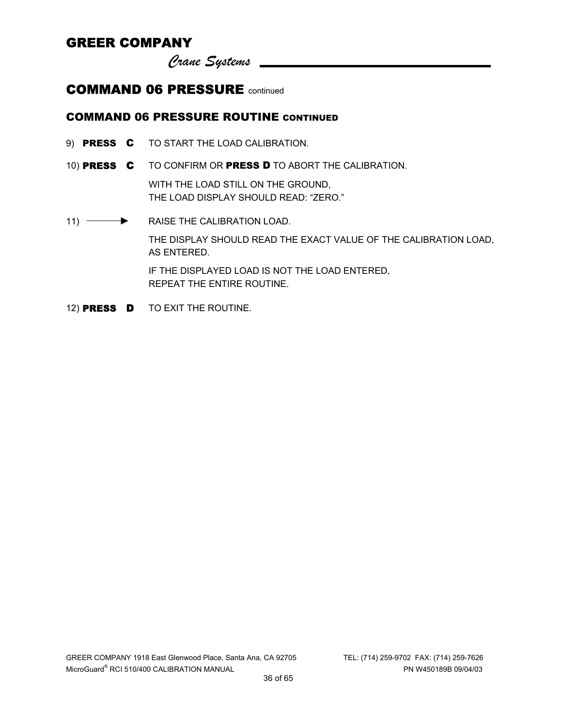## COMMAND 06 PRESSURE continued

### COMMAND 06 PRESSURE ROUTINE CONTINUED

9) **PRESS C** TO START THE LOAD CALIBRATION.

10) **PRESS C** TO CONFIRM OR **PRESS D** TO ABORT THE CALIBRATION.

WITH THE LOAD STILL ON THE GROUND,
THE LOAD DISPLAY SHOULD READ: "ZERO."

11) ———▶ RAISE THE CALIBRATION LOAD.

THE DISPLAY SHOULD READ THE EXACT VALUE OF THE CALIBRATION LOAD, AS ENTERED.

IF THE DISPLAYED LOAD IS NOT THE LOAD ENTERED,
REPEAT THE ENTIRE ROUTINE.

12) **PRESS D** TO EXIT THE ROUTINE.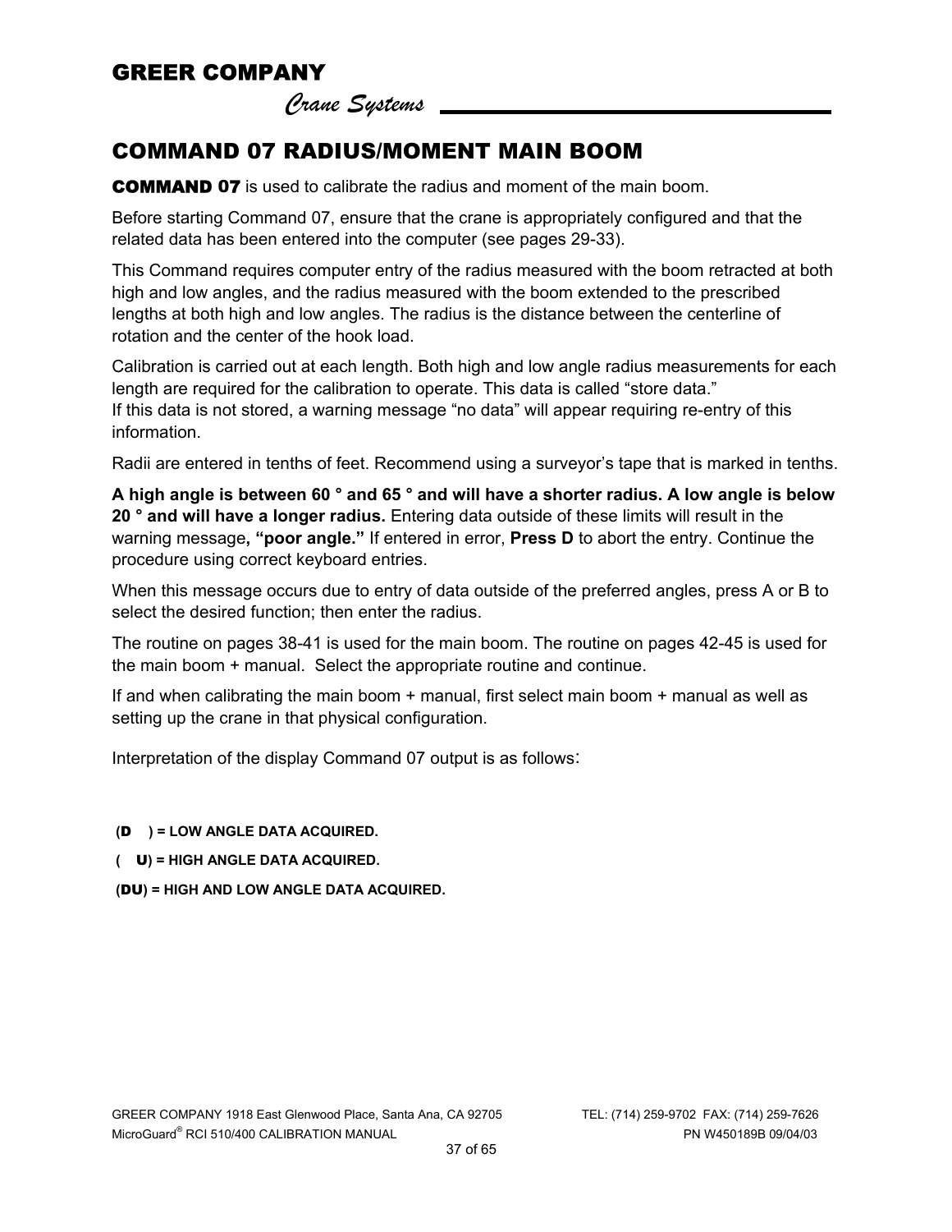# COMMAND 07 RADIUS/MOMENT MAIN BOOM

**COMMAND 07** is used to calibrate the radius and moment of the main boom.

Before starting Command 07, ensure that the crane is appropriately configured and that the related data has been entered into the computer (see pages 29-33).

This Command requires computer entry of the radius measured with the boom retracted at both high and low angles, and the radius measured with the boom extended to the prescribed lengths at both high and low angles. The radius is the distance between the centerline of rotation and the center of the hook load.

Calibration is carried out at each length. Both high and low angle radius measurements for each length are required for the calibration to operate. This data is called "store data." If this data is not stored, a warning message "no data" will appear requiring re-entry of this information.

Radii are entered in tenths of feet. Recommend using a surveyor's tape that is marked in tenths.

**A high angle is between 60 ° and 65 ° and will have a shorter radius. A low angle is below 20 ° and will have a longer radius.** Entering data outside of these limits will result in the warning message**, "poor angle."** If entered in error, **Press D** to abort the entry. Continue the procedure using correct keyboard entries.

When this message occurs due to entry of data outside of the preferred angles, press A or B to select the desired function; then enter the radius.

The routine on pages 38-41 is used for the main boom. The routine on pages 42-45 is used for the main boom + manual. Select the appropriate routine and continue.

If and when calibrating the main boom + manual, first select main boom + manual as well as setting up the crane in that physical configuration.

Interpretation of the display Command 07 output is as follows:

**(D ) = LOW ANGLE DATA ACQUIRED.**

**( U) = HIGH ANGLE DATA ACQUIRED.**

**(DU) = HIGH AND LOW ANGLE DATA ACQUIRED.**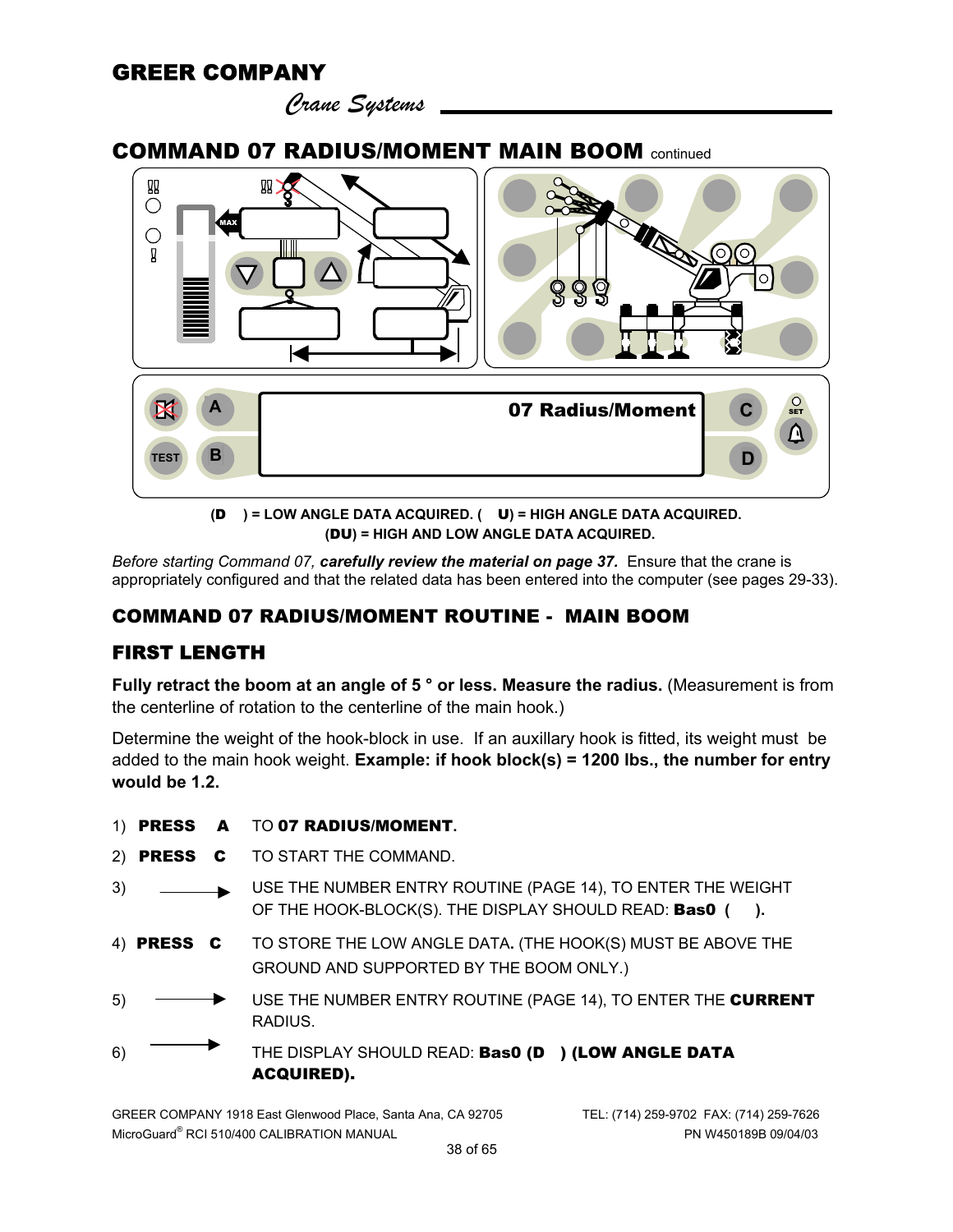# COMMAND 07 RADIUS/MOMENT MAIN BOOM continued

07 Radius/Moment

**(D  ) = LOW ANGLE DATA ACQUIRED. (  U) = HIGH ANGLE DATA ACQUIRED.**
**(DU) = HIGH AND LOW ANGLE DATA ACQUIRED.**

*Before starting Command 07,* ***carefully review the material on page 37.*** Ensure that the crane is appropriately configured and that the related data has been entered into the computer (see pages 29-33).

## COMMAND 07 RADIUS/MOMENT ROUTINE - MAIN BOOM

## FIRST LENGTH

**Fully retract the boom at an angle of 5 ° or less. Measure the radius.** (Measurement is from the centerline of rotation to the centerline of the main hook.)

Determine the weight of the hook-block in use. If an auxillary hook is fitted, its weight must be added to the main hook weight. **Example: if hook block(s) = 1200 lbs., the number for entry would be 1.2.**

1) **PRESS A** TO **07 RADIUS/MOMENT**.
2) **PRESS C** TO START THE COMMAND.
3) → USE THE NUMBER ENTRY ROUTINE (PAGE 14), TO ENTER THE WEIGHT OF THE HOOK-BLOCK(S). THE DISPLAY SHOULD READ: **Bas0 (   ).**
4) **PRESS C** TO STORE THE LOW ANGLE DATA**.** (THE HOOK(S) MUST BE ABOVE THE GROUND AND SUPPORTED BY THE BOOM ONLY.)
5) → USE THE NUMBER ENTRY ROUTINE (PAGE 14), TO ENTER THE **CURRENT** RADIUS.
6) → THE DISPLAY SHOULD READ: **Bas0 (D  ) (LOW ANGLE DATA ACQUIRED).**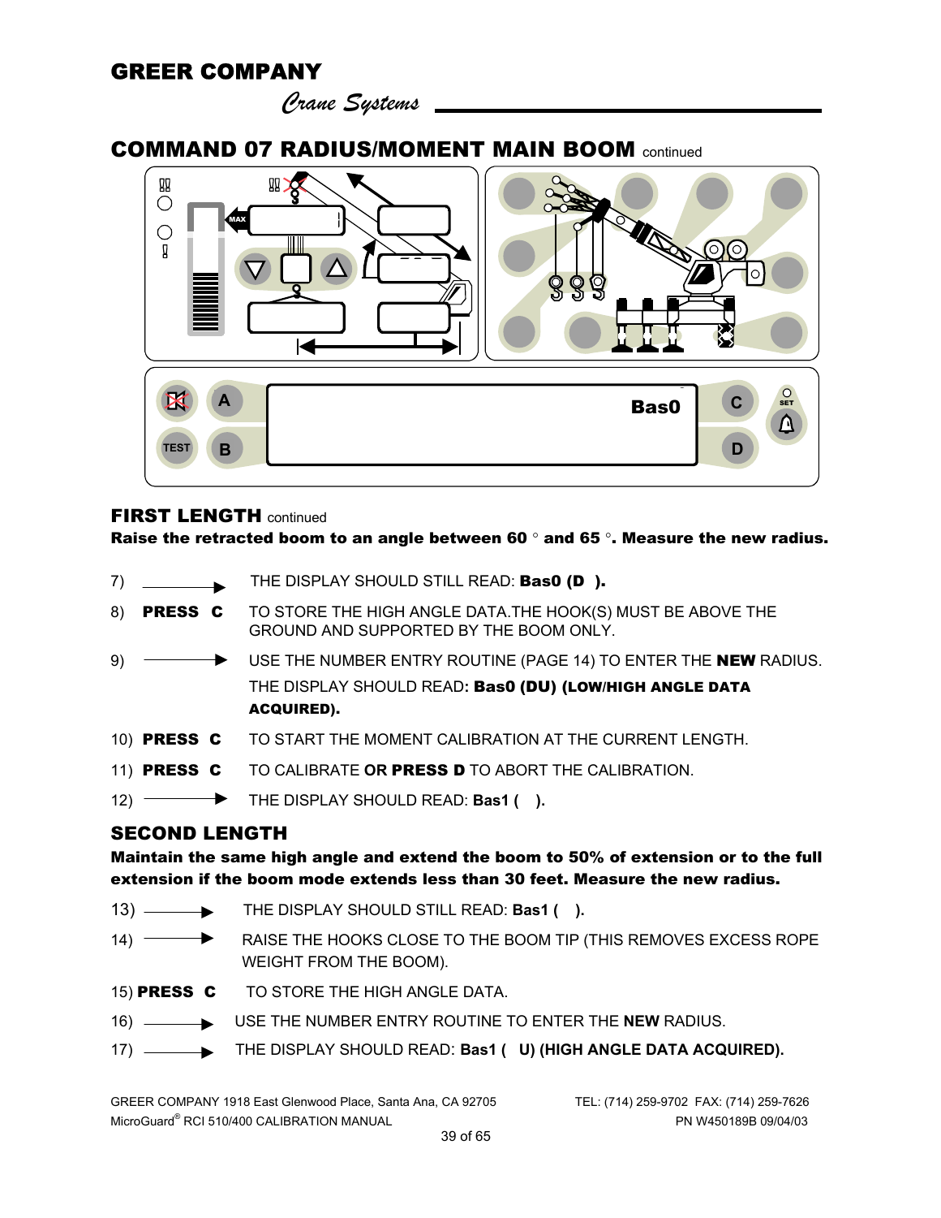## COMMAND 07 RADIUS/MOMENT MAIN BOOM continued

Bas0

### FIRST LENGTH continued

**Raise the retracted boom to an angle between 60 ° and 65 °. Measure the new radius.**

7) ⟶ THE DISPLAY SHOULD STILL READ: **Bas0 (D ).**

8) **PRESS C** TO STORE THE HIGH ANGLE DATA.THE HOOK(S) MUST BE ABOVE THE GROUND AND SUPPORTED BY THE BOOM ONLY.

9) ⟶ USE THE NUMBER ENTRY ROUTINE (PAGE 14) TO ENTER THE **NEW** RADIUS. THE DISPLAY SHOULD READ**: Bas0 (DU) (LOW/HIGH ANGLE DATA ACQUIRED).**

10) **PRESS C** TO START THE MOMENT CALIBRATION AT THE CURRENT LENGTH.

11) **PRESS C** TO CALIBRATE **OR PRESS D** TO ABORT THE CALIBRATION.

12) ⟶ THE DISPLAY SHOULD READ: **Bas1 ( ).**

### SECOND LENGTH

**Maintain the same high angle and extend the boom to 50% of extension or to the full extension if the boom mode extends less than 30 feet. Measure the new radius.**

13) ⟶ THE DISPLAY SHOULD STILL READ: **Bas1 ( ).**

14) ⟶ RAISE THE HOOKS CLOSE TO THE BOOM TIP (THIS REMOVES EXCESS ROPE WEIGHT FROM THE BOOM).

15) **PRESS C** TO STORE THE HIGH ANGLE DATA.

16) ⟶ USE THE NUMBER ENTRY ROUTINE TO ENTER THE **NEW** RADIUS.

17) ⟶ THE DISPLAY SHOULD READ: **Bas1 ( U) (HIGH ANGLE DATA ACQUIRED).**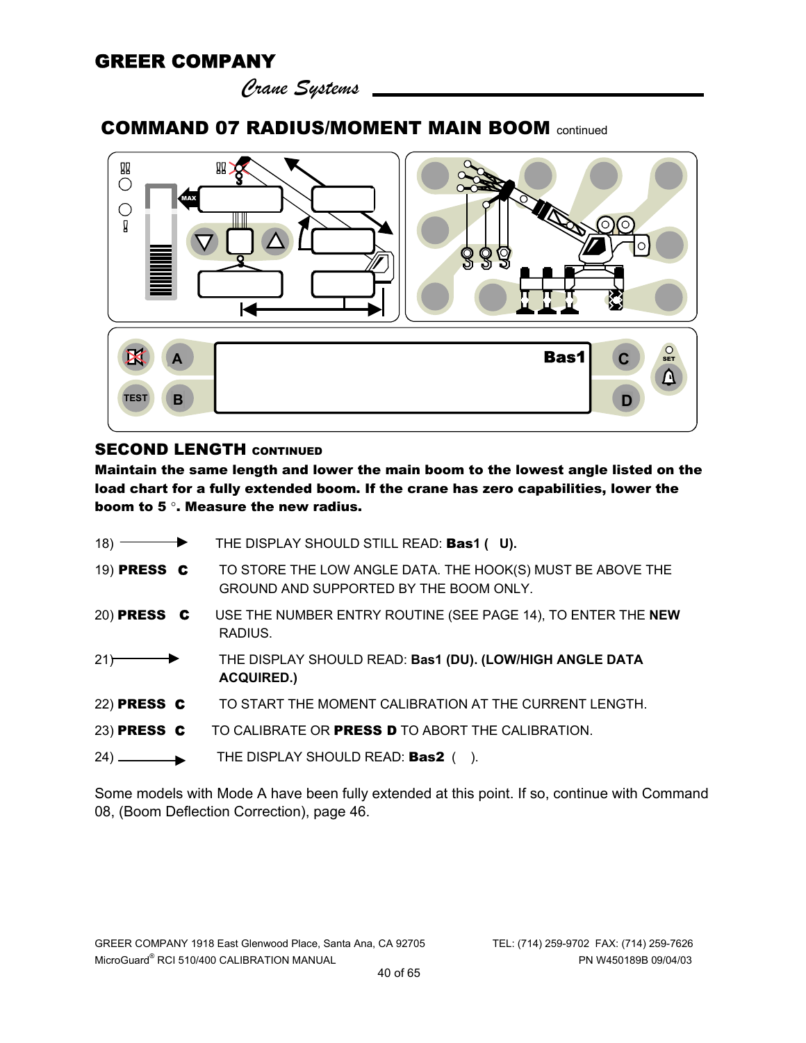## COMMAND 07 RADIUS/MOMENT MAIN BOOM continued

### SECOND LENGTH CONTINUED

**Maintain the same length and lower the main boom to the lowest angle listed on the load chart for a fully extended boom. If the crane has zero capabilities, lower the boom to 5 °. Measure the new radius.**

18) ⟶ THE DISPLAY SHOULD STILL READ: **Bas1 ( U).**

19) **PRESS C** TO STORE THE LOW ANGLE DATA. THE HOOK(S) MUST BE ABOVE THE GROUND AND SUPPORTED BY THE BOOM ONLY.

20) **PRESS C** USE THE NUMBER ENTRY ROUTINE (SEE PAGE 14), TO ENTER THE **NEW** RADIUS.

21) ⟶ THE DISPLAY SHOULD READ: **Bas1 (DU). (LOW/HIGH ANGLE DATA ACQUIRED.)**

22) **PRESS C** TO START THE MOMENT CALIBRATION AT THE CURRENT LENGTH.

23) **PRESS C** TO CALIBRATE OR **PRESS D** TO ABORT THE CALIBRATION.

24) ⟶ THE DISPLAY SHOULD READ: **Bas2** ( ).

Some models with Mode A have been fully extended at this point. If so, continue with Command 08, (Boom Deflection Correction), page 46.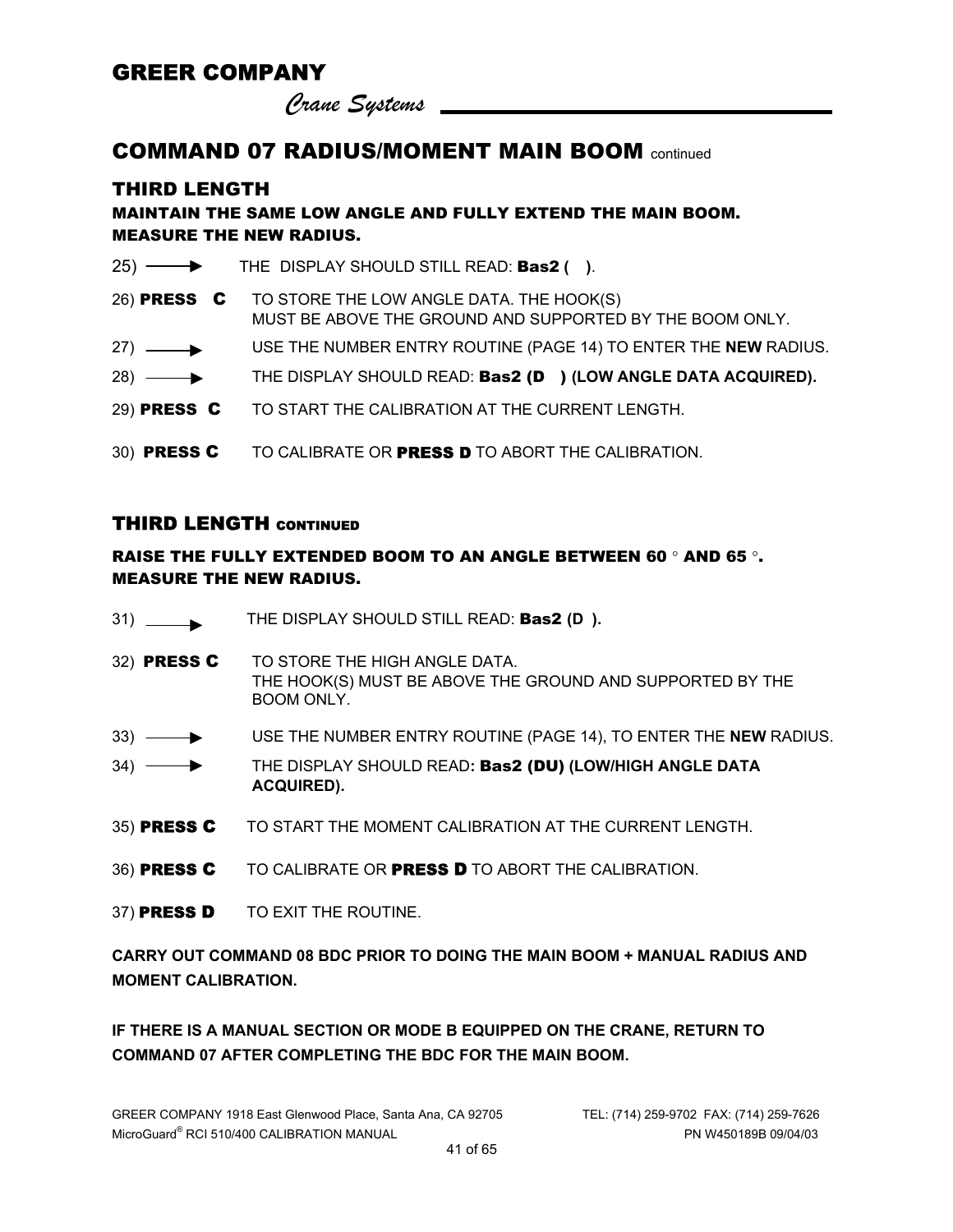# COMMAND 07 RADIUS/MOMENT MAIN BOOM continued

## THIRD LENGTH

**MAINTAIN THE SAME LOW ANGLE AND FULLY EXTEND THE MAIN BOOM. MEASURE THE NEW RADIUS.**

25) ⟶ THE DISPLAY SHOULD STILL READ: **Bas2 (   )**.

26) **PRESS C** TO STORE THE LOW ANGLE DATA. THE HOOK(S) MUST BE ABOVE THE GROUND AND SUPPORTED BY THE BOOM ONLY.

27) ⟶ USE THE NUMBER ENTRY ROUTINE (PAGE 14) TO ENTER THE **NEW** RADIUS.

28) ⟶ THE DISPLAY SHOULD READ: **Bas2 (D   ) (LOW ANGLE DATA ACQUIRED).**

29) **PRESS C** TO START THE CALIBRATION AT THE CURRENT LENGTH.

30) **PRESS C** TO CALIBRATE OR **PRESS D** TO ABORT THE CALIBRATION.

## THIRD LENGTH CONTINUED

**RAISE THE FULLY EXTENDED BOOM TO AN ANGLE BETWEEN 60 ° AND 65 °. MEASURE THE NEW RADIUS.**

31) ⟶ THE DISPLAY SHOULD STILL READ: **Bas2 (D  ).**

32) **PRESS C** TO STORE THE HIGH ANGLE DATA. THE HOOK(S) MUST BE ABOVE THE GROUND AND SUPPORTED BY THE BOOM ONLY.

33) ⟶ USE THE NUMBER ENTRY ROUTINE (PAGE 14), TO ENTER THE **NEW** RADIUS.

34) ⟶ THE DISPLAY SHOULD READ**: Bas2 (DU) (LOW/HIGH ANGLE DATA ACQUIRED).**

35) **PRESS C** TO START THE MOMENT CALIBRATION AT THE CURRENT LENGTH.

36) **PRESS C** TO CALIBRATE OR **PRESS D** TO ABORT THE CALIBRATION.

37) **PRESS D** TO EXIT THE ROUTINE.

**CARRY OUT COMMAND 08 BDC PRIOR TO DOING THE MAIN BOOM + MANUAL RADIUS AND MOMENT CALIBRATION.**

**IF THERE IS A MANUAL SECTION OR MODE B EQUIPPED ON THE CRANE, RETURN TO COMMAND 07 AFTER COMPLETING THE BDC FOR THE MAIN BOOM.**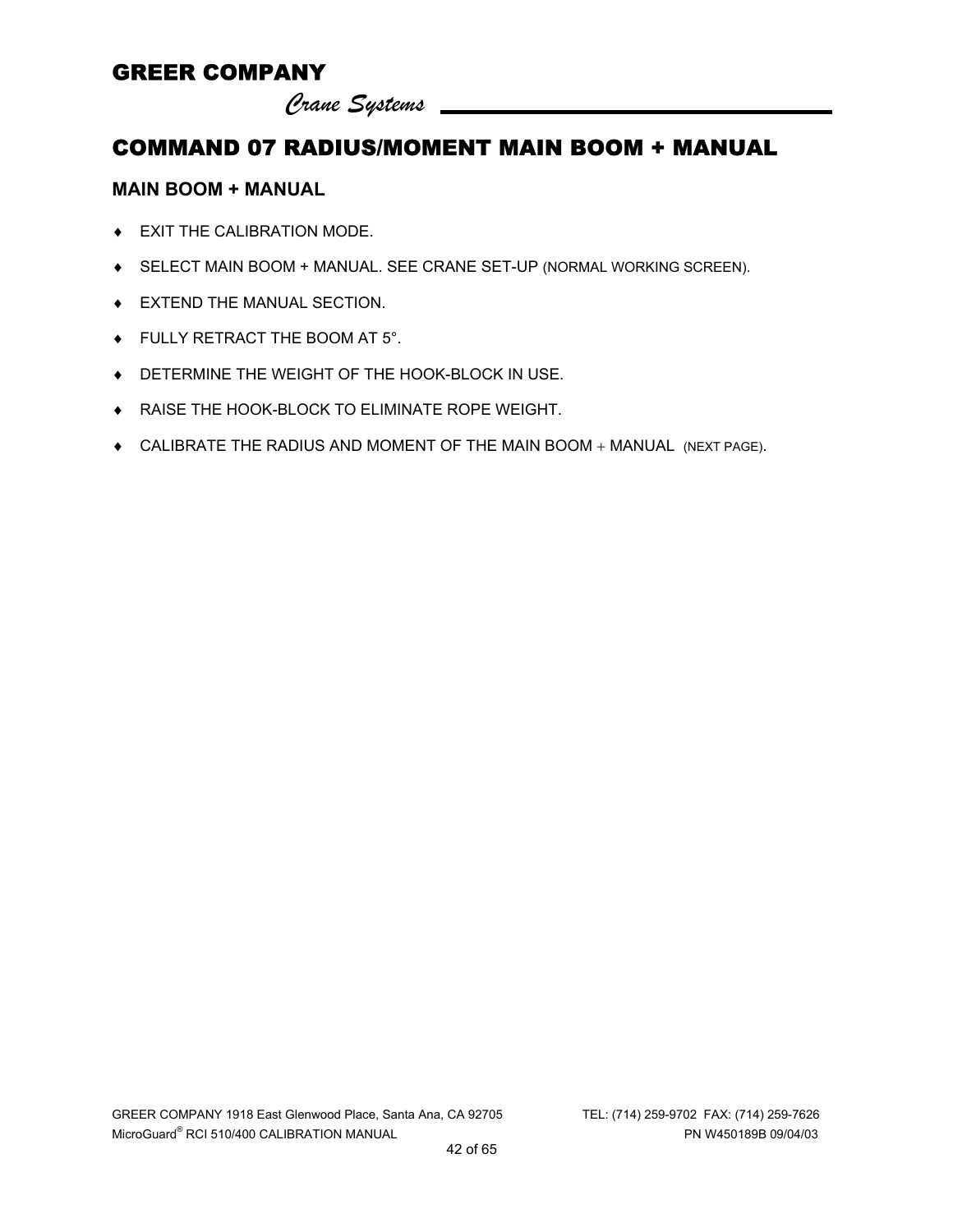# COMMAND 07 RADIUS/MOMENT MAIN BOOM + MANUAL

## MAIN BOOM + MANUAL

- EXIT THE CALIBRATION MODE.
- SELECT MAIN BOOM + MANUAL. SEE CRANE SET-UP (NORMAL WORKING SCREEN).
- EXTEND THE MANUAL SECTION.
- FULLY RETRACT THE BOOM AT 5°.
- DETERMINE THE WEIGHT OF THE HOOK-BLOCK IN USE.
- RAISE THE HOOK-BLOCK TO ELIMINATE ROPE WEIGHT.
- CALIBRATE THE RADIUS AND MOMENT OF THE MAIN BOOM + MANUAL (NEXT PAGE).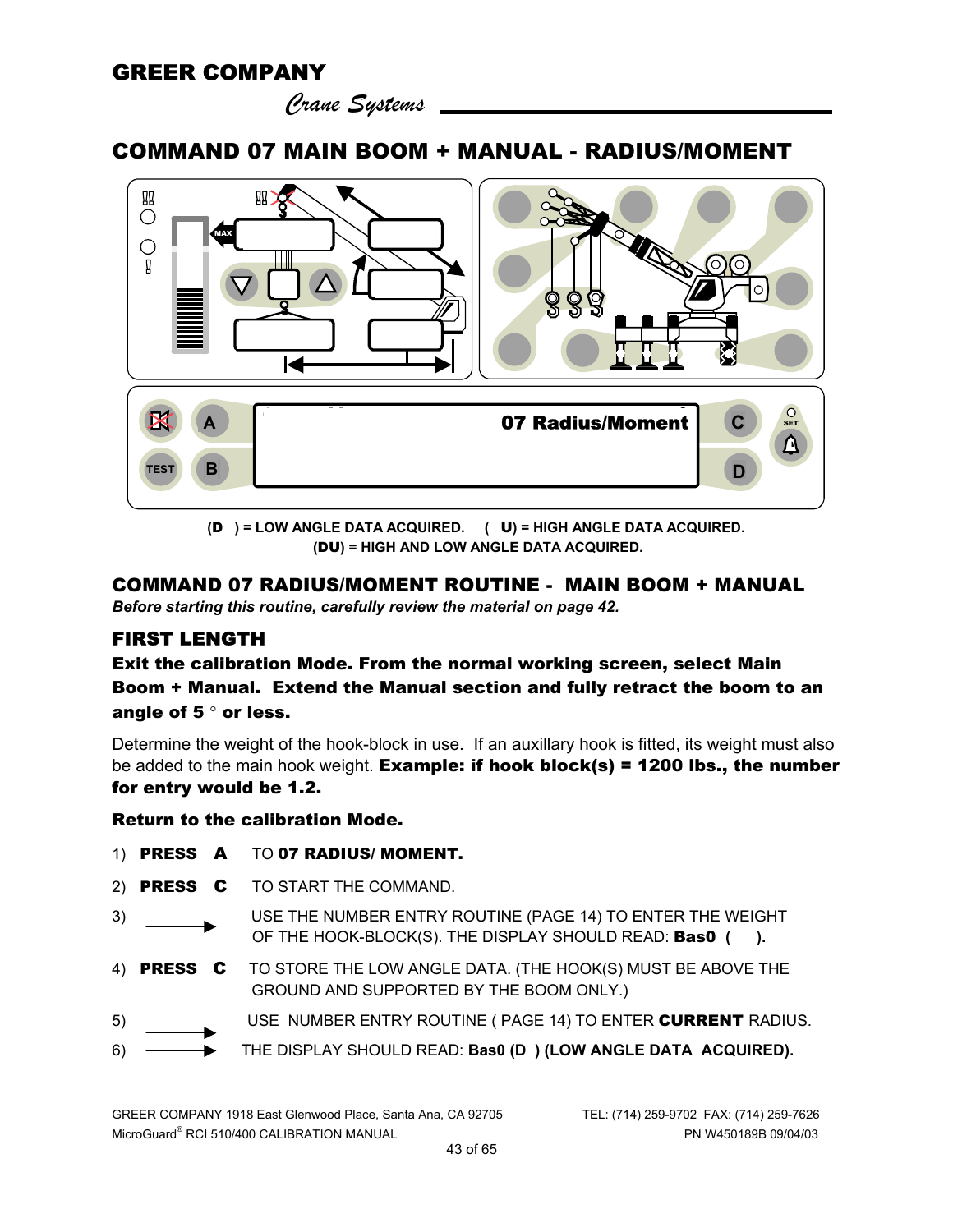GREER COMPANY

*Crane Systems*

## COMMAND 07 MAIN BOOM + MANUAL - RADIUS/MOMENT

**07 Radius/Moment**

**(D ) = LOW ANGLE DATA ACQUIRED. ( U) = HIGH ANGLE DATA ACQUIRED.**
**(DU) = HIGH AND LOW ANGLE DATA ACQUIRED.**

## COMMAND 07 RADIUS/MOMENT ROUTINE - MAIN BOOM + MANUAL

***Before starting this routine, carefully review the material on page 42.***

### FIRST LENGTH

**Exit the calibration Mode. From the normal working screen, select Main Boom + Manual. Extend the Manual section and fully retract the boom to an angle of 5 ° or less.**

Determine the weight of the hook-block in use. If an auxillary hook is fitted, its weight must also be added to the main hook weight. **Example: if hook block(s) = 1200 lbs., the number for entry would be 1.2.**

**Return to the calibration Mode.**

1) **PRESS A** TO **07 RADIUS/ MOMENT.**
2) **PRESS C** TO START THE COMMAND.
3) → USE THE NUMBER ENTRY ROUTINE (PAGE 14) TO ENTER THE WEIGHT OF THE HOOK-BLOCK(S). THE DISPLAY SHOULD READ: **Bas0 ( ).**
4) **PRESS C** TO STORE THE LOW ANGLE DATA. (THE HOOK(S) MUST BE ABOVE THE GROUND AND SUPPORTED BY THE BOOM ONLY.)
5) → USE NUMBER ENTRY ROUTINE ( PAGE 14) TO ENTER **CURRENT** RADIUS.
6) → THE DISPLAY SHOULD READ: **Bas0 (D ) (LOW ANGLE DATA ACQUIRED).**

GREER COMPANY 1918 East Glenwood Place, Santa Ana, CA 92705 TEL: (714) 259-9702 FAX: (714) 259-7626
MicroGuard® RCI 510/400 CALIBRATION MANUAL PN W450189B 09/04/03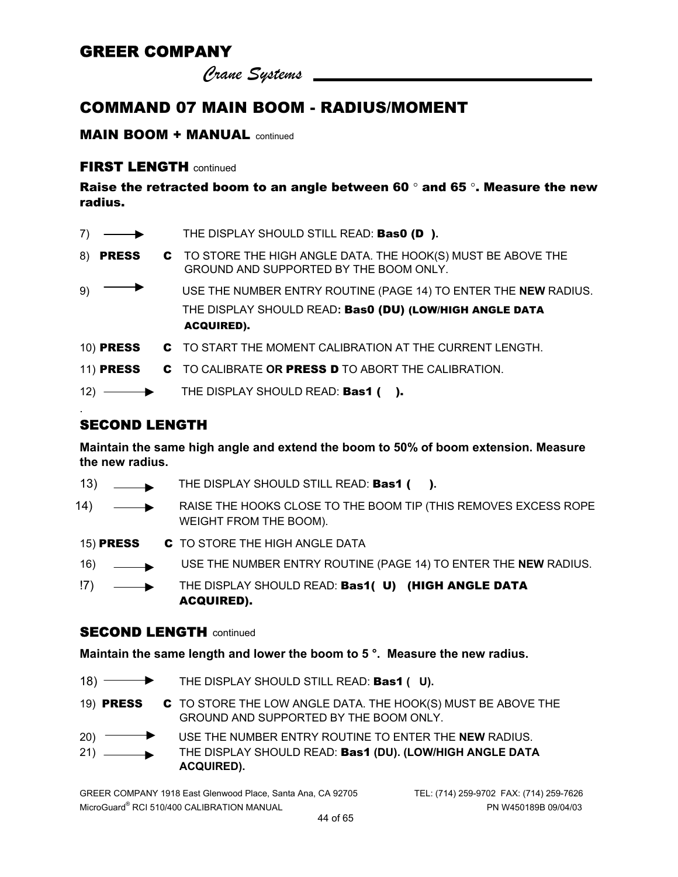## COMMAND 07 MAIN BOOM - RADIUS/MOMENT

### MAIN BOOM + MANUAL continued

### FIRST LENGTH continued

**Raise the retracted boom to an angle between 60 ° and 65 °. Measure the new radius.**

7) → THE DISPLAY SHOULD STILL READ: **Bas0 (D ).**

8) **PRESS C** TO STORE THE HIGH ANGLE DATA. THE HOOK(S) MUST BE ABOVE THE GROUND AND SUPPORTED BY THE BOOM ONLY.

9) → USE THE NUMBER ENTRY ROUTINE (PAGE 14) TO ENTER THE **NEW** RADIUS. THE DISPLAY SHOULD READ**: Bas0 (DU) (LOW/HIGH ANGLE DATA ACQUIRED).**

10) **PRESS C** TO START THE MOMENT CALIBRATION AT THE CURRENT LENGTH.

11) **PRESS C** TO CALIBRATE **OR PRESS D** TO ABORT THE CALIBRATION.

12) → THE DISPLAY SHOULD READ: **Bas1 ( ).**

### SECOND LENGTH

**Maintain the same high angle and extend the boom to 50% of boom extension. Measure the new radius.**

13) → THE DISPLAY SHOULD STILL READ: **Bas1 ( ).**

14) → RAISE THE HOOKS CLOSE TO THE BOOM TIP (THIS REMOVES EXCESS ROPE WEIGHT FROM THE BOOM).

15) **PRESS C** TO STORE THE HIGH ANGLE DATA

16) → USE THE NUMBER ENTRY ROUTINE (PAGE 14) TO ENTER THE **NEW** RADIUS.

!7) → THE DISPLAY SHOULD READ: **Bas1( U) (HIGH ANGLE DATA ACQUIRED).**

### SECOND LENGTH continued

**Maintain the same length and lower the boom to 5 °. Measure the new radius.**

18) → THE DISPLAY SHOULD STILL READ: **Bas1 ( U).**

19) **PRESS C** TO STORE THE LOW ANGLE DATA. THE HOOK(S) MUST BE ABOVE THE GROUND AND SUPPORTED BY THE BOOM ONLY.

20) → USE THE NUMBER ENTRY ROUTINE TO ENTER THE **NEW** RADIUS.

21) → THE DISPLAY SHOULD READ: **Bas1 (DU). (LOW/HIGH ANGLE DATA ACQUIRED).**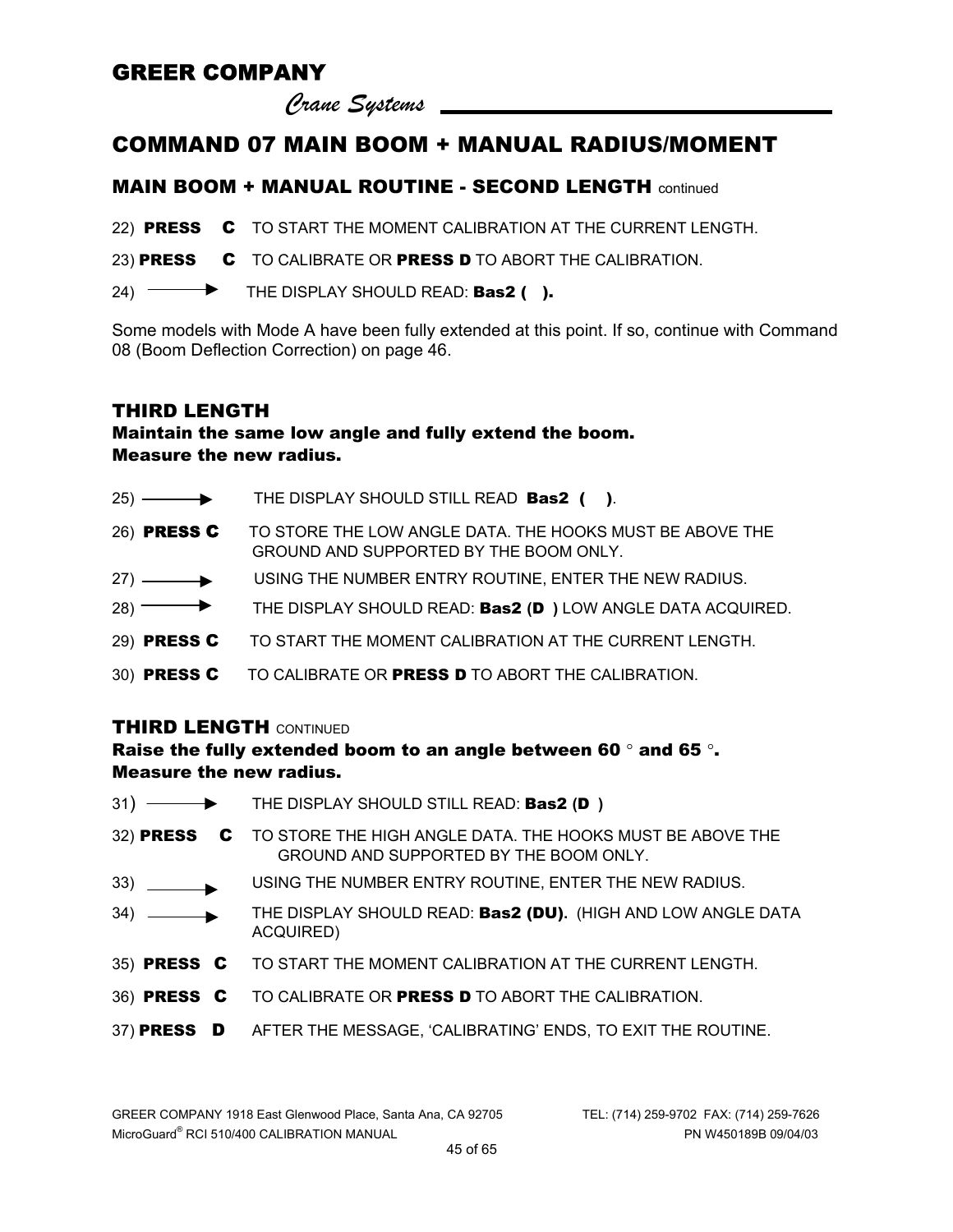## COMMAND 07 MAIN BOOM + MANUAL RADIUS/MOMENT

### MAIN BOOM + MANUAL ROUTINE - SECOND LENGTH continued

22) **PRESS C** TO START THE MOMENT CALIBRATION AT THE CURRENT LENGTH.

23) **PRESS C** TO CALIBRATE OR **PRESS D** TO ABORT THE CALIBRATION.

24) ⟶ THE DISPLAY SHOULD READ: **Bas2 ( ).**

Some models with Mode A have been fully extended at this point. If so, continue with Command 08 (Boom Deflection Correction) on page 46.

### THIRD LENGTH

**Maintain the same low angle and fully extend the boom.**
**Measure the new radius.**

25) ⟶ THE DISPLAY SHOULD STILL READ **Bas2 ( )**.

26) **PRESS C** TO STORE THE LOW ANGLE DATA. THE HOOKS MUST BE ABOVE THE GROUND AND SUPPORTED BY THE BOOM ONLY.

27) ⟶ USING THE NUMBER ENTRY ROUTINE, ENTER THE NEW RADIUS.

28) ⟶ THE DISPLAY SHOULD READ: **Bas2 (D )** LOW ANGLE DATA ACQUIRED.

29) **PRESS C** TO START THE MOMENT CALIBRATION AT THE CURRENT LENGTH.

30) **PRESS C** TO CALIBRATE OR **PRESS D** TO ABORT THE CALIBRATION.

### THIRD LENGTH CONTINUED

**Raise the fully extended boom to an angle between 60 ° and 65 °.**
**Measure the new radius.**

31) ⟶ THE DISPLAY SHOULD STILL READ: **Bas2 (D )**

32) **PRESS C** TO STORE THE HIGH ANGLE DATA. THE HOOKS MUST BE ABOVE THE GROUND AND SUPPORTED BY THE BOOM ONLY.

33) ⟶ USING THE NUMBER ENTRY ROUTINE, ENTER THE NEW RADIUS.

34) ⟶ THE DISPLAY SHOULD READ: **Bas2 (DU).** (HIGH AND LOW ANGLE DATA ACQUIRED)

35) **PRESS C** TO START THE MOMENT CALIBRATION AT THE CURRENT LENGTH.

36) **PRESS C** TO CALIBRATE OR **PRESS D** TO ABORT THE CALIBRATION.

37) **PRESS D** AFTER THE MESSAGE, 'CALIBRATING' ENDS, TO EXIT THE ROUTINE.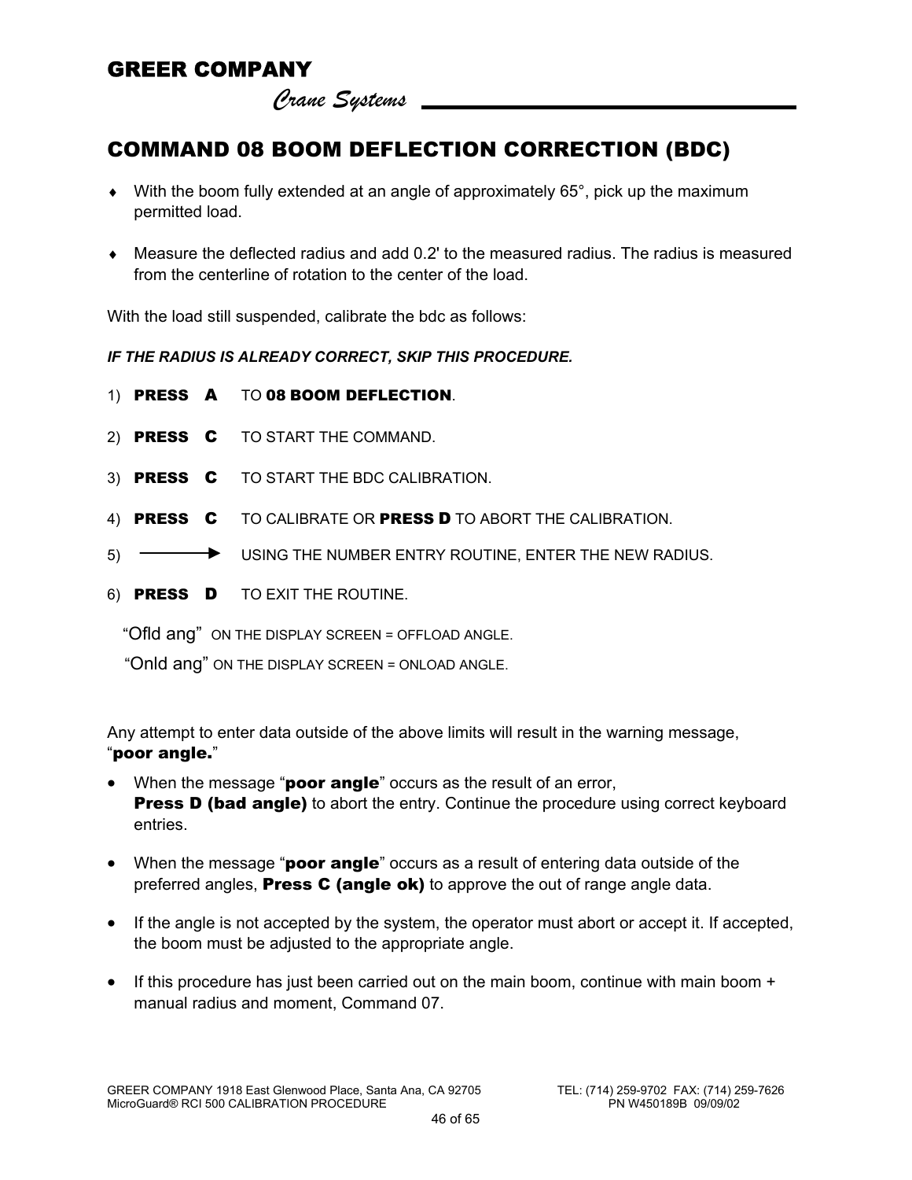# COMMAND 08 BOOM DEFLECTION CORRECTION (BDC)

- With the boom fully extended at an angle of approximately 65°, pick up the maximum permitted load.
- Measure the deflected radius and add 0.2' to the measured radius. The radius is measured from the centerline of rotation to the center of the load.

With the load still suspended, calibrate the bdc as follows:

***IF THE RADIUS IS ALREADY CORRECT, SKIP THIS PROCEDURE.***

1) **PRESS A** TO **08 BOOM DEFLECTION**.
2) **PRESS C** TO START THE COMMAND.
3) **PRESS C** TO START THE BDC CALIBRATION.
4) **PRESS C** TO CALIBRATE OR **PRESS D** TO ABORT THE CALIBRATION.
5) ⟶ USING THE NUMBER ENTRY ROUTINE, ENTER THE NEW RADIUS.
6) **PRESS D** TO EXIT THE ROUTINE.

"Ofld ang" ON THE DISPLAY SCREEN = OFFLOAD ANGLE.

"Onld ang" ON THE DISPLAY SCREEN = ONLOAD ANGLE.

Any attempt to enter data outside of the above limits will result in the warning message, "**poor angle.**"

- When the message "**poor angle**" occurs as the result of an error, **Press D (bad angle)** to abort the entry. Continue the procedure using correct keyboard entries.
- When the message "**poor angle**" occurs as a result of entering data outside of the preferred angles, **Press C (angle ok)** to approve the out of range angle data.
- If the angle is not accepted by the system, the operator must abort or accept it. If accepted, the boom must be adjusted to the appropriate angle.
- If this procedure has just been carried out on the main boom, continue with main boom + manual radius and moment, Command 07.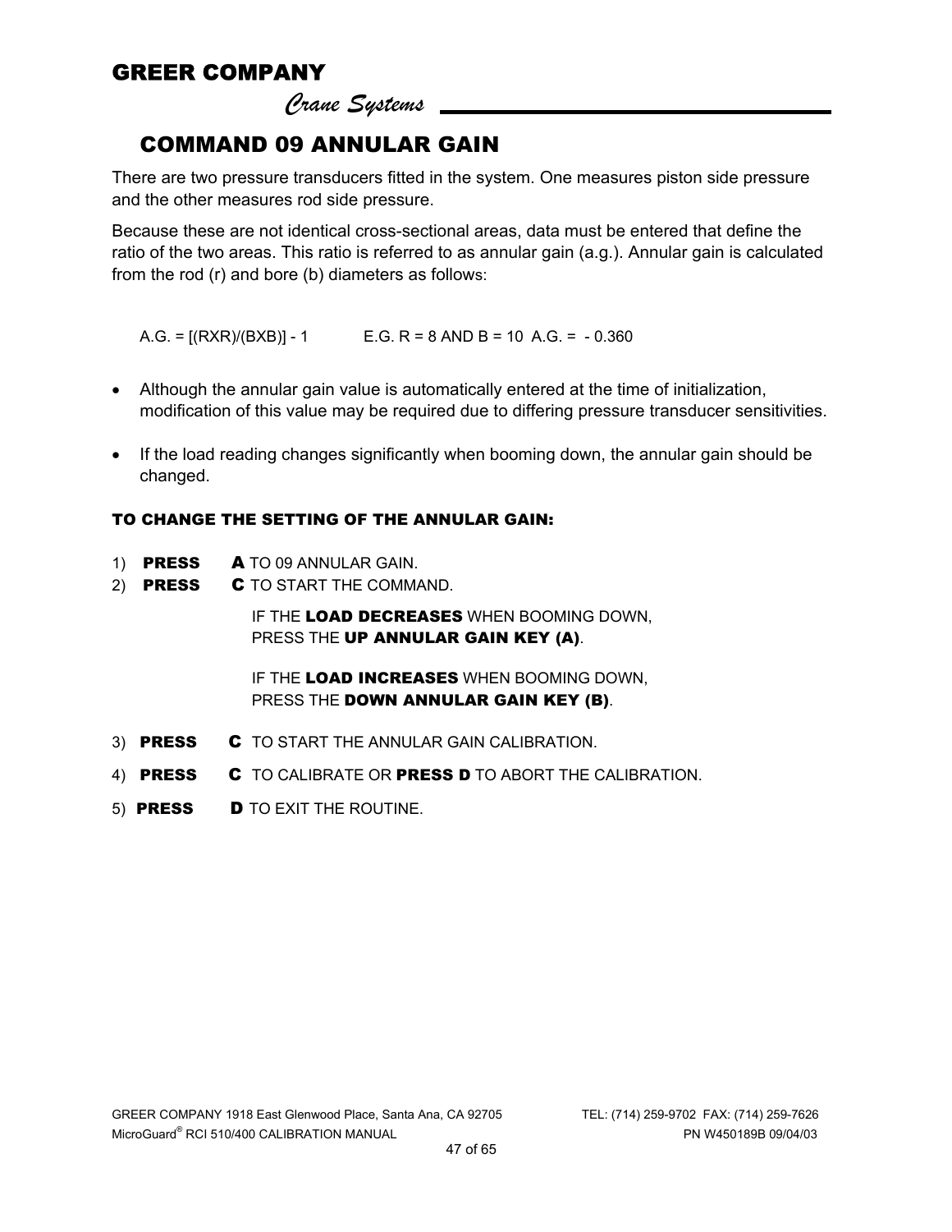# COMMAND 09 ANNULAR GAIN

There are two pressure transducers fitted in the system. One measures piston side pressure and the other measures rod side pressure.

Because these are not identical cross-sectional areas, data must be entered that define the ratio of the two areas. This ratio is referred to as annular gain (a.g.). Annular gain is calculated from the rod (r) and bore (b) diameters as follows:

A.G. = [(RXR)/(BXB)] - 1 E.G. R = 8 AND B = 10 A.G. = - 0.360

- Although the annular gain value is automatically entered at the time of initialization, modification of this value may be required due to differing pressure transducer sensitivities.
- If the load reading changes significantly when booming down, the annular gain should be changed.

**TO CHANGE THE SETTING OF THE ANNULAR GAIN:**

1) **PRESS** **A** TO 09 ANNULAR GAIN.
2) **PRESS** **C** TO START THE COMMAND.

   IF THE **LOAD DECREASES** WHEN BOOMING DOWN, PRESS THE **UP ANNULAR GAIN KEY (A)**.

   IF THE **LOAD INCREASES** WHEN BOOMING DOWN, PRESS THE **DOWN ANNULAR GAIN KEY (B)**.

3) **PRESS** **C** TO START THE ANNULAR GAIN CALIBRATION.
4) **PRESS** **C** TO CALIBRATE OR **PRESS D** TO ABORT THE CALIBRATION.
5) **PRESS** **D** TO EXIT THE ROUTINE.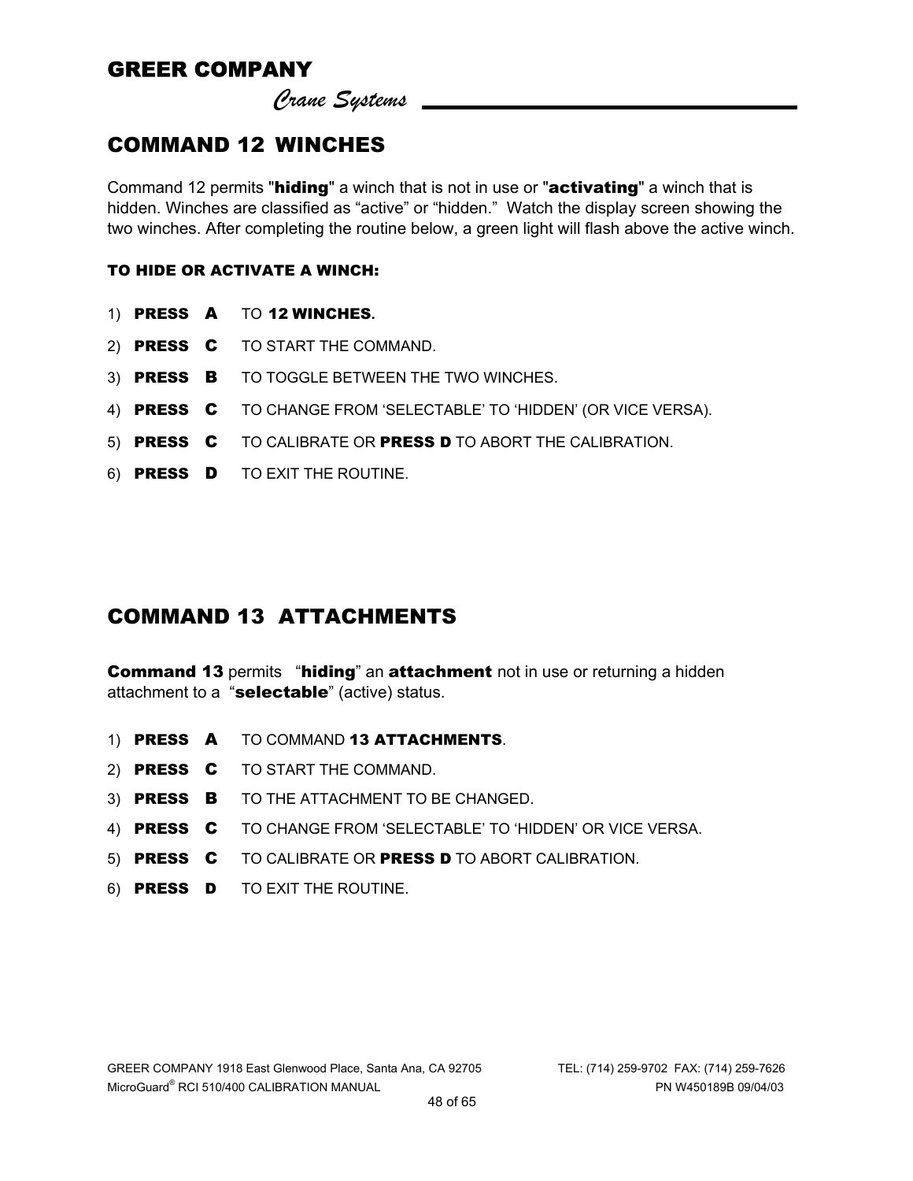## COMMAND 12 WINCHES

Command 12 permits "**hiding**" a winch that is not in use or "**activating**" a winch that is hidden. Winches are classified as "active" or "hidden." Watch the display screen showing the two winches. After completing the routine below, a green light will flash above the active winch.

**TO HIDE OR ACTIVATE A WINCH:**

1) **PRESS A** TO **12 WINCHES.**
2) **PRESS C** TO START THE COMMAND.
3) **PRESS B** TO TOGGLE BETWEEN THE TWO WINCHES.
4) **PRESS C** TO CHANGE FROM 'SELECTABLE' TO 'HIDDEN' (OR VICE VERSA).
5) **PRESS C** TO CALIBRATE OR **PRESS D** TO ABORT THE CALIBRATION.
6) **PRESS D** TO EXIT THE ROUTINE.

## COMMAND 13 ATTACHMENTS

**Command 13** permits "**hiding**" an **attachment** not in use or returning a hidden attachment to a "**selectable**" (active) status.

1) **PRESS A** TO COMMAND **13 ATTACHMENTS**.
2) **PRESS C** TO START THE COMMAND.
3) **PRESS B** TO THE ATTACHMENT TO BE CHANGED.
4) **PRESS C** TO CHANGE FROM 'SELECTABLE' TO 'HIDDEN' OR VICE VERSA.
5) **PRESS C** TO CALIBRATE OR **PRESS D** TO ABORT CALIBRATION.
6) **PRESS D** TO EXIT THE ROUTINE.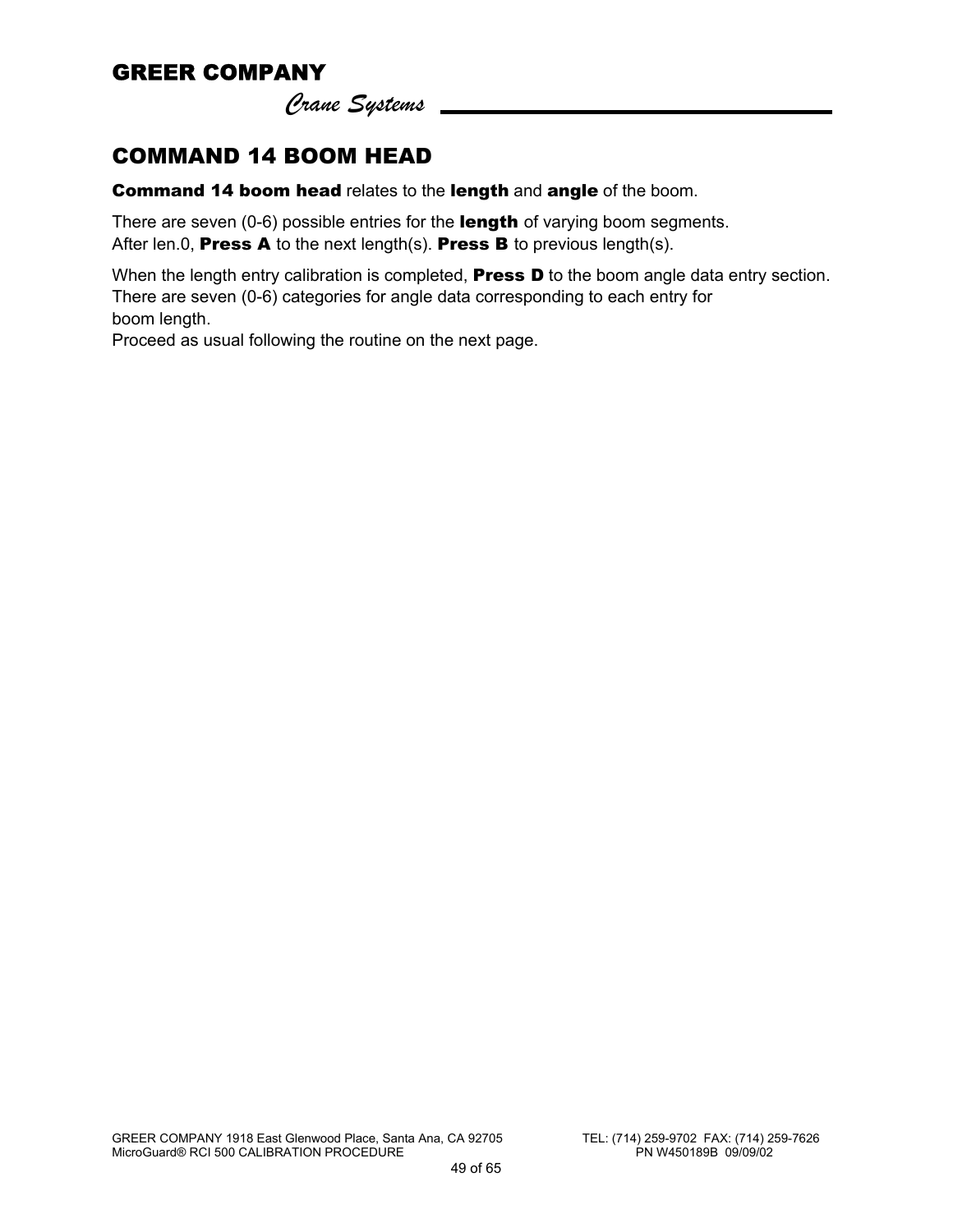## COMMAND 14 BOOM HEAD

**Command 14 boom head** relates to the **length** and **angle** of the boom.

There are seven (0-6) possible entries for the **length** of varying boom segments.
After len.0, **Press A** to the next length(s). **Press B** to previous length(s).

When the length entry calibration is completed, **Press D** to the boom angle data entry section.
There are seven (0-6) categories for angle data corresponding to each entry for
boom length.
Proceed as usual following the routine on the next page.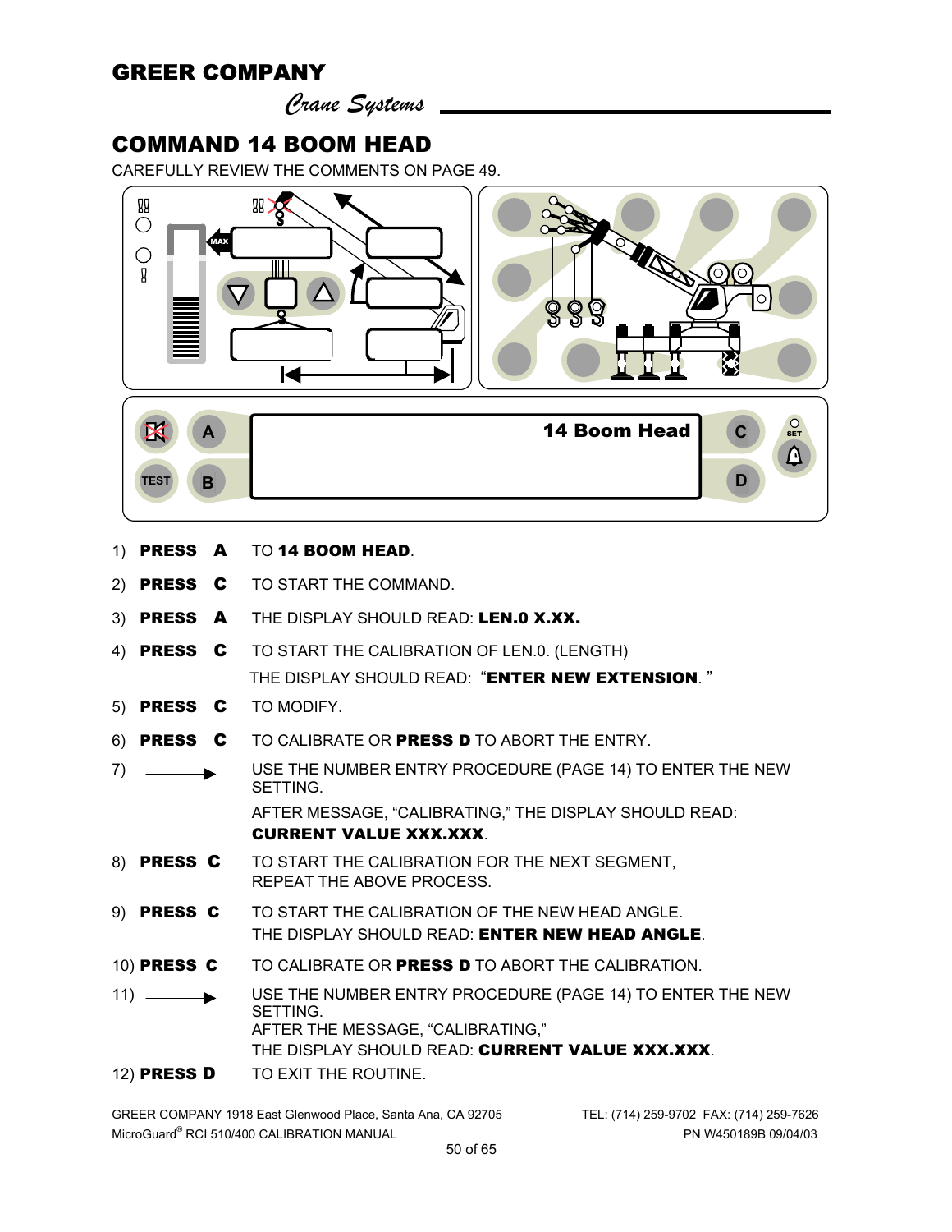# GREER COMPANY

*Crane Systems*

## COMMAND 14 BOOM HEAD

CAREFULLY REVIEW THE COMMENTS ON PAGE 49.

1) **PRESS A** TO **14 BOOM HEAD**.
2) **PRESS C** TO START THE COMMAND.
3) **PRESS A** THE DISPLAY SHOULD READ: **LEN.0 X.XX.**
4) **PRESS C** TO START THE CALIBRATION OF LEN.0. (LENGTH)
   THE DISPLAY SHOULD READ: "**ENTER NEW EXTENSION**. "
5) **PRESS C** TO MODIFY.
6) **PRESS C** TO CALIBRATE OR **PRESS D** TO ABORT THE ENTRY.
7) ⟶ USE THE NUMBER ENTRY PROCEDURE (PAGE 14) TO ENTER THE NEW SETTING.
   AFTER MESSAGE, "CALIBRATING," THE DISPLAY SHOULD READ: **CURRENT VALUE XXX.XXX**.
8) **PRESS C** TO START THE CALIBRATION FOR THE NEXT SEGMENT, REPEAT THE ABOVE PROCESS.
9) **PRESS C** TO START THE CALIBRATION OF THE NEW HEAD ANGLE.
   THE DISPLAY SHOULD READ: **ENTER NEW HEAD ANGLE**.
10) **PRESS C** TO CALIBRATE OR **PRESS D** TO ABORT THE CALIBRATION.
11) ⟶ USE THE NUMBER ENTRY PROCEDURE (PAGE 14) TO ENTER THE NEW SETTING.
    AFTER THE MESSAGE, "CALIBRATING,"
    THE DISPLAY SHOULD READ: **CURRENT VALUE XXX.XXX**.
12) **PRESS D** TO EXIT THE ROUTINE.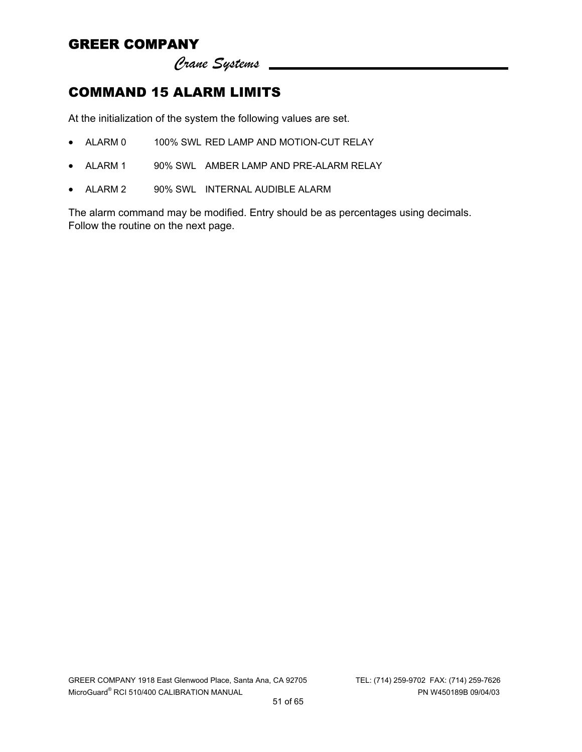# COMMAND 15 ALARM LIMITS

At the initialization of the system the following values are set.

- ALARM 0 100% SWL RED LAMP AND MOTION-CUT RELAY
- ALARM 1 90% SWL AMBER LAMP AND PRE-ALARM RELAY
- ALARM 2 90% SWL INTERNAL AUDIBLE ALARM

The alarm command may be modified. Entry should be as percentages using decimals. Follow the routine on the next page.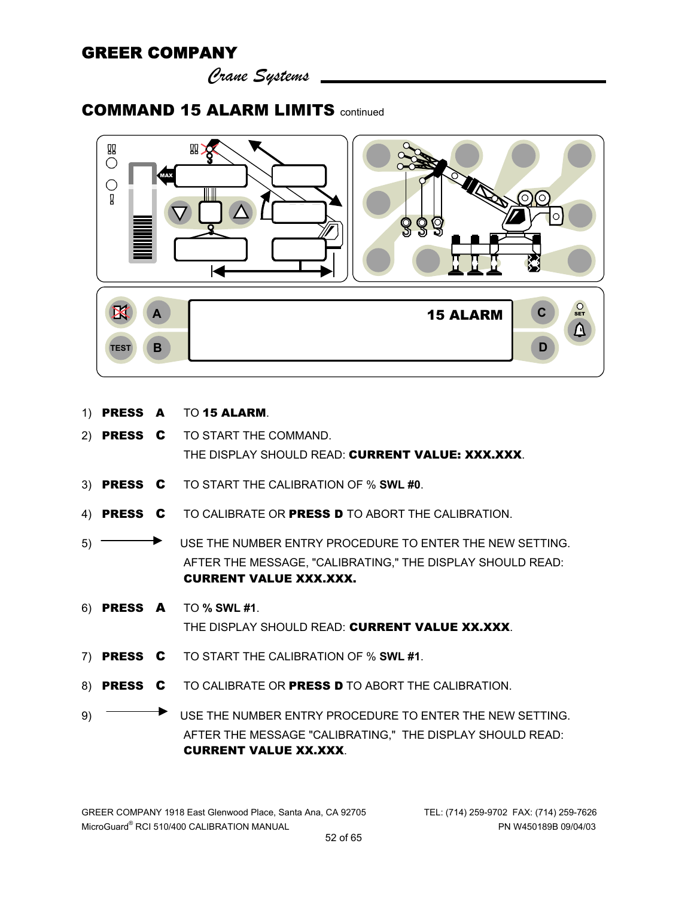## COMMAND 15 ALARM LIMITS continued

15 ALARM

1) **PRESS A** TO **15 ALARM**.
2) **PRESS C** TO START THE COMMAND.
   THE DISPLAY SHOULD READ: **CURRENT VALUE: XXX.XXX**.
3) **PRESS C** TO START THE CALIBRATION OF % **SWL #0**.
4) **PRESS C** TO CALIBRATE OR **PRESS D** TO ABORT THE CALIBRATION.
5) ⟶ USE THE NUMBER ENTRY PROCEDURE TO ENTER THE NEW SETTING.
   AFTER THE MESSAGE, "CALIBRATING," THE DISPLAY SHOULD READ:
   **CURRENT VALUE XXX.XXX.**
6) **PRESS A** TO **% SWL #1**.
   THE DISPLAY SHOULD READ: **CURRENT VALUE XX.XXX**.
7) **PRESS C** TO START THE CALIBRATION OF % **SWL #1**.
8) **PRESS C** TO CALIBRATE OR **PRESS D** TO ABORT THE CALIBRATION.
9) ⟶ USE THE NUMBER ENTRY PROCEDURE TO ENTER THE NEW SETTING.
   AFTER THE MESSAGE "CALIBRATING," THE DISPLAY SHOULD READ:
   **CURRENT VALUE XX.XXX**.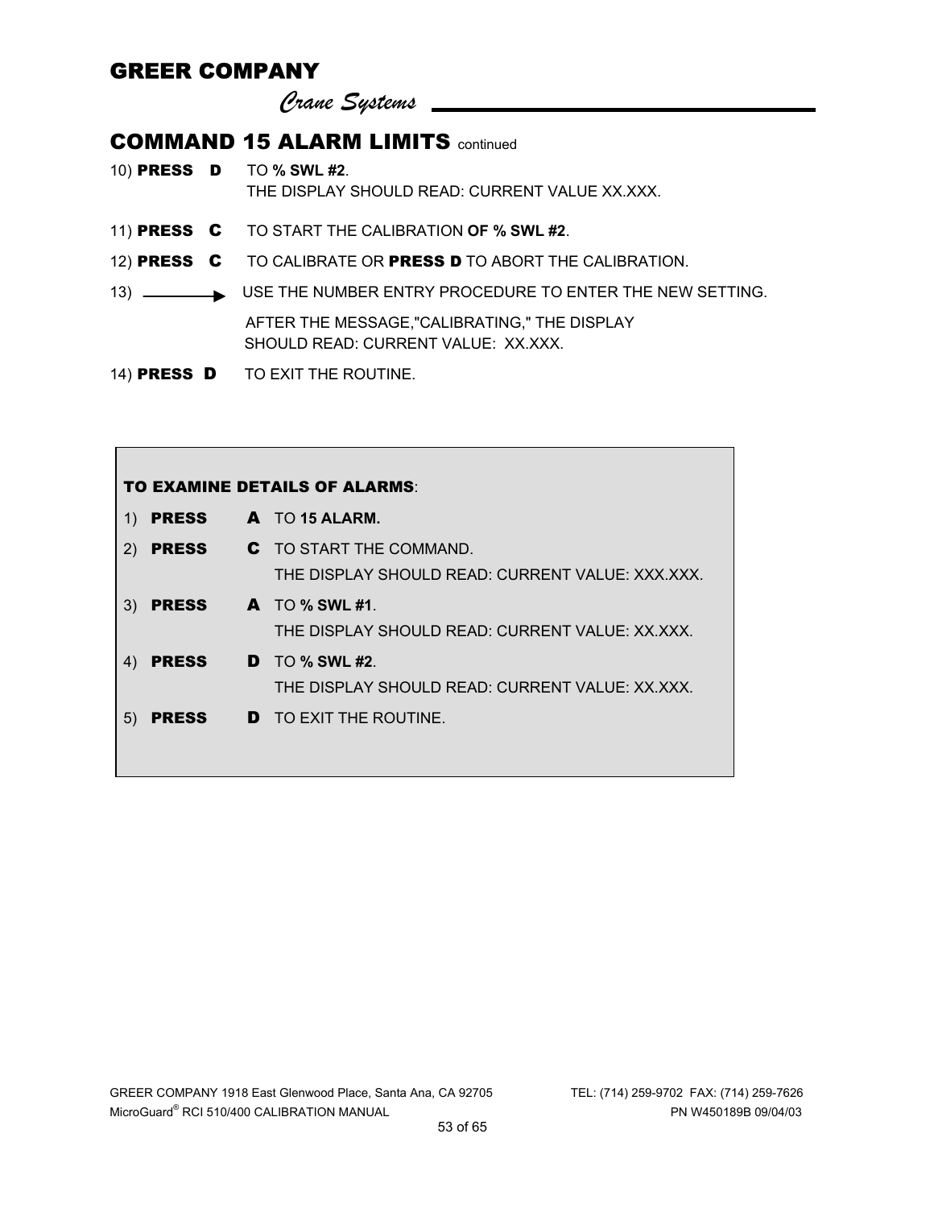# COMMAND 15 ALARM LIMITS continued

10) **PRESS D** TO **% SWL #2**.
THE DISPLAY SHOULD READ: CURRENT VALUE XX.XXX.

11) **PRESS C** TO START THE CALIBRATION **OF % SWL #2**.

12) **PRESS C** TO CALIBRATE OR **PRESS D** TO ABORT THE CALIBRATION.

13) ⟶ USE THE NUMBER ENTRY PROCEDURE TO ENTER THE NEW SETTING.

AFTER THE MESSAGE,"CALIBRATING," THE DISPLAY SHOULD READ: CURRENT VALUE: XX.XXX.

14) **PRESS D** TO EXIT THE ROUTINE.

**TO EXAMINE DETAILS OF ALARMS**:

1) **PRESS A** TO **15 ALARM.**
2) **PRESS C** TO START THE COMMAND.
THE DISPLAY SHOULD READ: CURRENT VALUE: XXX.XXX.
3) **PRESS A** TO **% SWL #1**.
THE DISPLAY SHOULD READ: CURRENT VALUE: XX.XXX.
4) **PRESS D** TO **% SWL #2**.
THE DISPLAY SHOULD READ: CURRENT VALUE: XX.XXX.
5) **PRESS D** TO EXIT THE ROUTINE.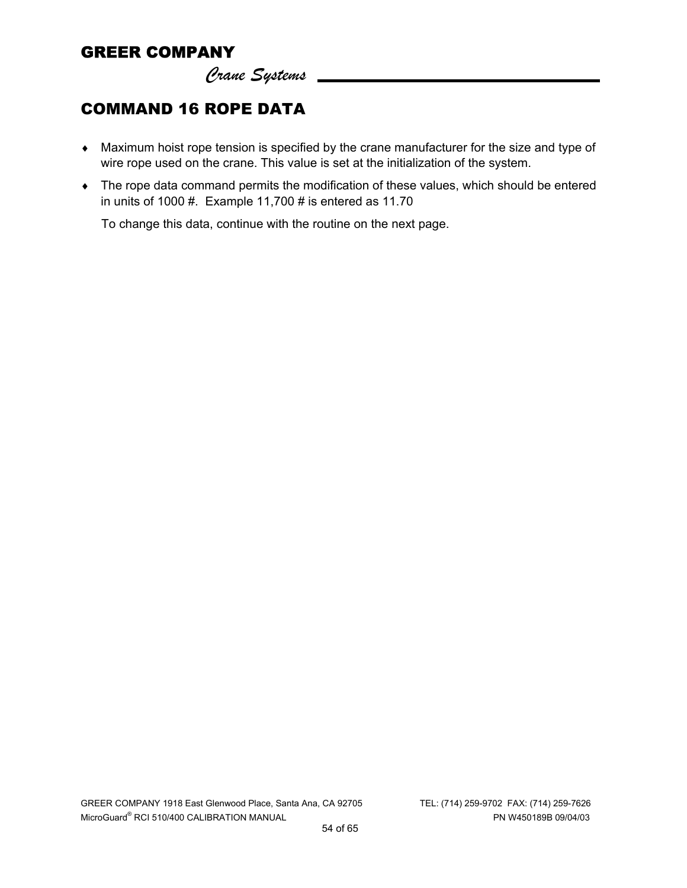## COMMAND 16 ROPE DATA

- Maximum hoist rope tension is specified by the crane manufacturer for the size and type of wire rope used on the crane. This value is set at the initialization of the system.
- The rope data command permits the modification of these values, which should be entered in units of 1000 #. Example 11,700 # is entered as 11.70

  To change this data, continue with the routine on the next page.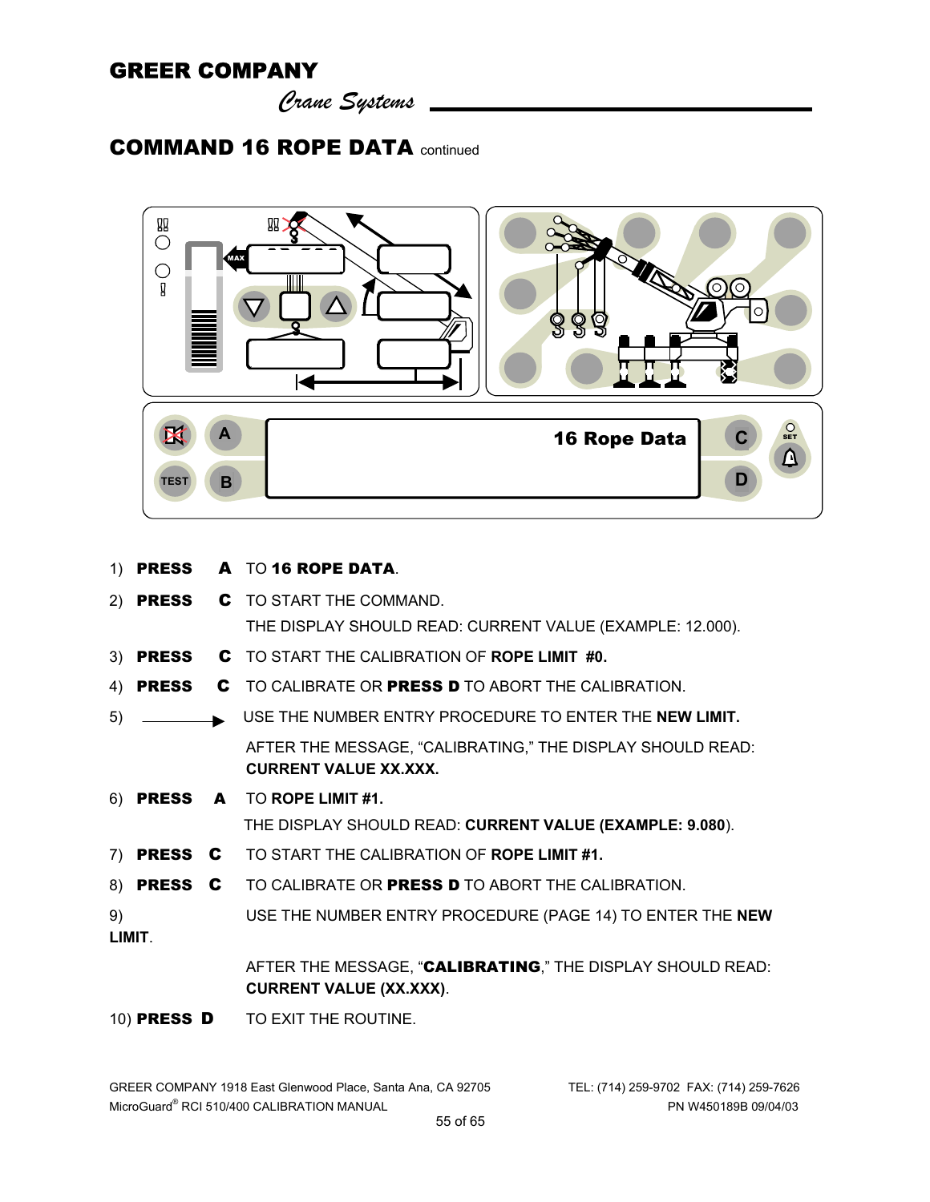# COMMAND 16 ROPE DATA continued

16 Rope Data

1) **PRESS** **A** TO **16 ROPE DATA**.
2) **PRESS** **C** TO START THE COMMAND.
   THE DISPLAY SHOULD READ: CURRENT VALUE (EXAMPLE: 12.000).
3) **PRESS** **C** TO START THE CALIBRATION OF **ROPE LIMIT #0.**
4) **PRESS** **C** TO CALIBRATE OR **PRESS D** TO ABORT THE CALIBRATION.
5) ⟶ USE THE NUMBER ENTRY PROCEDURE TO ENTER THE **NEW LIMIT.**
   AFTER THE MESSAGE, "CALIBRATING," THE DISPLAY SHOULD READ: **CURRENT VALUE XX.XXX.**
6) **PRESS** **A** TO **ROPE LIMIT #1.**
   THE DISPLAY SHOULD READ: **CURRENT VALUE (EXAMPLE: 9.080**).
7) **PRESS** **C** TO START THE CALIBRATION OF **ROPE LIMIT #1.**
8) **PRESS** **C** TO CALIBRATE OR **PRESS D** TO ABORT THE CALIBRATION.
9) USE THE NUMBER ENTRY PROCEDURE (PAGE 14) TO ENTER THE **NEW LIMIT**.
   AFTER THE MESSAGE, "**CALIBRATING**," THE DISPLAY SHOULD READ: **CURRENT VALUE (XX.XXX)**.
10) **PRESS** **D** TO EXIT THE ROUTINE.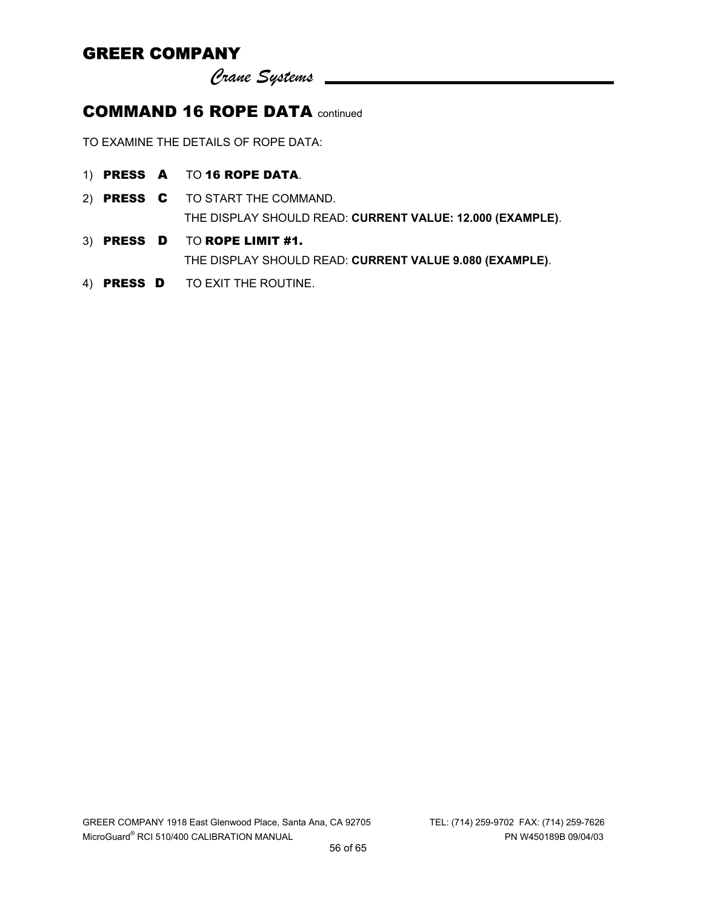## COMMAND 16 ROPE DATA continued

TO EXAMINE THE DETAILS OF ROPE DATA:

1) **PRESS A** TO **16 ROPE DATA**.
2) **PRESS C** TO START THE COMMAND.
   THE DISPLAY SHOULD READ: **CURRENT VALUE: 12.000 (EXAMPLE)**.
3) **PRESS D** TO **ROPE LIMIT #1.**
   THE DISPLAY SHOULD READ: **CURRENT VALUE 9.080 (EXAMPLE)**.
4) **PRESS D** TO EXIT THE ROUTINE.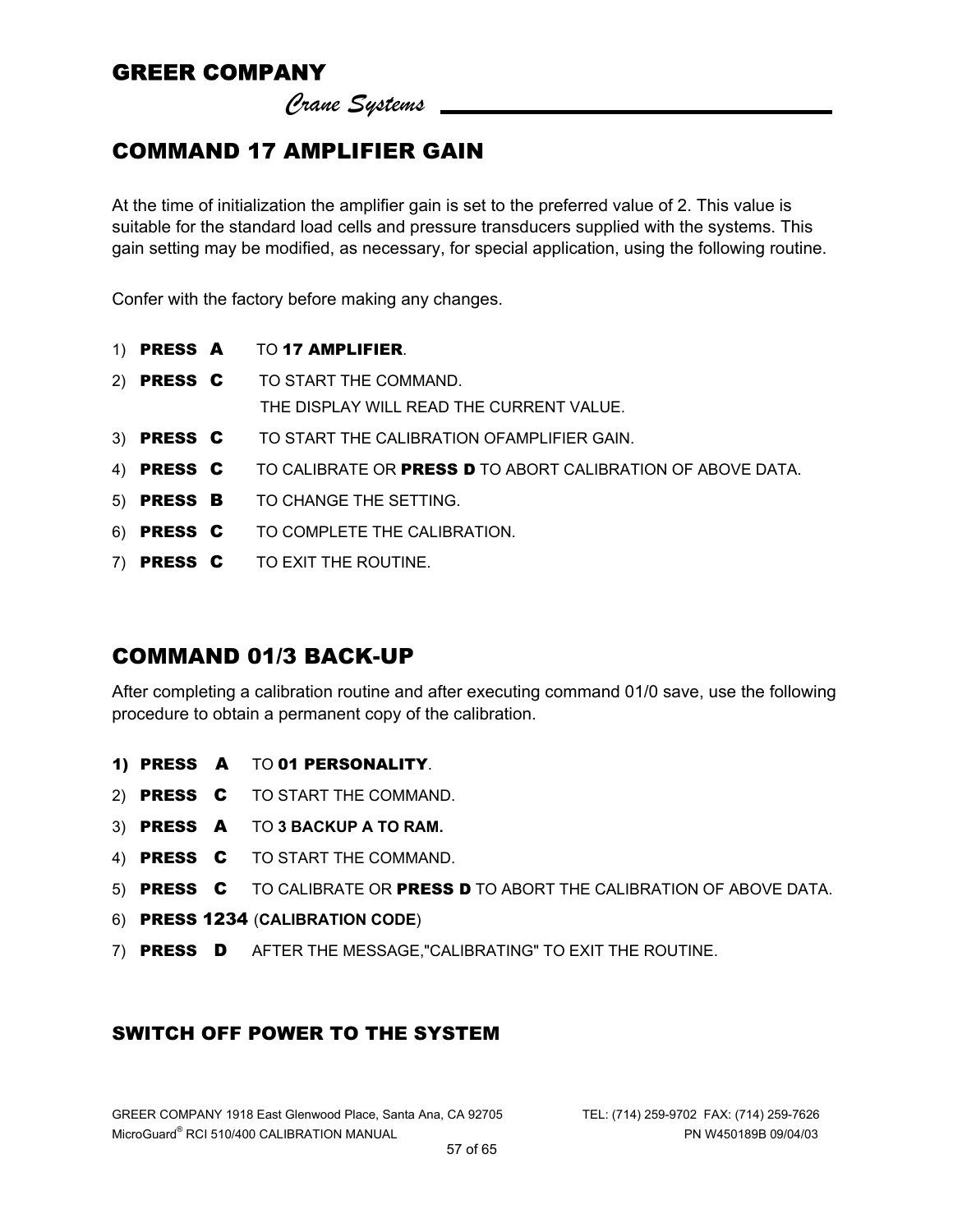## COMMAND 17 AMPLIFIER GAIN

At the time of initialization the amplifier gain is set to the preferred value of 2. This value is suitable for the standard load cells and pressure transducers supplied with the systems. This gain setting may be modified, as necessary, for special application, using the following routine.

Confer with the factory before making any changes.

1) **PRESS A** TO **17 AMPLIFIER**.
2) **PRESS C** TO START THE COMMAND.
   THE DISPLAY WILL READ THE CURRENT VALUE.
3) **PRESS C** TO START THE CALIBRATION OFAMPLIFIER GAIN.
4) **PRESS C** TO CALIBRATE OR **PRESS D** TO ABORT CALIBRATION OF ABOVE DATA.
5) **PRESS B** TO CHANGE THE SETTING.
6) **PRESS C** TO COMPLETE THE CALIBRATION.
7) **PRESS C** TO EXIT THE ROUTINE.

## COMMAND 01/3 BACK-UP

After completing a calibration routine and after executing command 01/0 save, use the following procedure to obtain a permanent copy of the calibration.

1) **PRESS A** TO **01 PERSONALITY**.
2) **PRESS C** TO START THE COMMAND.
3) **PRESS A** TO **3 BACKUP A TO RAM.**
4) **PRESS C** TO START THE COMMAND.
5) **PRESS C** TO CALIBRATE OR **PRESS D** TO ABORT THE CALIBRATION OF ABOVE DATA.
6) **PRESS 1234** (**CALIBRATION CODE**)
7) **PRESS D** AFTER THE MESSAGE,"CALIBRATING" TO EXIT THE ROUTINE.

## SWITCH OFF POWER TO THE SYSTEM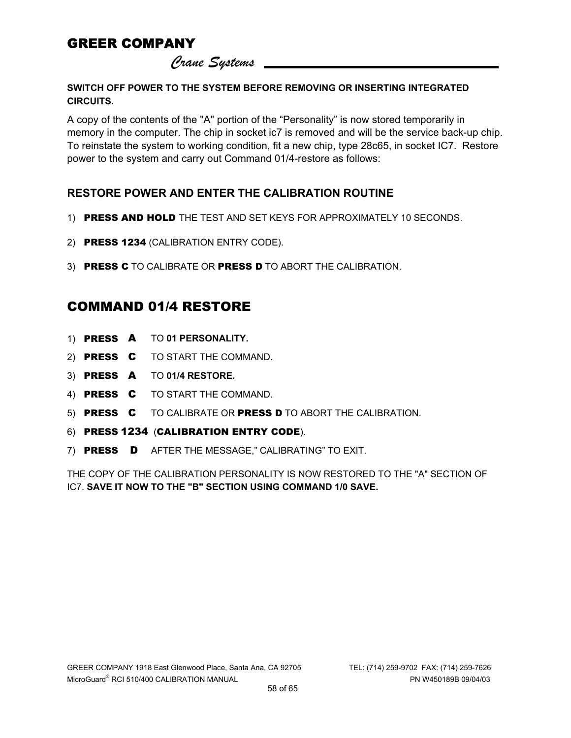**SWITCH OFF POWER TO THE SYSTEM BEFORE REMOVING OR INSERTING INTEGRATED CIRCUITS.**

A copy of the contents of the "A" portion of the “Personality” is now stored temporarily in memory in the computer. The chip in socket ic7 is removed and will be the service back-up chip. To reinstate the system to working condition, fit a new chip, type 28c65, in socket IC7. Restore power to the system and carry out Command 01/4-restore as follows:

## RESTORE POWER AND ENTER THE CALIBRATION ROUTINE

1) **PRESS AND HOLD** THE TEST AND SET KEYS FOR APPROXIMATELY 10 SECONDS.
2) **PRESS 1234** (CALIBRATION ENTRY CODE).
3) **PRESS C** TO CALIBRATE OR **PRESS D** TO ABORT THE CALIBRATION.

## COMMAND 01/4 RESTORE

1) **PRESS A** TO **01 PERSONALITY.**
2) **PRESS C** TO START THE COMMAND.
3) **PRESS A** TO **01/4 RESTORE.**
4) **PRESS C** TO START THE COMMAND.
5) **PRESS C** TO CALIBRATE OR **PRESS D** TO ABORT THE CALIBRATION.
6) **PRESS 1234** (**CALIBRATION ENTRY CODE**).
7) **PRESS D** AFTER THE MESSAGE,” CALIBRATING” TO EXIT.

THE COPY OF THE CALIBRATION PERSONALITY IS NOW RESTORED TO THE "A" SECTION OF IC7. **SAVE IT NOW TO THE "B" SECTION USING COMMAND 1/0 SAVE.**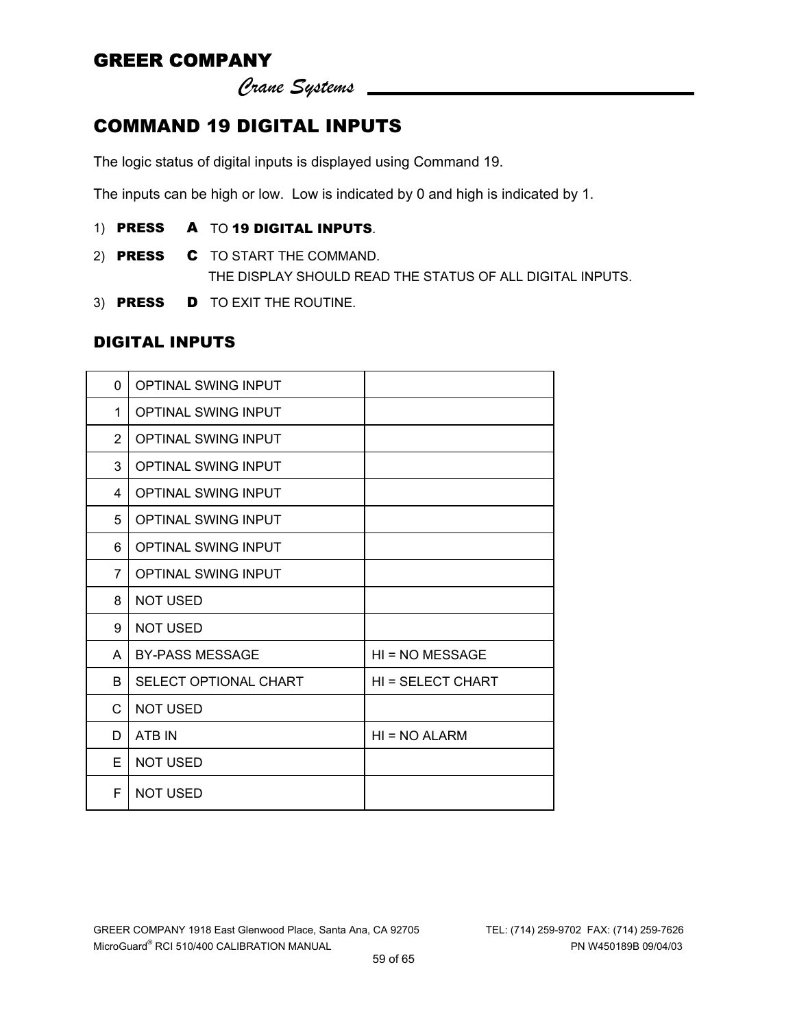## COMMAND 19 DIGITAL INPUTS

The logic status of digital inputs is displayed using Command 19.

The inputs can be high or low. Low is indicated by 0 and high is indicated by 1.

1) **PRESS** **A** TO **19 DIGITAL INPUTS**.
2) **PRESS** **C** TO START THE COMMAND.
   THE DISPLAY SHOULD READ THE STATUS OF ALL DIGITAL INPUTS.
3) **PRESS** **D** TO EXIT THE ROUTINE.

### DIGITAL INPUTS

| | | |
|---|---|---|
| 0 | OPTINAL SWING INPUT | |
| 1 | OPTINAL SWING INPUT | |
| 2 | OPTINAL SWING INPUT | |
| 3 | OPTINAL SWING INPUT | |
| 4 | OPTINAL SWING INPUT | |
| 5 | OPTINAL SWING INPUT | |
| 6 | OPTINAL SWING INPUT | |
| 7 | OPTINAL SWING INPUT | |
| 8 | NOT USED | |
| 9 | NOT USED | |
| A | BY-PASS MESSAGE | HI = NO MESSAGE |
| B | SELECT OPTIONAL CHART | HI = SELECT CHART |
| C | NOT USED | |
| D | ATB IN | HI = NO ALARM |
| E | NOT USED | |
| F | NOT USED | |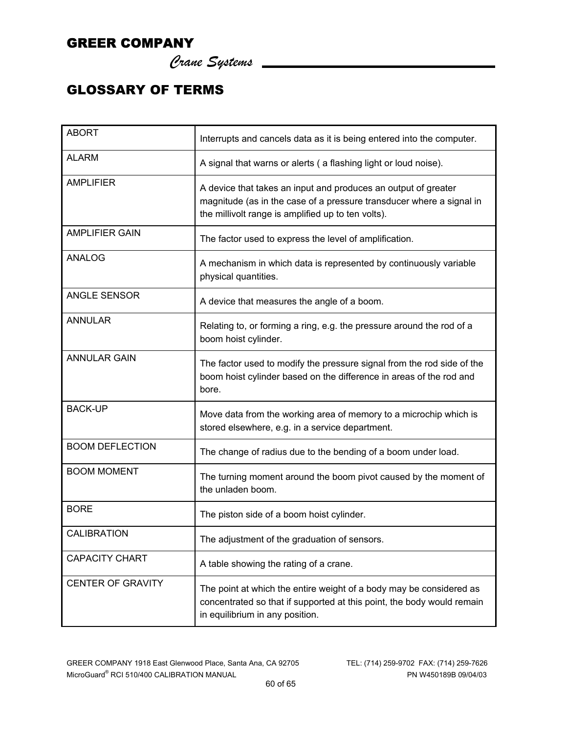# GLOSSARY OF TERMS

| | |
|---|---|
| ABORT | Interrupts and cancels data as it is being entered into the computer. |
| ALARM | A signal that warns or alerts ( a flashing light or loud noise). |
| AMPLIFIER | A device that takes an input and produces an output of greater magnitude (as in the case of a pressure transducer where a signal in the millivolt range is amplified up to ten volts). |
| AMPLIFIER GAIN | The factor used to express the level of amplification. |
| ANALOG | A mechanism in which data is represented by continuously variable physical quantities. |
| ANGLE SENSOR | A device that measures the angle of a boom. |
| ANNULAR | Relating to, or forming a ring, e.g. the pressure around the rod of a boom hoist cylinder. |
| ANNULAR GAIN | The factor used to modify the pressure signal from the rod side of the boom hoist cylinder based on the difference in areas of the rod and bore. |
| BACK-UP | Move data from the working area of memory to a microchip which is stored elsewhere, e.g. in a service department. |
| BOOM DEFLECTION | The change of radius due to the bending of a boom under load. |
| BOOM MOMENT | The turning moment around the boom pivot caused by the moment of the unladen boom. |
| BORE | The piston side of a boom hoist cylinder. |
| CALIBRATION | The adjustment of the graduation of sensors. |
| CAPACITY CHART | A table showing the rating of a crane. |
| CENTER OF GRAVITY | The point at which the entire weight of a body may be considered as concentrated so that if supported at this point, the body would remain in equilibrium in any position. |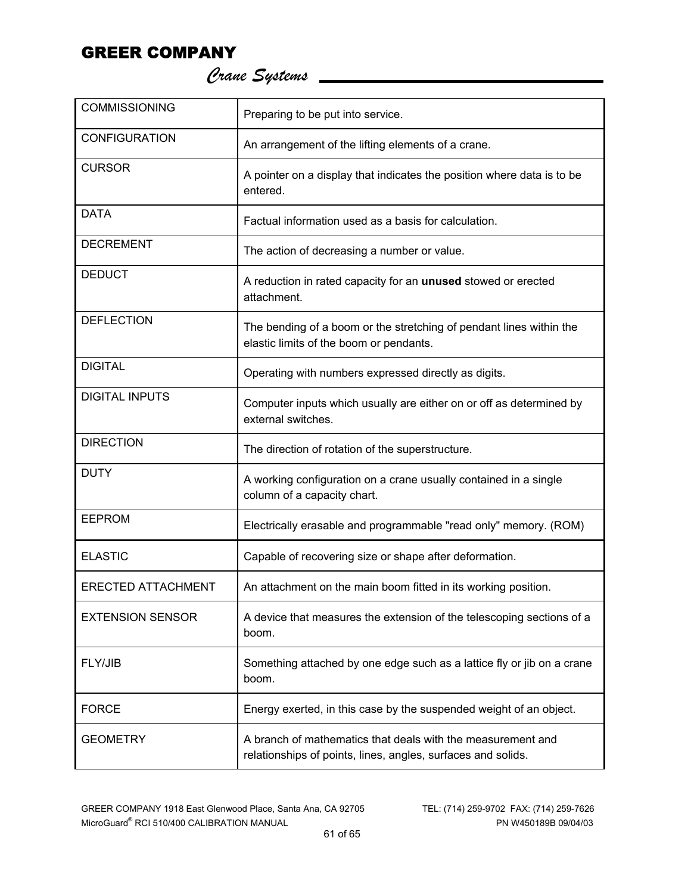| | |
|---|---|
| COMMISSIONING | Preparing to be put into service. |
| CONFIGURATION | An arrangement of the lifting elements of a crane. |
| CURSOR | A pointer on a display that indicates the position where data is to be entered. |
| DATA | Factual information used as a basis for calculation. |
| DECREMENT | The action of decreasing a number or value. |
| DEDUCT | A reduction in rated capacity for an **unused** stowed or erected attachment. |
| DEFLECTION | The bending of a boom or the stretching of pendant lines within the elastic limits of the boom or pendants. |
| DIGITAL | Operating with numbers expressed directly as digits. |
| DIGITAL INPUTS | Computer inputs which usually are either on or off as determined by external switches. |
| DIRECTION | The direction of rotation of the superstructure. |
| DUTY | A working configuration on a crane usually contained in a single column of a capacity chart. |
| EEPROM | Electrically erasable and programmable "read only" memory. (ROM) |
| ELASTIC | Capable of recovering size or shape after deformation. |
| ERECTED ATTACHMENT | An attachment on the main boom fitted in its working position. |
| EXTENSION SENSOR | A device that measures the extension of the telescoping sections of a boom. |
| FLY/JIB | Something attached by one edge such as a lattice fly or jib on a crane boom. |
| FORCE | Energy exerted, in this case by the suspended weight of an object. |
| GEOMETRY | A branch of mathematics that deals with the measurement and relationships of points, lines, angles, surfaces and solids. |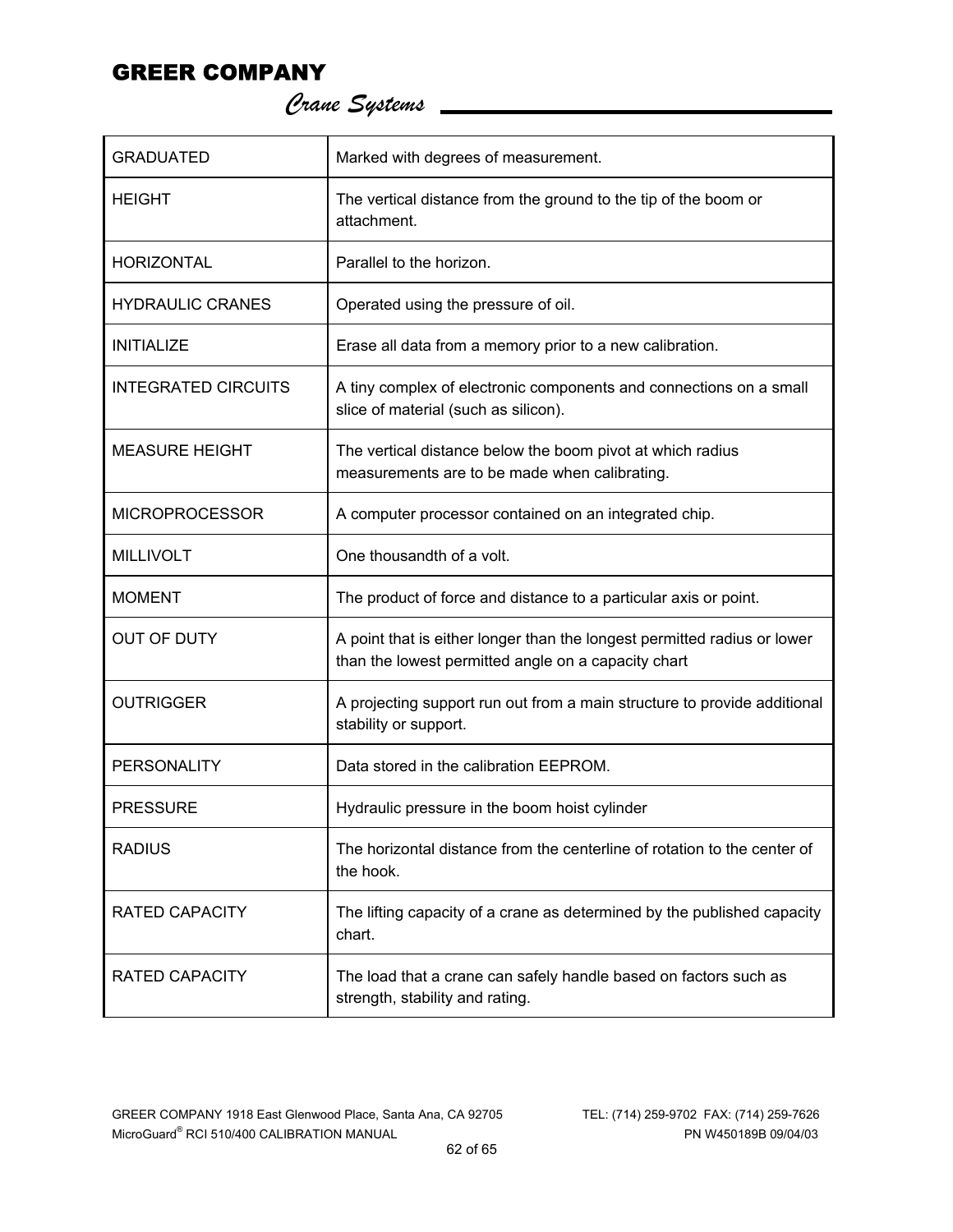| | |
|---|---|
| GRADUATED | Marked with degrees of measurement. |
| HEIGHT | The vertical distance from the ground to the tip of the boom or attachment. |
| HORIZONTAL | Parallel to the horizon. |
| HYDRAULIC CRANES | Operated using the pressure of oil. |
| INITIALIZE | Erase all data from a memory prior to a new calibration. |
| INTEGRATED CIRCUITS | A tiny complex of electronic components and connections on a small slice of material (such as silicon). |
| MEASURE HEIGHT | The vertical distance below the boom pivot at which radius measurements are to be made when calibrating. |
| MICROPROCESSOR | A computer processor contained on an integrated chip. |
| MILLIVOLT | One thousandth of a volt. |
| MOMENT | The product of force and distance to a particular axis or point. |
| OUT OF DUTY | A point that is either longer than the longest permitted radius or lower than the lowest permitted angle on a capacity chart |
| OUTRIGGER | A projecting support run out from a main structure to provide additional stability or support. |
| PERSONALITY | Data stored in the calibration EEPROM. |
| PRESSURE | Hydraulic pressure in the boom hoist cylinder |
| RADIUS | The horizontal distance from the centerline of rotation to the center of the hook. |
| RATED CAPACITY | The lifting capacity of a crane as determined by the published capacity chart. |
| RATED CAPACITY | The load that a crane can safely handle based on factors such as strength, stability and rating. |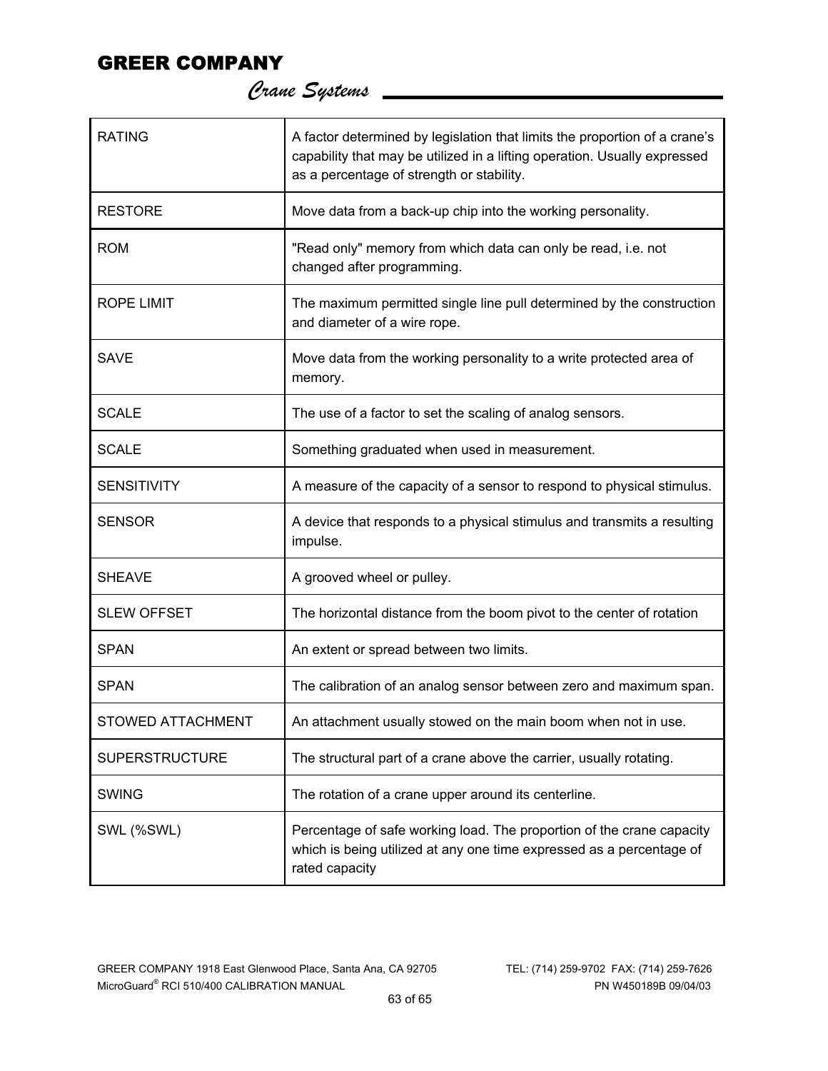| | |
|---|---|
| RATING | A factor determined by legislation that limits the proportion of a crane’s capability that may be utilized in a lifting operation. Usually expressed as a percentage of strength or stability. |
| RESTORE | Move data from a back-up chip into the working personality. |
| ROM | "Read only" memory from which data can only be read, i.e. not changed after programming. |
| ROPE LIMIT | The maximum permitted single line pull determined by the construction and diameter of a wire rope. |
| SAVE | Move data from the working personality to a write protected area of memory. |
| SCALE | The use of a factor to set the scaling of analog sensors. |
| SCALE | Something graduated when used in measurement. |
| SENSITIVITY | A measure of the capacity of a sensor to respond to physical stimulus. |
| SENSOR | A device that responds to a physical stimulus and transmits a resulting impulse. |
| SHEAVE | A grooved wheel or pulley. |
| SLEW OFFSET | The horizontal distance from the boom pivot to the center of rotation |
| SPAN | An extent or spread between two limits. |
| SPAN | The calibration of an analog sensor between zero and maximum span. |
| STOWED ATTACHMENT | An attachment usually stowed on the main boom when not in use. |
| SUPERSTRUCTURE | The structural part of a crane above the carrier, usually rotating. |
| SWING | The rotation of a crane upper around its centerline. |
| SWL (%SWL) | Percentage of safe working load. The proportion of the crane capacity which is being utilized at any one time expressed as a percentage of rated capacity |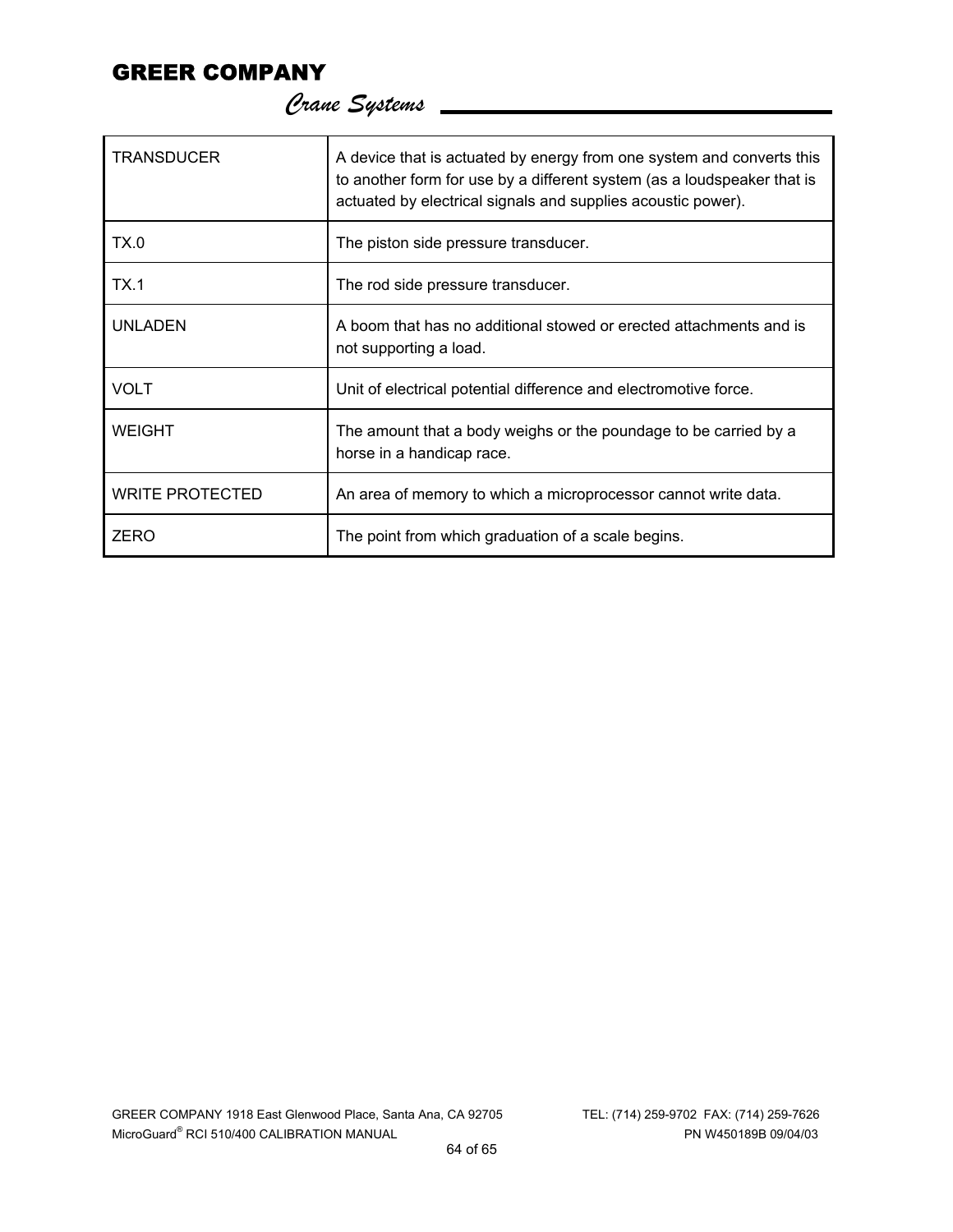| TRANSDUCER | A device that is actuated by energy from one system and converts this to another form for use by a different system (as a loudspeaker that is actuated by electrical signals and supplies acoustic power). |
|---|---|
| TX.0 | The piston side pressure transducer. |
| TX.1 | The rod side pressure transducer. |
| UNLADEN | A boom that has no additional stowed or erected attachments and is not supporting a load. |
| VOLT | Unit of electrical potential difference and electromotive force. |
| WEIGHT | The amount that a body weighs or the poundage to be carried by a horse in a handicap race. |
| WRITE PROTECTED | An area of memory to which a microprocessor cannot write data. |
| ZERO | The point from which graduation of a scale begins. |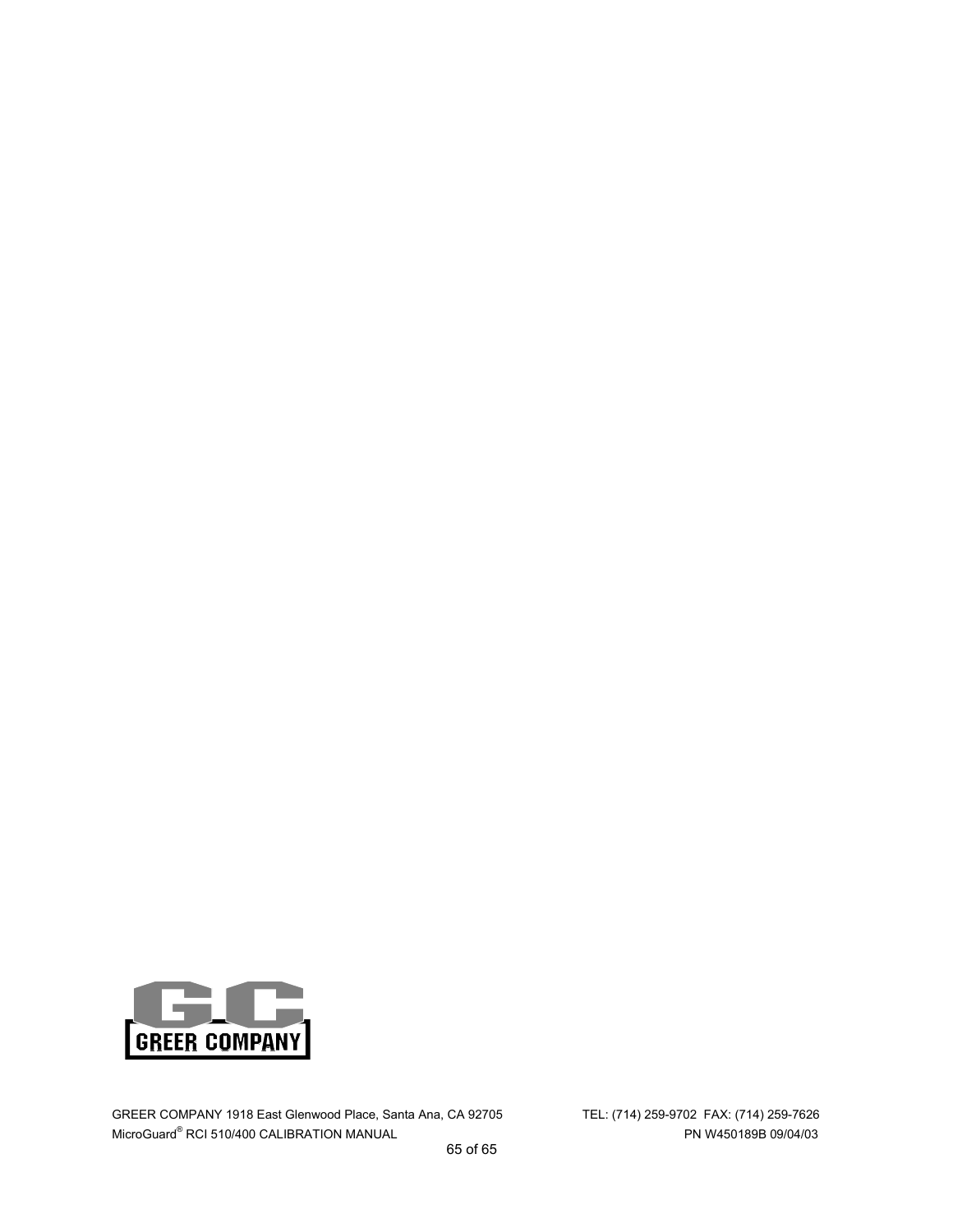GREER COMPANY